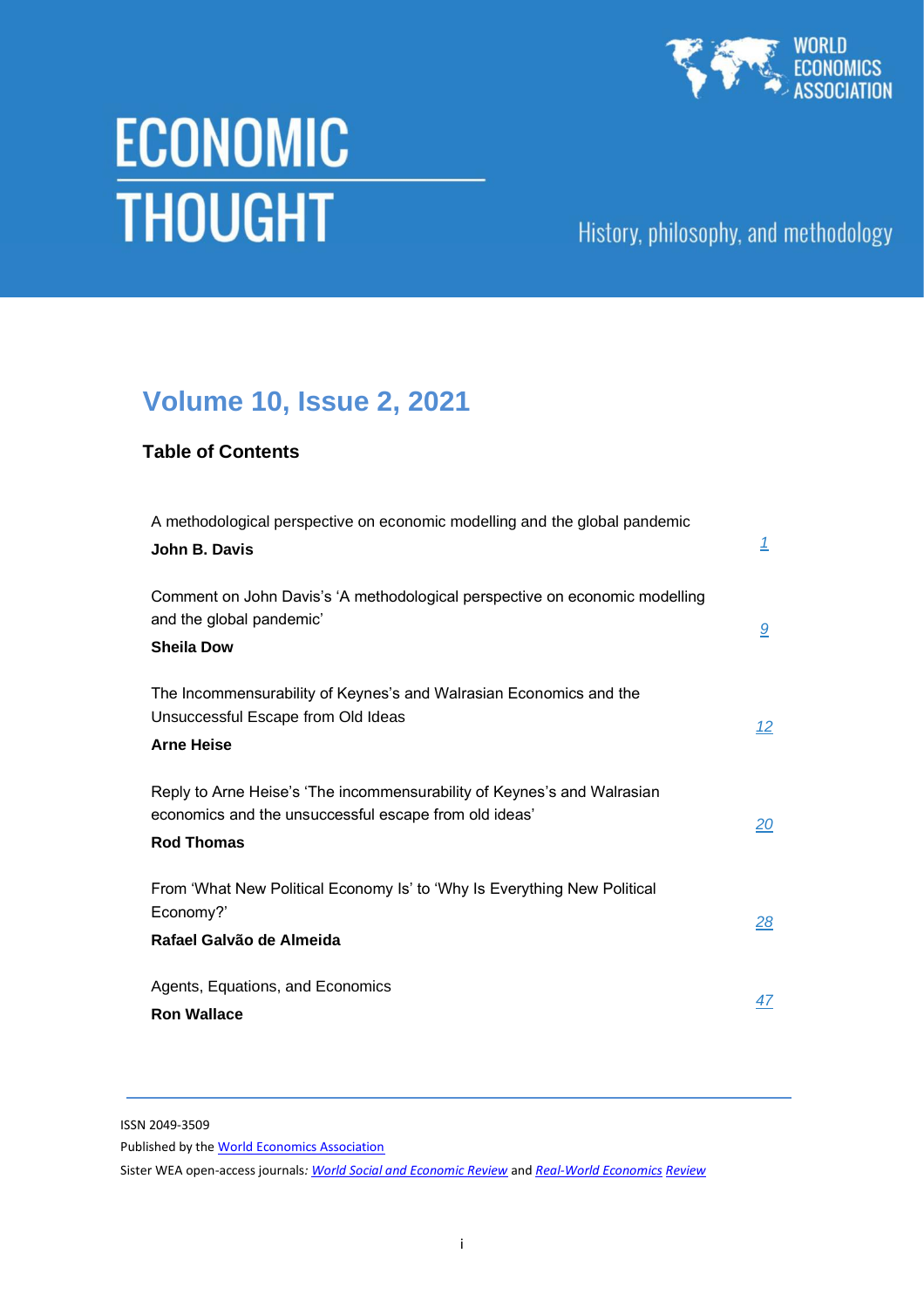# ECONOMIC THOUGHT

WORLD ECONOMICS ASSOCIATION

History, philosophy, and methodology

## Volume 10, Issue 2, 2021

### Table of Contents

| | |
|---|---|
| A methodological perspective on economic modelling and the global pandemic<br>**John B. Davis** | 1 |
| Comment on John Davis's 'A methodological perspective on economic modelling and the global pandemic'<br>**Sheila Dow** | 9 |
| The Incommensurability of Keynes's and Walrasian Economics and the Unsuccessful Escape from Old Ideas<br>**Arne Heise** | 12 |
| Reply to Arne Heise's 'The incommensurability of Keynes's and Walrasian economics and the unsuccessful escape from old ideas'<br>**Rod Thomas** | 20 |
| From 'What New Political Economy Is' to 'Why Is Everything New Political Economy?'<br>**Rafael Galvão de Almeida** | 28 |
| Agents, Equations, and Economics<br>**Ron Wallace** | 47 |

ISSN 2049-3509

Published by the World Economics Association

Sister WEA open-access journals: *World Social and Economic Review* and *Real-World Economics Review*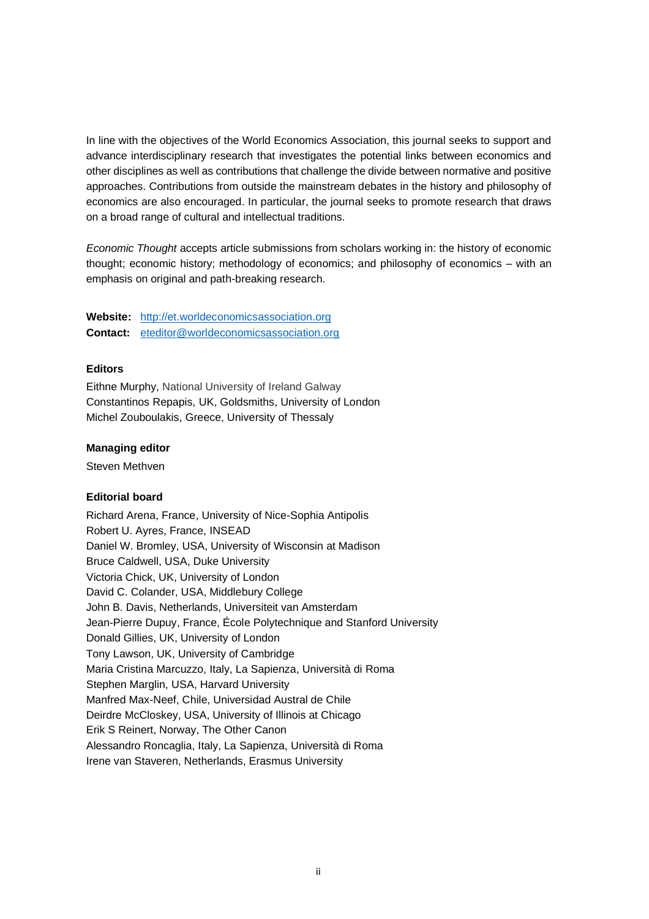In line with the objectives of the World Economics Association, this journal seeks to support and advance interdisciplinary research that investigates the potential links between economics and other disciplines as well as contributions that challenge the divide between normative and positive approaches. Contributions from outside the mainstream debates in the history and philosophy of economics are also encouraged. In particular, the journal seeks to promote research that draws on a broad range of cultural and intellectual traditions.

*Economic Thought* accepts article submissions from scholars working in: the history of economic thought; economic history; methodology of economics; and philosophy of economics – with an emphasis on original and path-breaking research.

**Website:** [http://et.worldeconomicsassociation.org](http://et.worldeconomicsassociation.org)
**Contact:** [eteditor@worldeconomicsassociation.org](mailto:eteditor@worldeconomicsassociation.org)

**Editors**

Eithne Murphy, National University of Ireland Galway
Constantinos Repapis, UK, Goldsmiths, University of London
Michel Zouboulakis, Greece, University of Thessaly

**Managing editor**

Steven Methven

**Editorial board**

Richard Arena, France, University of Nice-Sophia Antipolis
Robert U. Ayres, France, INSEAD
Daniel W. Bromley, USA, University of Wisconsin at Madison
Bruce Caldwell, USA, Duke University
Victoria Chick, UK, University of London
David C. Colander, USA, Middlebury College
John B. Davis, Netherlands, Universiteit van Amsterdam
Jean-Pierre Dupuy, France, École Polytechnique and Stanford University
Donald Gillies, UK, University of London
Tony Lawson, UK, University of Cambridge
Maria Cristina Marcuzzo, Italy, La Sapienza, Università di Roma
Stephen Marglin, USA, Harvard University
Manfred Max-Neef, Chile, Universidad Austral de Chile
Deirdre McCloskey, USA, University of Illinois at Chicago
Erik S Reinert, Norway, The Other Canon
Alessandro Roncaglia, Italy, La Sapienza, Università di Roma
Irene van Staveren, Netherlands, Erasmus University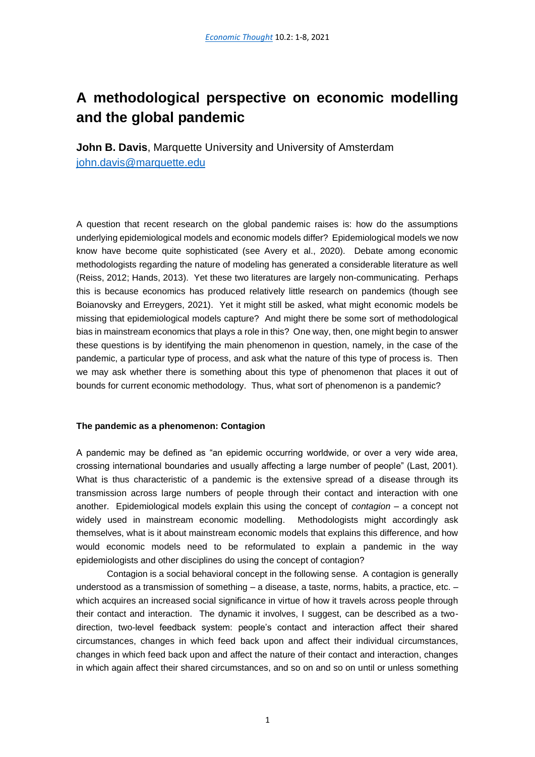# A methodological perspective on economic modelling and the global pandemic

**John B. Davis**, Marquette University and University of Amsterdam
john.davis@marquette.edu

A question that recent research on the global pandemic raises is: how do the assumptions underlying epidemiological models and economic models differ? Epidemiological models we now know have become quite sophisticated (see Avery et al., 2020). Debate among economic methodologists regarding the nature of modeling has generated a considerable literature as well (Reiss, 2012; Hands, 2013). Yet these two literatures are largely non-communicating. Perhaps this is because economics has produced relatively little research on pandemics (though see Boianovsky and Erreygers, 2021). Yet it might still be asked, what might economic models be missing that epidemiological models capture? And might there be some sort of methodological bias in mainstream economics that plays a role in this? One way, then, one might begin to answer these questions is by identifying the main phenomenon in question, namely, in the case of the pandemic, a particular type of process, and ask what the nature of this type of process is. Then we may ask whether there is something about this type of phenomenon that places it out of bounds for current economic methodology. Thus, what sort of phenomenon is a pandemic?

### The pandemic as a phenomenon: Contagion

A pandemic may be defined as "an epidemic occurring worldwide, or over a very wide area, crossing international boundaries and usually affecting a large number of people" (Last, 2001). What is thus characteristic of a pandemic is the extensive spread of a disease through its transmission across large numbers of people through their contact and interaction with one another. Epidemiological models explain this using the concept of *contagion* – a concept not widely used in mainstream economic modelling. Methodologists might accordingly ask themselves, what is it about mainstream economic models that explains this difference, and how would economic models need to be reformulated to explain a pandemic in the way epidemiologists and other disciplines do using the concept of contagion?

Contagion is a social behavioral concept in the following sense. A contagion is generally understood as a transmission of something – a disease, a taste, norms, habits, a practice, etc. – which acquires an increased social significance in virtue of how it travels across people through their contact and interaction. The dynamic it involves, I suggest, can be described as a two-direction, two-level feedback system: people's contact and interaction affect their shared circumstances, changes in which feed back upon and affect their individual circumstances, changes in which feed back upon and affect the nature of their contact and interaction, changes in which again affect their shared circumstances, and so on and so on until or unless something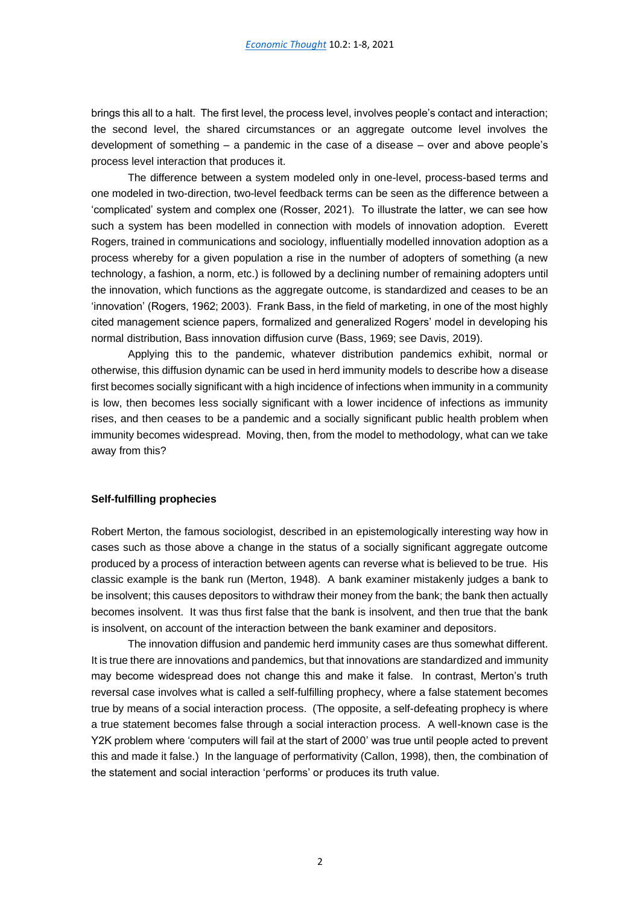brings this all to a halt. The first level, the process level, involves people's contact and interaction; the second level, the shared circumstances or an aggregate outcome level involves the development of something – a pandemic in the case of a disease – over and above people's process level interaction that produces it.

The difference between a system modeled only in one-level, process-based terms and one modeled in two-direction, two-level feedback terms can be seen as the difference between a 'complicated' system and complex one (Rosser, 2021). To illustrate the latter, we can see how such a system has been modelled in connection with models of innovation adoption. Everett Rogers, trained in communications and sociology, influentially modelled innovation adoption as a process whereby for a given population a rise in the number of adopters of something (a new technology, a fashion, a norm, etc.) is followed by a declining number of remaining adopters until the innovation, which functions as the aggregate outcome, is standardized and ceases to be an 'innovation' (Rogers, 1962; 2003). Frank Bass, in the field of marketing, in one of the most highly cited management science papers, formalized and generalized Rogers' model in developing his normal distribution, Bass innovation diffusion curve (Bass, 1969; see Davis, 2019).

Applying this to the pandemic, whatever distribution pandemics exhibit, normal or otherwise, this diffusion dynamic can be used in herd immunity models to describe how a disease first becomes socially significant with a high incidence of infections when immunity in a community is low, then becomes less socially significant with a lower incidence of infections as immunity rises, and then ceases to be a pandemic and a socially significant public health problem when immunity becomes widespread. Moving, then, from the model to methodology, what can we take away from this?

### Self-fulfilling prophecies

Robert Merton, the famous sociologist, described in an epistemologically interesting way how in cases such as those above a change in the status of a socially significant aggregate outcome produced by a process of interaction between agents can reverse what is believed to be true. His classic example is the bank run (Merton, 1948). A bank examiner mistakenly judges a bank to be insolvent; this causes depositors to withdraw their money from the bank; the bank then actually becomes insolvent. It was thus first false that the bank is insolvent, and then true that the bank is insolvent, on account of the interaction between the bank examiner and depositors.

The innovation diffusion and pandemic herd immunity cases are thus somewhat different. It is true there are innovations and pandemics, but that innovations are standardized and immunity may become widespread does not change this and make it false. In contrast, Merton's truth reversal case involves what is called a self-fulfilling prophecy, where a false statement becomes true by means of a social interaction process. (The opposite, a self-defeating prophecy is where a true statement becomes false through a social interaction process. A well-known case is the Y2K problem where 'computers will fail at the start of 2000' was true until people acted to prevent this and made it false.) In the language of performativity (Callon, 1998), then, the combination of the statement and social interaction 'performs' or produces its truth value.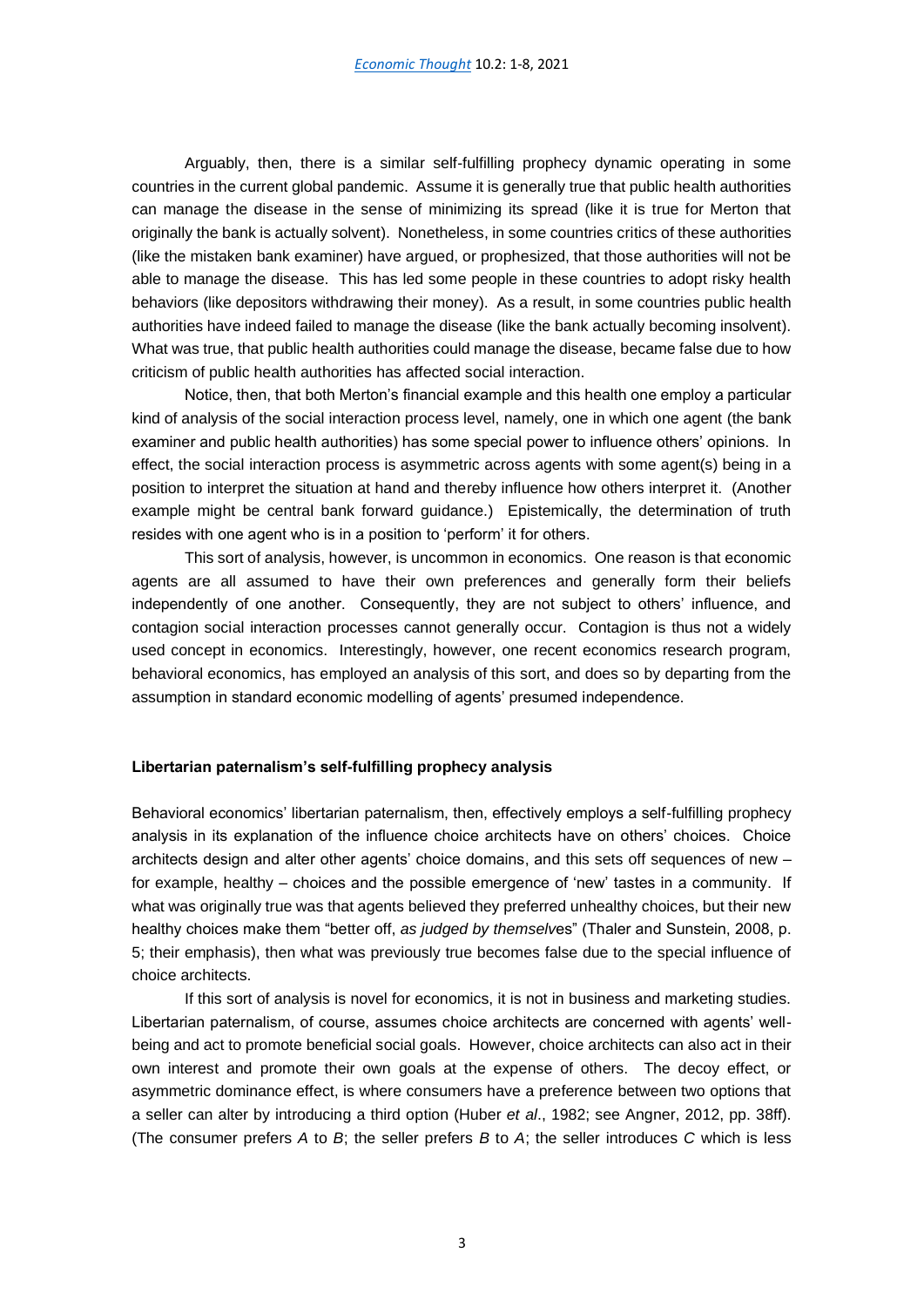Arguably, then, there is a similar self-fulfilling prophecy dynamic operating in some countries in the current global pandemic. Assume it is generally true that public health authorities can manage the disease in the sense of minimizing its spread (like it is true for Merton that originally the bank is actually solvent). Nonetheless, in some countries critics of these authorities (like the mistaken bank examiner) have argued, or prophesized, that those authorities will not be able to manage the disease. This has led some people in these countries to adopt risky health behaviors (like depositors withdrawing their money). As a result, in some countries public health authorities have indeed failed to manage the disease (like the bank actually becoming insolvent). What was true, that public health authorities could manage the disease, became false due to how criticism of public health authorities has affected social interaction.

Notice, then, that both Merton's financial example and this health one employ a particular kind of analysis of the social interaction process level, namely, one in which one agent (the bank examiner and public health authorities) has some special power to influence others' opinions. In effect, the social interaction process is asymmetric across agents with some agent(s) being in a position to interpret the situation at hand and thereby influence how others interpret it. (Another example might be central bank forward guidance.) Epistemically, the determination of truth resides with one agent who is in a position to 'perform' it for others.

This sort of analysis, however, is uncommon in economics. One reason is that economic agents are all assumed to have their own preferences and generally form their beliefs independently of one another. Consequently, they are not subject to others' influence, and contagion social interaction processes cannot generally occur. Contagion is thus not a widely used concept in economics. Interestingly, however, one recent economics research program, behavioral economics, has employed an analysis of this sort, and does so by departing from the assumption in standard economic modelling of agents' presumed independence.

### Libertarian paternalism's self-fulfilling prophecy analysis

Behavioral economics' libertarian paternalism, then, effectively employs a self-fulfilling prophecy analysis in its explanation of the influence choice architects have on others' choices. Choice architects design and alter other agents' choice domains, and this sets off sequences of new – for example, healthy – choices and the possible emergence of 'new' tastes in a community. If what was originally true was that agents believed they preferred unhealthy choices, but their new healthy choices make them "better off, *as judged by themselves*" (Thaler and Sunstein, 2008, p. 5; their emphasis), then what was previously true becomes false due to the special influence of choice architects.

If this sort of analysis is novel for economics, it is not in business and marketing studies. Libertarian paternalism, of course, assumes choice architects are concerned with agents' well-being and act to promote beneficial social goals. However, choice architects can also act in their own interest and promote their own goals at the expense of others. The decoy effect, or asymmetric dominance effect, is where consumers have a preference between two options that a seller can alter by introducing a third option (Huber *et al*., 1982; see Angner, 2012, pp. 38ff). (The consumer prefers *A* to *B*; the seller prefers *B* to *A*; the seller introduces *C* which is less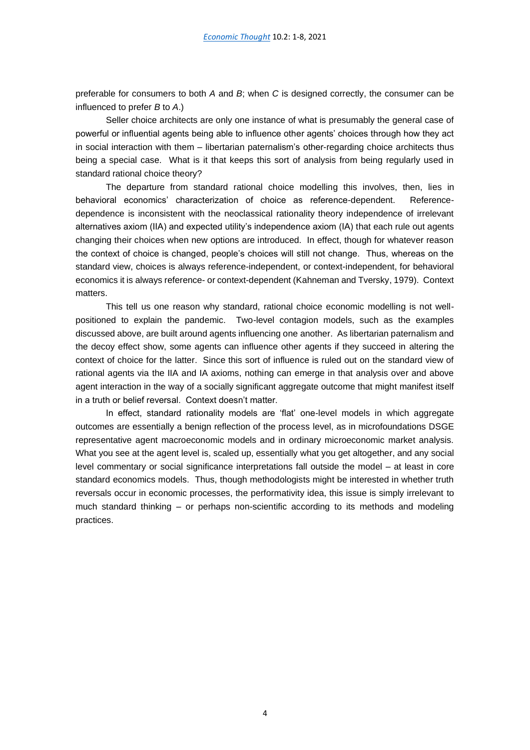preferable for consumers to both *A* and *B*; when *C* is designed correctly, the consumer can be influenced to prefer *B* to *A*.)

Seller choice architects are only one instance of what is presumably the general case of powerful or influential agents being able to influence other agents' choices through how they act in social interaction with them – libertarian paternalism's other-regarding choice architects thus being a special case. What is it that keeps this sort of analysis from being regularly used in standard rational choice theory?

The departure from standard rational choice modelling this involves, then, lies in behavioral economics' characterization of choice as reference-dependent. Reference-dependence is inconsistent with the neoclassical rationality theory independence of irrelevant alternatives axiom (IIA) and expected utility's independence axiom (IA) that each rule out agents changing their choices when new options are introduced. In effect, though for whatever reason the context of choice is changed, people's choices will still not change. Thus, whereas on the standard view, choices is always reference-independent, or context-independent, for behavioral economics it is always reference- or context-dependent (Kahneman and Tversky, 1979). Context matters.

This tell us one reason why standard, rational choice economic modelling is not well-positioned to explain the pandemic. Two-level contagion models, such as the examples discussed above, are built around agents influencing one another. As libertarian paternalism and the decoy effect show, some agents can influence other agents if they succeed in altering the context of choice for the latter. Since this sort of influence is ruled out on the standard view of rational agents via the IIA and IA axioms, nothing can emerge in that analysis over and above agent interaction in the way of a socially significant aggregate outcome that might manifest itself in a truth or belief reversal. Context doesn't matter.

In effect, standard rationality models are 'flat' one-level models in which aggregate outcomes are essentially a benign reflection of the process level, as in microfoundations DSGE representative agent macroeconomic models and in ordinary microeconomic market analysis. What you see at the agent level is, scaled up, essentially what you get altogether, and any social level commentary or social significance interpretations fall outside the model – at least in core standard economics models. Thus, though methodologists might be interested in whether truth reversals occur in economic processes, the performativity idea, this issue is simply irrelevant to much standard thinking – or perhaps non-scientific according to its methods and modeling practices.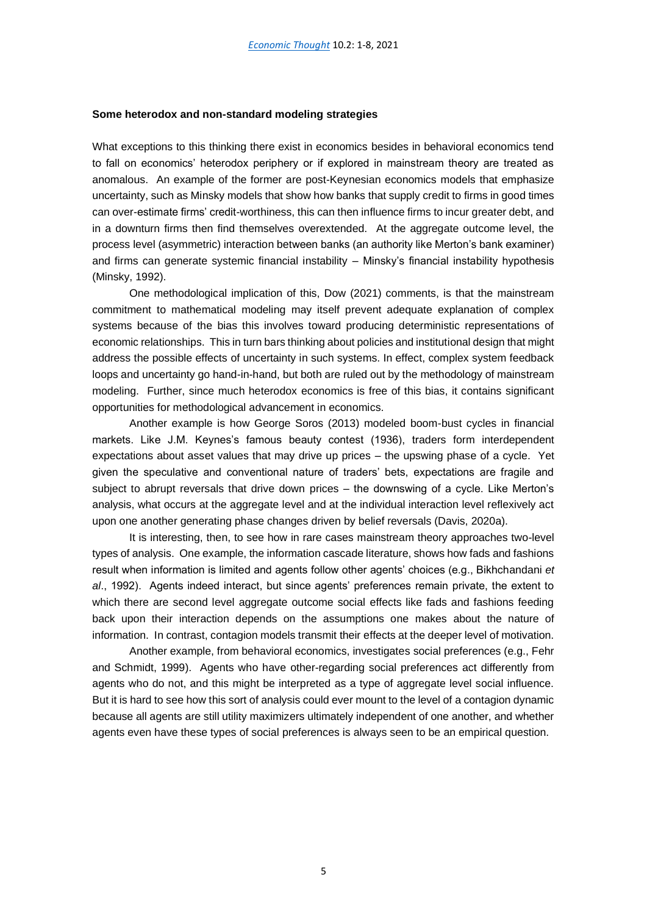### Some heterodox and non-standard modeling strategies

What exceptions to this thinking there exist in economics besides in behavioral economics tend to fall on economics' heterodox periphery or if explored in mainstream theory are treated as anomalous. An example of the former are post-Keynesian economics models that emphasize uncertainty, such as Minsky models that show how banks that supply credit to firms in good times can over-estimate firms' credit-worthiness, this can then influence firms to incur greater debt, and in a downturn firms then find themselves overextended. At the aggregate outcome level, the process level (asymmetric) interaction between banks (an authority like Merton's bank examiner) and firms can generate systemic financial instability – Minsky's financial instability hypothesis (Minsky, 1992).

One methodological implication of this, Dow (2021) comments, is that the mainstream commitment to mathematical modeling may itself prevent adequate explanation of complex systems because of the bias this involves toward producing deterministic representations of economic relationships. This in turn bars thinking about policies and institutional design that might address the possible effects of uncertainty in such systems. In effect, complex system feedback loops and uncertainty go hand-in-hand, but both are ruled out by the methodology of mainstream modeling. Further, since much heterodox economics is free of this bias, it contains significant opportunities for methodological advancement in economics.

Another example is how George Soros (2013) modeled boom-bust cycles in financial markets. Like J.M. Keynes's famous beauty contest (1936), traders form interdependent expectations about asset values that may drive up prices – the upswing phase of a cycle. Yet given the speculative and conventional nature of traders' bets, expectations are fragile and subject to abrupt reversals that drive down prices – the downswing of a cycle. Like Merton's analysis, what occurs at the aggregate level and at the individual interaction level reflexively act upon one another generating phase changes driven by belief reversals (Davis, 2020a).

It is interesting, then, to see how in rare cases mainstream theory approaches two-level types of analysis. One example, the information cascade literature, shows how fads and fashions result when information is limited and agents follow other agents' choices (e.g., Bikhchandani *et al*., 1992). Agents indeed interact, but since agents' preferences remain private, the extent to which there are second level aggregate outcome social effects like fads and fashions feeding back upon their interaction depends on the assumptions one makes about the nature of information. In contrast, contagion models transmit their effects at the deeper level of motivation.

Another example, from behavioral economics, investigates social preferences (e.g., Fehr and Schmidt, 1999). Agents who have other-regarding social preferences act differently from agents who do not, and this might be interpreted as a type of aggregate level social influence. But it is hard to see how this sort of analysis could ever mount to the level of a contagion dynamic because all agents are still utility maximizers ultimately independent of one another, and whether agents even have these types of social preferences is always seen to be an empirical question.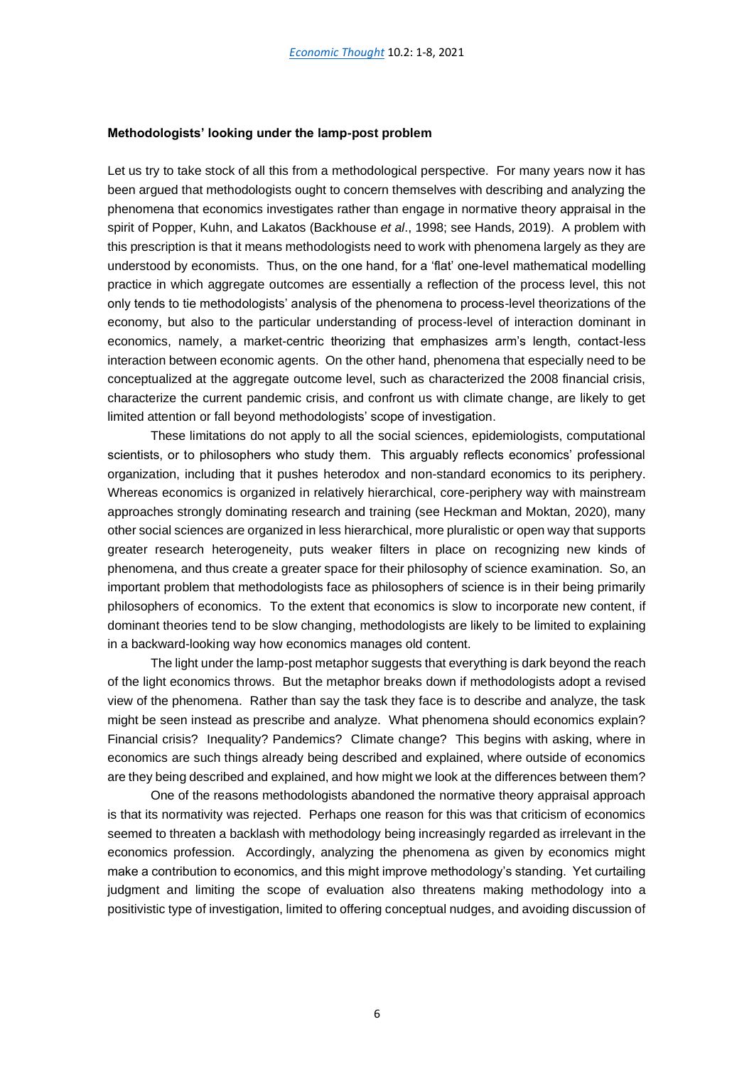**Methodologists' looking under the lamp-post problem**

Let us try to take stock of all this from a methodological perspective. For many years now it has been argued that methodologists ought to concern themselves with describing and analyzing the phenomena that economics investigates rather than engage in normative theory appraisal in the spirit of Popper, Kuhn, and Lakatos (Backhouse *et al*., 1998; see Hands, 2019). A problem with this prescription is that it means methodologists need to work with phenomena largely as they are understood by economists. Thus, on the one hand, for a 'flat' one-level mathematical modelling practice in which aggregate outcomes are essentially a reflection of the process level, this not only tends to tie methodologists' analysis of the phenomena to process-level theorizations of the economy, but also to the particular understanding of process-level of interaction dominant in economics, namely, a market-centric theorizing that emphasizes arm's length, contact-less interaction between economic agents. On the other hand, phenomena that especially need to be conceptualized at the aggregate outcome level, such as characterized the 2008 financial crisis, characterize the current pandemic crisis, and confront us with climate change, are likely to get limited attention or fall beyond methodologists' scope of investigation.

These limitations do not apply to all the social sciences, epidemiologists, computational scientists, or to philosophers who study them. This arguably reflects economics' professional organization, including that it pushes heterodox and non-standard economics to its periphery. Whereas economics is organized in relatively hierarchical, core-periphery way with mainstream approaches strongly dominating research and training (see Heckman and Moktan, 2020), many other social sciences are organized in less hierarchical, more pluralistic or open way that supports greater research heterogeneity, puts weaker filters in place on recognizing new kinds of phenomena, and thus create a greater space for their philosophy of science examination. So, an important problem that methodologists face as philosophers of science is in their being primarily philosophers of economics. To the extent that economics is slow to incorporate new content, if dominant theories tend to be slow changing, methodologists are likely to be limited to explaining in a backward-looking way how economics manages old content.

The light under the lamp-post metaphor suggests that everything is dark beyond the reach of the light economics throws. But the metaphor breaks down if methodologists adopt a revised view of the phenomena. Rather than say the task they face is to describe and analyze, the task might be seen instead as prescribe and analyze. What phenomena should economics explain? Financial crisis? Inequality? Pandemics? Climate change? This begins with asking, where in economics are such things already being described and explained, where outside of economics are they being described and explained, and how might we look at the differences between them?

One of the reasons methodologists abandoned the normative theory appraisal approach is that its normativity was rejected. Perhaps one reason for this was that criticism of economics seemed to threaten a backlash with methodology being increasingly regarded as irrelevant in the economics profession. Accordingly, analyzing the phenomena as given by economics might make a contribution to economics, and this might improve methodology's standing. Yet curtailing judgment and limiting the scope of evaluation also threatens making methodology into a positivistic type of investigation, limited to offering conceptual nudges, and avoiding discussion of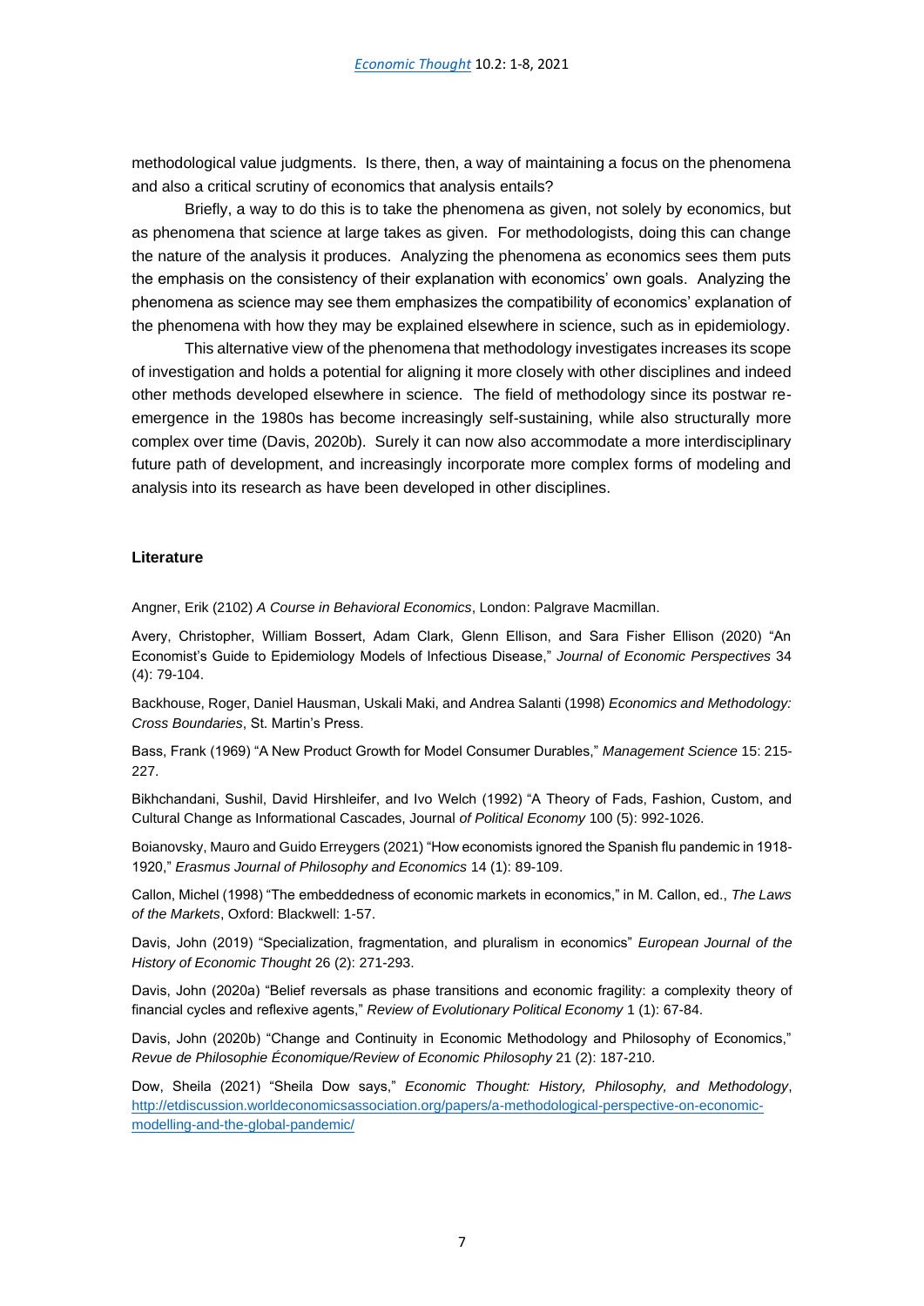methodological value judgments. Is there, then, a way of maintaining a focus on the phenomena and also a critical scrutiny of economics that analysis entails?

Briefly, a way to do this is to take the phenomena as given, not solely by economics, but as phenomena that science at large takes as given. For methodologists, doing this can change the nature of the analysis it produces. Analyzing the phenomena as economics sees them puts the emphasis on the consistency of their explanation with economics' own goals. Analyzing the phenomena as science may see them emphasizes the compatibility of economics' explanation of the phenomena with how they may be explained elsewhere in science, such as in epidemiology.

This alternative view of the phenomena that methodology investigates increases its scope of investigation and holds a potential for aligning it more closely with other disciplines and indeed other methods developed elsewhere in science. The field of methodology since its postwar re-emergence in the 1980s has become increasingly self-sustaining, while also structurally more complex over time (Davis, 2020b). Surely it can now also accommodate a more interdisciplinary future path of development, and increasingly incorporate more complex forms of modeling and analysis into its research as have been developed in other disciplines.

### Literature

Angner, Erik (2102) *A Course in Behavioral Economics*, London: Palgrave Macmillan.

Avery, Christopher, William Bossert, Adam Clark, Glenn Ellison, and Sara Fisher Ellison (2020) "An Economist's Guide to Epidemiology Models of Infectious Disease," *Journal of Economic Perspectives* 34 (4): 79-104.

Backhouse, Roger, Daniel Hausman, Uskali Maki, and Andrea Salanti (1998) *Economics and Methodology: Cross Boundaries*, St. Martin's Press.

Bass, Frank (1969) "A New Product Growth for Model Consumer Durables," *Management Science* 15: 215-227.

Bikhchandani, Sushil, David Hirshleifer, and Ivo Welch (1992) "A Theory of Fads, Fashion, Custom, and Cultural Change as Informational Cascades, Journal *of Political Economy* 100 (5): 992-1026.

Boianovsky, Mauro and Guido Erreygers (2021) "How economists ignored the Spanish flu pandemic in 1918-1920," *Erasmus Journal of Philosophy and Economics* 14 (1): 89-109.

Callon, Michel (1998) "The embeddedness of economic markets in economics," in M. Callon, ed., *The Laws of the Markets*, Oxford: Blackwell: 1-57.

Davis, John (2019) "Specialization, fragmentation, and pluralism in economics" *European Journal of the History of Economic Thought* 26 (2): 271-293.

Davis, John (2020a) "Belief reversals as phase transitions and economic fragility: a complexity theory of financial cycles and reflexive agents," *Review of Evolutionary Political Economy* 1 (1): 67-84.

Davis, John (2020b) "Change and Continuity in Economic Methodology and Philosophy of Economics," *Revue de Philosophie Économique/Review of Economic Philosophy* 21 (2): 187-210.

Dow, Sheila (2021) "Sheila Dow says," *Economic Thought: History, Philosophy, and Methodology*, http://etdiscussion.worldeconomicsassociation.org/papers/a-methodological-perspective-on-economic-modelling-and-the-global-pandemic/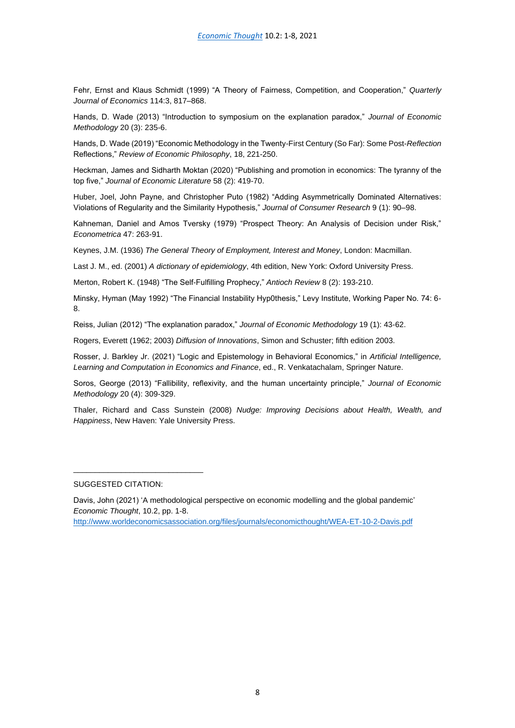Fehr, Ernst and Klaus Schmidt (1999) "A Theory of Fairness, Competition, and Cooperation," *Quarterly Journal of Economics* 114:3, 817–868.

Hands, D. Wade (2013) "Introduction to symposium on the explanation paradox," *Journal of Economic Methodology* 20 (3): 235-6.

Hands, D. Wade (2019) "Economic Methodology in the Twenty-First Century (So Far): Some Post-*Reflection* Reflections," *Review of Economic Philosophy*, 18, 221-250.

Heckman, James and Sidharth Moktan (2020) "Publishing and promotion in economics: The tyranny of the top five," *Journal of Economic Literature* 58 (2): 419-70.

Huber, Joel, John Payne, and Christopher Puto (1982) "Adding Asymmetrically Dominated Alternatives: Violations of Regularity and the Similarity Hypothesis," *Journal of Consumer Research* 9 (1): 90–98.

Kahneman, Daniel and Amos Tversky (1979) "Prospect Theory: An Analysis of Decision under Risk," *Econometrica* 47: 263-91.

Keynes, J.M. (1936) *The General Theory of Employment, Interest and Money*, London: Macmillan.

Last J. M., ed. (2001) *A dictionary of epidemiology*, 4th edition, New York: Oxford University Press.

Merton, Robert K. (1948) "The Self-Fulfilling Prophecy," *Antioch Review* 8 (2): 193-210.

Minsky, Hyman (May 1992) "The Financial Instability Hyp0thesis," Levy Institute, Working Paper No. 74: 6-8.

Reiss, Julian (2012) "The explanation paradox," *Journal of Economic Methodology* 19 (1): 43-62.

Rogers, Everett (1962; 2003) *Diffusion of Innovations*, Simon and Schuster; fifth edition 2003.

Rosser, J. Barkley Jr. (2021) "Logic and Epistemology in Behavioral Economics," in *Artificial Intelligence, Learning and Computation in Economics and Finance*, ed., R. Venkatachalam, Springer Nature.

Soros, George (2013) "Fallibility, reflexivity, and the human uncertainty principle," *Journal of Economic Methodology* 20 (4): 309-329.

Thaler, Richard and Cass Sunstein (2008) *Nudge: Improving Decisions about Health, Wealth, and Happiness*, New Haven: Yale University Press.

---

SUGGESTED CITATION:

Davis, John (2021) 'A methodological perspective on economic modelling and the global pandemic' *Economic Thought*, 10.2, pp. 1-8.
http://www.worldeconomicsassociation.org/files/journals/economicthought/WEA-ET-10-2-Davis.pdf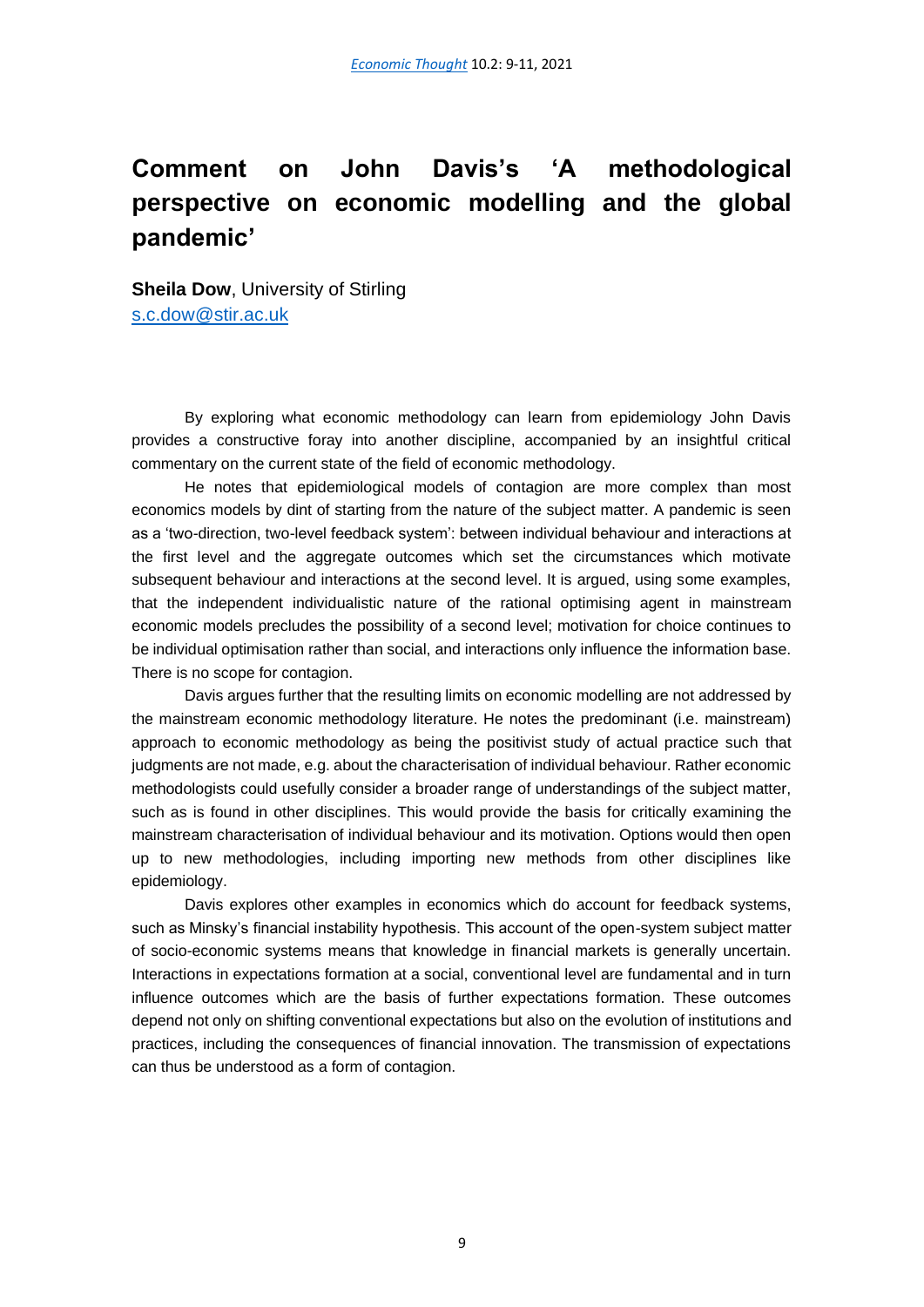# Comment on John Davis's 'A methodological perspective on economic modelling and the global pandemic'

**Sheila Dow**, University of Stirling
s.c.dow@stir.ac.uk

By exploring what economic methodology can learn from epidemiology John Davis provides a constructive foray into another discipline, accompanied by an insightful critical commentary on the current state of the field of economic methodology.

He notes that epidemiological models of contagion are more complex than most economics models by dint of starting from the nature of the subject matter. A pandemic is seen as a 'two-direction, two-level feedback system': between individual behaviour and interactions at the first level and the aggregate outcomes which set the circumstances which motivate subsequent behaviour and interactions at the second level. It is argued, using some examples, that the independent individualistic nature of the rational optimising agent in mainstream economic models precludes the possibility of a second level; motivation for choice continues to be individual optimisation rather than social, and interactions only influence the information base. There is no scope for contagion.

Davis argues further that the resulting limits on economic modelling are not addressed by the mainstream economic methodology literature. He notes the predominant (i.e. mainstream) approach to economic methodology as being the positivist study of actual practice such that judgments are not made, e.g. about the characterisation of individual behaviour. Rather economic methodologists could usefully consider a broader range of understandings of the subject matter, such as is found in other disciplines. This would provide the basis for critically examining the mainstream characterisation of individual behaviour and its motivation. Options would then open up to new methodologies, including importing new methods from other disciplines like epidemiology.

Davis explores other examples in economics which do account for feedback systems, such as Minsky's financial instability hypothesis. This account of the open-system subject matter of socio-economic systems means that knowledge in financial markets is generally uncertain. Interactions in expectations formation at a social, conventional level are fundamental and in turn influence outcomes which are the basis of further expectations formation. These outcomes depend not only on shifting conventional expectations but also on the evolution of institutions and practices, including the consequences of financial innovation. The transmission of expectations can thus be understood as a form of contagion.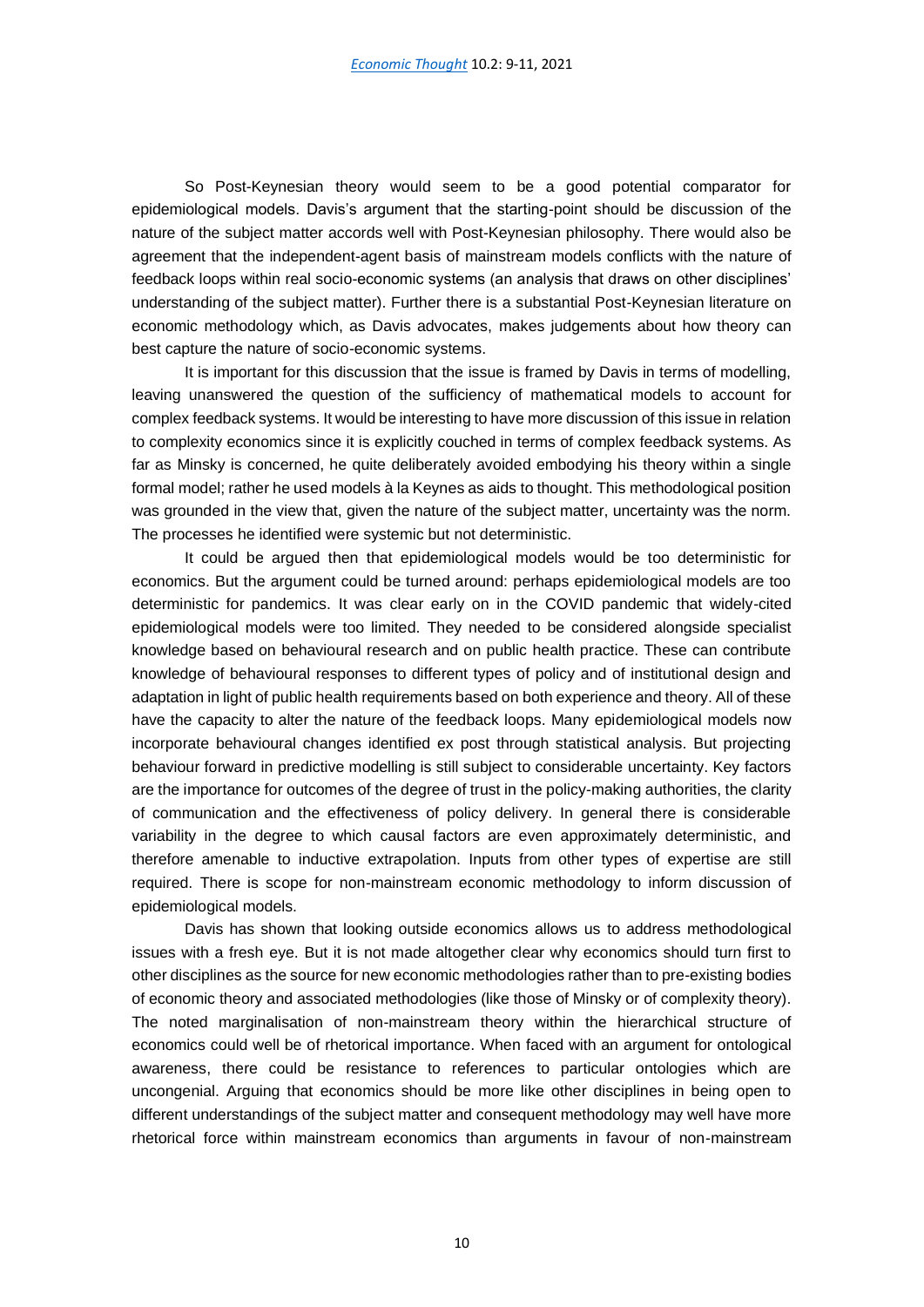So Post-Keynesian theory would seem to be a good potential comparator for epidemiological models. Davis's argument that the starting-point should be discussion of the nature of the subject matter accords well with Post-Keynesian philosophy. There would also be agreement that the independent-agent basis of mainstream models conflicts with the nature of feedback loops within real socio-economic systems (an analysis that draws on other disciplines' understanding of the subject matter). Further there is a substantial Post-Keynesian literature on economic methodology which, as Davis advocates, makes judgements about how theory can best capture the nature of socio-economic systems.

It is important for this discussion that the issue is framed by Davis in terms of modelling, leaving unanswered the question of the sufficiency of mathematical models to account for complex feedback systems. It would be interesting to have more discussion of this issue in relation to complexity economics since it is explicitly couched in terms of complex feedback systems. As far as Minsky is concerned, he quite deliberately avoided embodying his theory within a single formal model; rather he used models à la Keynes as aids to thought. This methodological position was grounded in the view that, given the nature of the subject matter, uncertainty was the norm. The processes he identified were systemic but not deterministic.

It could be argued then that epidemiological models would be too deterministic for economics. But the argument could be turned around: perhaps epidemiological models are too deterministic for pandemics. It was clear early on in the COVID pandemic that widely-cited epidemiological models were too limited. They needed to be considered alongside specialist knowledge based on behavioural research and on public health practice. These can contribute knowledge of behavioural responses to different types of policy and of institutional design and adaptation in light of public health requirements based on both experience and theory. All of these have the capacity to alter the nature of the feedback loops. Many epidemiological models now incorporate behavioural changes identified ex post through statistical analysis. But projecting behaviour forward in predictive modelling is still subject to considerable uncertainty. Key factors are the importance for outcomes of the degree of trust in the policy-making authorities, the clarity of communication and the effectiveness of policy delivery. In general there is considerable variability in the degree to which causal factors are even approximately deterministic, and therefore amenable to inductive extrapolation. Inputs from other types of expertise are still required. There is scope for non-mainstream economic methodology to inform discussion of epidemiological models.

Davis has shown that looking outside economics allows us to address methodological issues with a fresh eye. But it is not made altogether clear why economics should turn first to other disciplines as the source for new economic methodologies rather than to pre-existing bodies of economic theory and associated methodologies (like those of Minsky or of complexity theory). The noted marginalisation of non-mainstream theory within the hierarchical structure of economics could well be of rhetorical importance. When faced with an argument for ontological awareness, there could be resistance to references to particular ontologies which are uncongenial. Arguing that economics should be more like other disciplines in being open to different understandings of the subject matter and consequent methodology may well have more rhetorical force within mainstream economics than arguments in favour of non-mainstream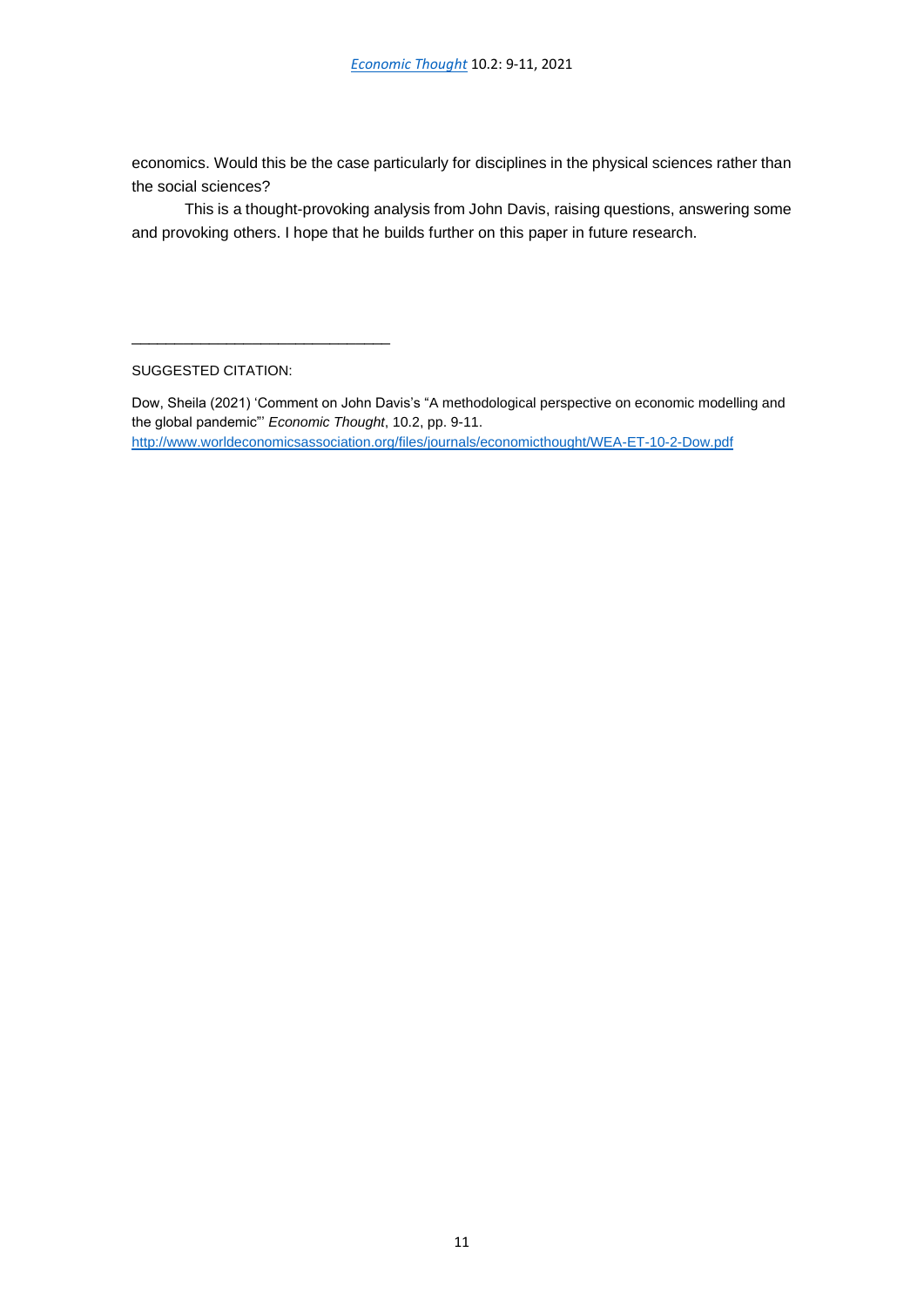economics. Would this be the case particularly for disciplines in the physical sciences rather than the social sciences?

This is a thought-provoking analysis from John Davis, raising questions, answering some and provoking others. I hope that he builds further on this paper in future research.

______________________________

SUGGESTED CITATION:

Dow, Sheila (2021) 'Comment on John Davis's "A methodological perspective on economic modelling and the global pandemic"' *Economic Thought*, 10.2, pp. 9-11. http://www.worldeconomicsassociation.org/files/journals/economicthought/WEA-ET-10-2-Dow.pdf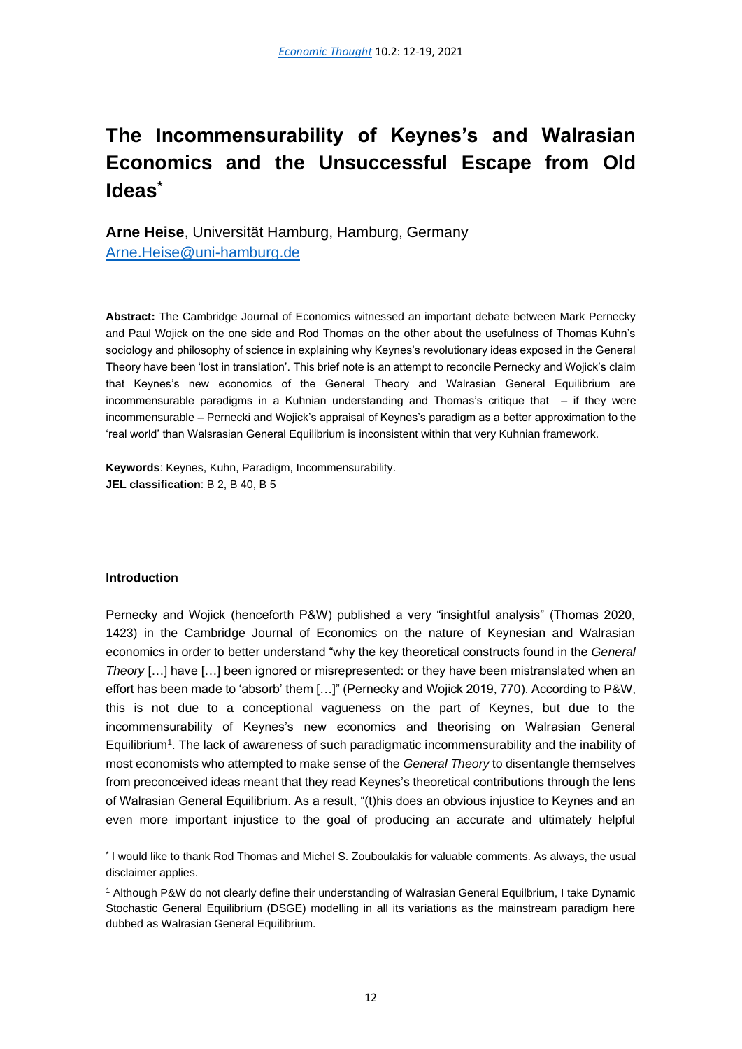# The Incommensurability of Keynes's and Walrasian Economics and the Unsuccessful Escape from Old Ideas*

**Arne Heise**, Universität Hamburg, Hamburg, Germany
Arne.Heise@uni-hamburg.de

---

**Abstract:** The Cambridge Journal of Economics witnessed an important debate between Mark Pernecky and Paul Wojick on the one side and Rod Thomas on the other about the usefulness of Thomas Kuhn's sociology and philosophy of science in explaining why Keynes's revolutionary ideas exposed in the General Theory have been 'lost in translation'. This brief note is an attempt to reconcile Pernecky and Wojick's claim that Keynes's new economics of the General Theory and Walrasian General Equilibrium are incommensurable paradigms in a Kuhnian understanding and Thomas's critique that – if they were incommensurable – Pernecki and Wojick's appraisal of Keynes's paradigm as a better approximation to the 'real world' than Walsrasian General Equilibrium is inconsistent within that very Kuhnian framework.

**Keywords**: Keynes, Kuhn, Paradigm, Incommensurability.
**JEL classification**: B 2, B 40, B 5

---

### Introduction

Pernecky and Wojick (henceforth P&W) published a very "insightful analysis" (Thomas 2020, 1423) in the Cambridge Journal of Economics on the nature of Keynesian and Walrasian economics in order to better understand "why the key theoretical constructs found in the *General Theory* […] have […] been ignored or misrepresented: or they have been mistranslated when an effort has been made to 'absorb' them […]" (Pernecky and Wojick 2019, 770). According to P&W, this is not due to a conceptional vagueness on the part of Keynes, but due to the incommensurability of Keynes's new economics and theorising on Walrasian General Equilibrium[1]. The lack of awareness of such paradigmatic incommensurability and the inability of most economists who attempted to make sense of the *General Theory* to disentangle themselves from preconceived ideas meant that they read Keynes's theoretical contributions through the lens of Walrasian General Equilibrium. As a result, "(t)his does an obvious injustice to Keynes and an even more important injustice to the goal of producing an accurate and ultimately helpful

---

* I would like to thank Rod Thomas and Michel S. Zouboulakis for valuable comments. As always, the usual disclaimer applies.

[1] Although P&W do not clearly define their understanding of Walrasian General Equilbrium, I take Dynamic Stochastic General Equilibrium (DSGE) modelling in all its variations as the mainstream paradigm here dubbed as Walrasian General Equilibrium.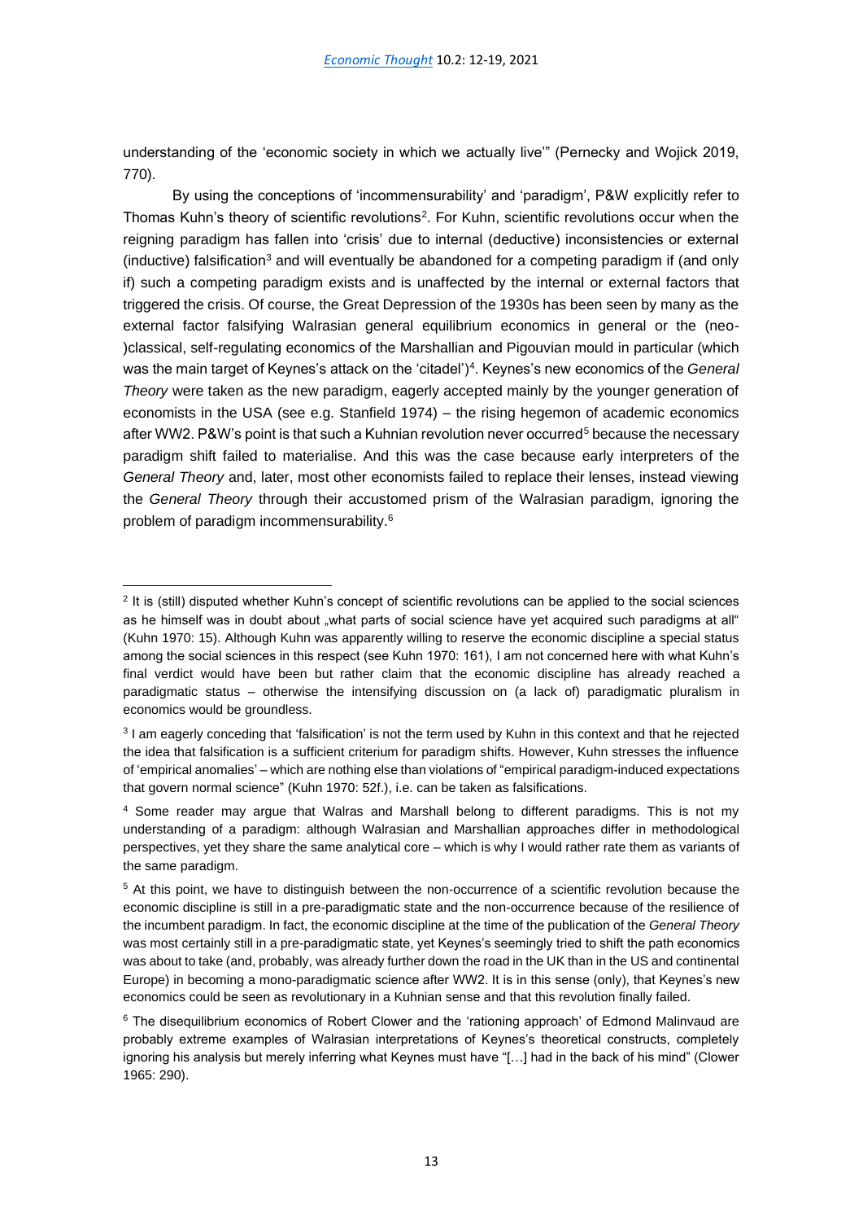understanding of the 'economic society in which we actually live'" (Pernecky and Wojick 2019, 770).

By using the conceptions of 'incommensurability' and 'paradigm', P&W explicitly refer to Thomas Kuhn's theory of scientific revolutions[2]. For Kuhn, scientific revolutions occur when the reigning paradigm has fallen into 'crisis' due to internal (deductive) inconsistencies or external (inductive) falsification[3] and will eventually be abandoned for a competing paradigm if (and only if) such a competing paradigm exists and is unaffected by the internal or external factors that triggered the crisis. Of course, the Great Depression of the 1930s has been seen by many as the external factor falsifying Walrasian general equilibrium economics in general or the (neo-)classical, self-regulating economics of the Marshallian and Pigouvian mould in particular (which was the main target of Keynes's attack on the 'citadel')[4]. Keynes's new economics of the *General Theory* were taken as the new paradigm, eagerly accepted mainly by the younger generation of economists in the USA (see e.g. Stanfield 1974) – the rising hegemon of academic economics after WW2. P&W's point is that such a Kuhnian revolution never occurred[5] because the necessary paradigm shift failed to materialise. And this was the case because early interpreters of the *General Theory* and, later, most other economists failed to replace their lenses, instead viewing the *General Theory* through their accustomed prism of the Walrasian paradigm, ignoring the problem of paradigm incommensurability.[6]

---

[2] It is (still) disputed whether Kuhn's concept of scientific revolutions can be applied to the social sciences as he himself was in doubt about „what parts of social science have yet acquired such paradigms at all" (Kuhn 1970: 15). Although Kuhn was apparently willing to reserve the economic discipline a special status among the social sciences in this respect (see Kuhn 1970: 161), I am not concerned here with what Kuhn's final verdict would have been but rather claim that the economic discipline has already reached a paradigmatic status – otherwise the intensifying discussion on (a lack of) paradigmatic pluralism in economics would be groundless.

[3] I am eagerly conceding that 'falsification' is not the term used by Kuhn in this context and that he rejected the idea that falsification is a sufficient criterium for paradigm shifts. However, Kuhn stresses the influence of 'empirical anomalies' – which are nothing else than violations of "empirical paradigm-induced expectations that govern normal science" (Kuhn 1970: 52f.), i.e. can be taken as falsifications.

[4] Some reader may argue that Walras and Marshall belong to different paradigms. This is not my understanding of a paradigm: although Walrasian and Marshallian approaches differ in methodological perspectives, yet they share the same analytical core – which is why I would rather rate them as variants of the same paradigm.

[5] At this point, we have to distinguish between the non-occurrence of a scientific revolution because the economic discipline is still in a pre-paradigmatic state and the non-occurrence because of the resilience of the incumbent paradigm. In fact, the economic discipline at the time of the publication of the *General Theory* was most certainly still in a pre-paradigmatic state, yet Keynes's seemingly tried to shift the path economics was about to take (and, probably, was already further down the road in the UK than in the US and continental Europe) in becoming a mono-paradigmatic science after WW2. It is in this sense (only), that Keynes's new economics could be seen as revolutionary in a Kuhnian sense and that this revolution finally failed.

[6] The disequilibrium economics of Robert Clower and the 'rationing approach' of Edmond Malinvaud are probably extreme examples of Walrasian interpretations of Keynes's theoretical constructs, completely ignoring his analysis but merely inferring what Keynes must have "[…] had in the back of his mind" (Clower 1965: 290).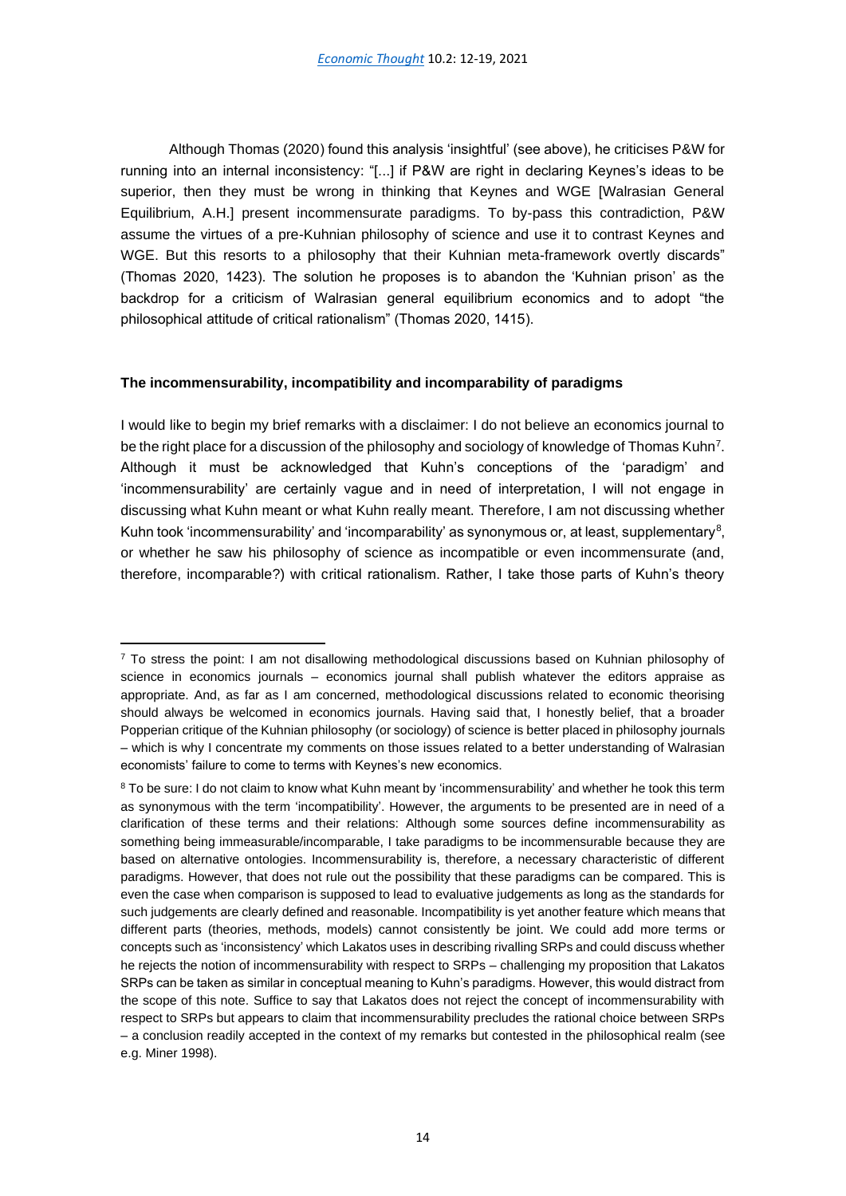Although Thomas (2020) found this analysis 'insightful' (see above), he criticises P&W for running into an internal inconsistency: "[...] if P&W are right in declaring Keynes's ideas to be superior, then they must be wrong in thinking that Keynes and WGE [Walrasian General Equilibrium, A.H.] present incommensurate paradigms. To by-pass this contradiction, P&W assume the virtues of a pre-Kuhnian philosophy of science and use it to contrast Keynes and WGE. But this resorts to a philosophy that their Kuhnian meta-framework overtly discards" (Thomas 2020, 1423). The solution he proposes is to abandon the 'Kuhnian prison' as the backdrop for a criticism of Walrasian general equilibrium economics and to adopt "the philosophical attitude of critical rationalism" (Thomas 2020, 1415).

**The incommensurability, incompatibility and incomparability of paradigms**

I would like to begin my brief remarks with a disclaimer: I do not believe an economics journal to be the right place for a discussion of the philosophy and sociology of knowledge of Thomas Kuhn[7]. Although it must be acknowledged that Kuhn's conceptions of the 'paradigm' and 'incommensurability' are certainly vague and in need of interpretation, I will not engage in discussing what Kuhn meant or what Kuhn really meant. Therefore, I am not discussing whether Kuhn took 'incommensurability' and 'incomparability' as synonymous or, at least, supplementary[8], or whether he saw his philosophy of science as incompatible or even incommensurate (and, therefore, incomparable?) with critical rationalism. Rather, I take those parts of Kuhn's theory

[7] To stress the point: I am not disallowing methodological discussions based on Kuhnian philosophy of science in economics journals – economics journal shall publish whatever the editors appraise as appropriate. And, as far as I am concerned, methodological discussions related to economic theorising should always be welcomed in economics journals. Having said that, I honestly belief, that a broader Popperian critique of the Kuhnian philosophy (or sociology) of science is better placed in philosophy journals – which is why I concentrate my comments on those issues related to a better understanding of Walrasian economists' failure to come to terms with Keynes's new economics.

[8] To be sure: I do not claim to know what Kuhn meant by 'incommensurability' and whether he took this term as synonymous with the term 'incompatibility'. However, the arguments to be presented are in need of a clarification of these terms and their relations: Although some sources define incommensurability as something being immeasurable/incomparable, I take paradigms to be incommensurable because they are based on alternative ontologies. Incommensurability is, therefore, a necessary characteristic of different paradigms. However, that does not rule out the possibility that these paradigms can be compared. This is even the case when comparison is supposed to lead to evaluative judgements as long as the standards for such judgements are clearly defined and reasonable. Incompatibility is yet another feature which means that different parts (theories, methods, models) cannot consistently be joint. We could add more terms or concepts such as 'inconsistency' which Lakatos uses in describing rivalling SRPs and could discuss whether he rejects the notion of incommensurability with respect to SRPs – challenging my proposition that Lakatos SRPs can be taken as similar in conceptual meaning to Kuhn's paradigms. However, this would distract from the scope of this note. Suffice to say that Lakatos does not reject the concept of incommensurability with respect to SRPs but appears to claim that incommensurability precludes the rational choice between SRPs – a conclusion readily accepted in the context of my remarks but contested in the philosophical realm (see e.g. Miner 1998).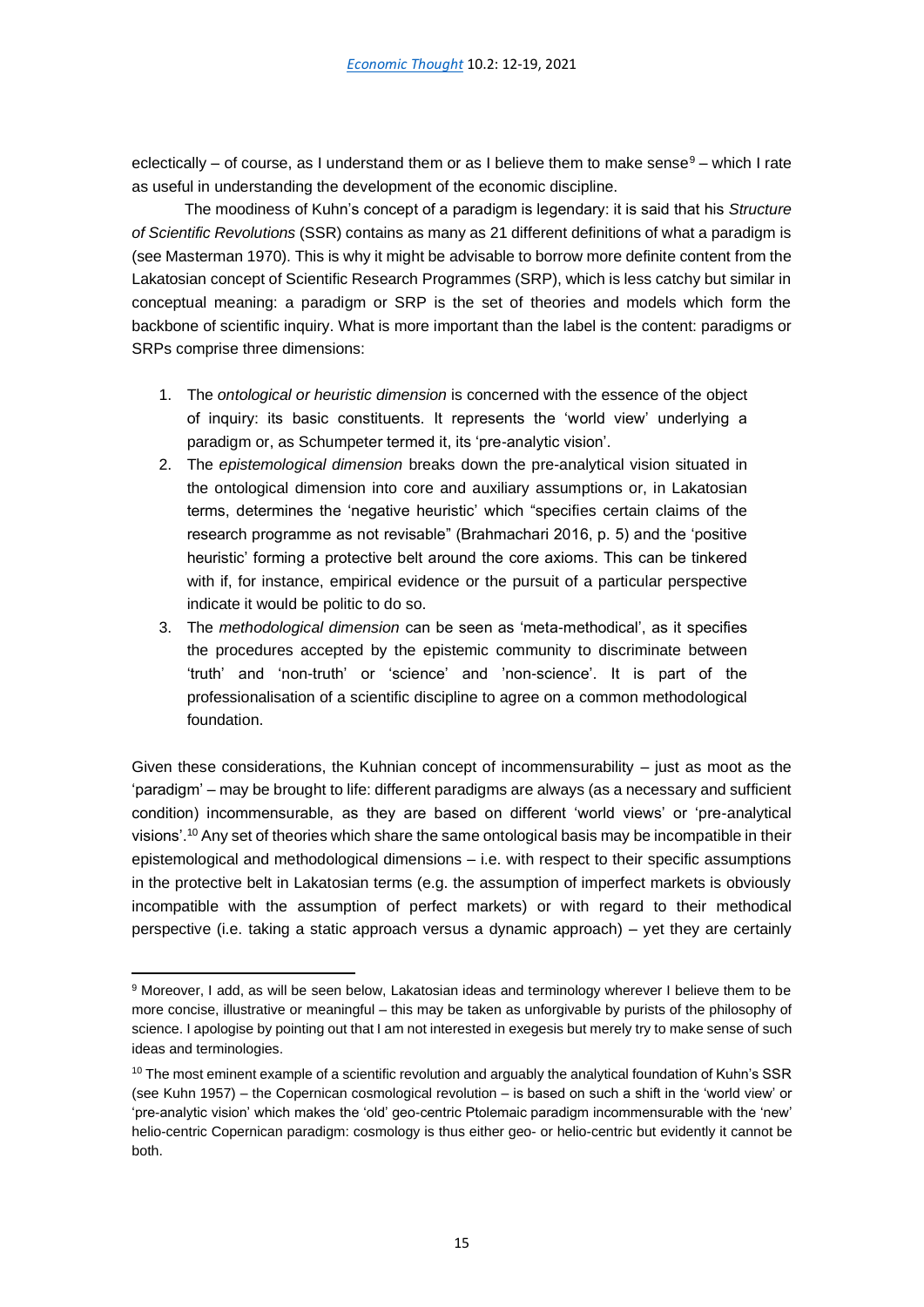eclectically – of course, as I understand them or as I believe them to make sense[9] – which I rate as useful in understanding the development of the economic discipline.

The moodiness of Kuhn's concept of a paradigm is legendary: it is said that his *Structure of Scientific Revolutions* (SSR) contains as many as 21 different definitions of what a paradigm is (see Masterman 1970). This is why it might be advisable to borrow more definite content from the Lakatosian concept of Scientific Research Programmes (SRP), which is less catchy but similar in conceptual meaning: a paradigm or SRP is the set of theories and models which form the backbone of scientific inquiry. What is more important than the label is the content: paradigms or SRPs comprise three dimensions:

1. The *ontological or heuristic dimension* is concerned with the essence of the object of inquiry: its basic constituents. It represents the 'world view' underlying a paradigm or, as Schumpeter termed it, its 'pre-analytic vision'.
2. The *epistemological dimension* breaks down the pre-analytical vision situated in the ontological dimension into core and auxiliary assumptions or, in Lakatosian terms, determines the 'negative heuristic' which "specifies certain claims of the research programme as not revisable" (Brahmachari 2016, p. 5) and the 'positive heuristic' forming a protective belt around the core axioms. This can be tinkered with if, for instance, empirical evidence or the pursuit of a particular perspective indicate it would be politic to do so.
3. The *methodological dimension* can be seen as 'meta-methodical', as it specifies the procedures accepted by the epistemic community to discriminate between 'truth' and 'non-truth' or 'science' and 'non-science'. It is part of the professionalisation of a scientific discipline to agree on a common methodological foundation.

Given these considerations, the Kuhnian concept of incommensurability – just as moot as the 'paradigm' – may be brought to life: different paradigms are always (as a necessary and sufficient condition) incommensurable, as they are based on different 'world views' or 'pre-analytical visions'.[10] Any set of theories which share the same ontological basis may be incompatible in their epistemological and methodological dimensions – i.e. with respect to their specific assumptions in the protective belt in Lakatosian terms (e.g. the assumption of imperfect markets is obviously incompatible with the assumption of perfect markets) or with regard to their methodical perspective (i.e. taking a static approach versus a dynamic approach) – yet they are certainly

[9] Moreover, I add, as will be seen below, Lakatosian ideas and terminology wherever I believe them to be more concise, illustrative or meaningful – this may be taken as unforgivable by purists of the philosophy of science. I apologise by pointing out that I am not interested in exegesis but merely try to make sense of such ideas and terminologies.

[10] The most eminent example of a scientific revolution and arguably the analytical foundation of Kuhn's SSR (see Kuhn 1957) – the Copernican cosmological revolution – is based on such a shift in the 'world view' or 'pre-analytic vision' which makes the 'old' geo-centric Ptolemaic paradigm incommensurable with the 'new' helio-centric Copernican paradigm: cosmology is thus either geo- or helio-centric but evidently it cannot be both.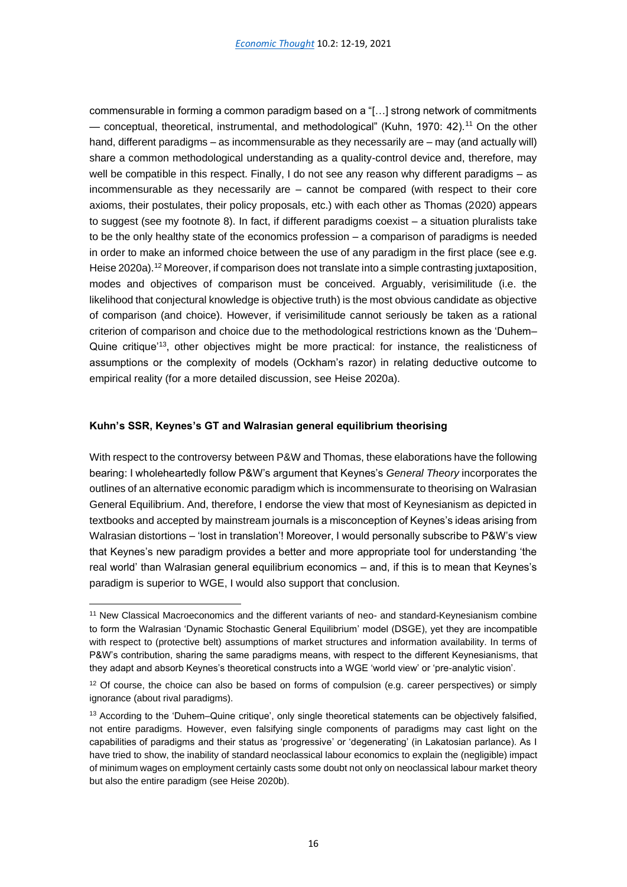commensurable in forming a common paradigm based on a "[…] strong network of commitments — conceptual, theoretical, instrumental, and methodological" (Kuhn, 1970: 42).[11] On the other hand, different paradigms – as incommensurable as they necessarily are – may (and actually will) share a common methodological understanding as a quality-control device and, therefore, may well be compatible in this respect. Finally, I do not see any reason why different paradigms – as incommensurable as they necessarily are – cannot be compared (with respect to their core axioms, their postulates, their policy proposals, etc.) with each other as Thomas (2020) appears to suggest (see my footnote 8). In fact, if different paradigms coexist – a situation pluralists take to be the only healthy state of the economics profession – a comparison of paradigms is needed in order to make an informed choice between the use of any paradigm in the first place (see e.g. Heise 2020a).[12] Moreover, if comparison does not translate into a simple contrasting juxtaposition, modes and objectives of comparison must be conceived. Arguably, verisimilitude (i.e. the likelihood that conjectural knowledge is objective truth) is the most obvious candidate as objective of comparison (and choice). However, if verisimilitude cannot seriously be taken as a rational criterion of comparison and choice due to the methodological restrictions known as the 'Duhem–Quine critique'[13], other objectives might be more practical: for instance, the realisticness of assumptions or the complexity of models (Ockham's razor) in relating deductive outcome to empirical reality (for a more detailed discussion, see Heise 2020a).

### Kuhn's SSR, Keynes's GT and Walrasian general equilibrium theorising

With respect to the controversy between P&W and Thomas, these elaborations have the following bearing: I wholeheartedly follow P&W's argument that Keynes's *General Theory* incorporates the outlines of an alternative economic paradigm which is incommensurate to theorising on Walrasian General Equilibrium. And, therefore, I endorse the view that most of Keynesianism as depicted in textbooks and accepted by mainstream journals is a misconception of Keynes's ideas arising from Walrasian distortions – 'lost in translation'! Moreover, I would personally subscribe to P&W's view that Keynes's new paradigm provides a better and more appropriate tool for understanding 'the real world' than Walrasian general equilibrium economics – and, if this is to mean that Keynes's paradigm is superior to WGE, I would also support that conclusion.

---

[11] New Classical Macroeconomics and the different variants of neo- and standard-Keynesianism combine to form the Walrasian 'Dynamic Stochastic General Equilibrium' model (DSGE), yet they are incompatible with respect to (protective belt) assumptions of market structures and information availability. In terms of P&W's contribution, sharing the same paradigms means, with respect to the different Keynesianisms, that they adapt and absorb Keynes's theoretical constructs into a WGE 'world view' or 'pre-analytic vision'.

[12] Of course, the choice can also be based on forms of compulsion (e.g. career perspectives) or simply ignorance (about rival paradigms).

[13] According to the 'Duhem–Quine critique', only single theoretical statements can be objectively falsified, not entire paradigms. However, even falsifying single components of paradigms may cast light on the capabilities of paradigms and their status as 'progressive' or 'degenerating' (in Lakatosian parlance). As I have tried to show, the inability of standard neoclassical labour economics to explain the (negligible) impact of minimum wages on employment certainly casts some doubt not only on neoclassical labour market theory but also the entire paradigm (see Heise 2020b).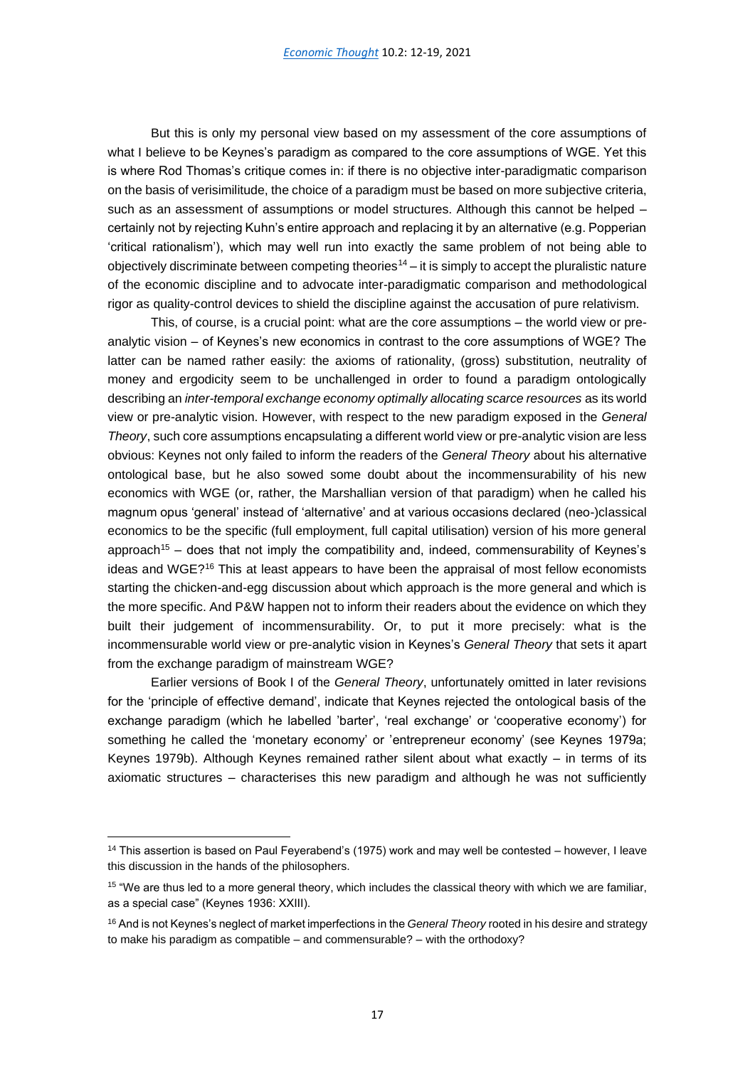But this is only my personal view based on my assessment of the core assumptions of what I believe to be Keynes's paradigm as compared to the core assumptions of WGE. Yet this is where Rod Thomas's critique comes in: if there is no objective inter-paradigmatic comparison on the basis of verisimilitude, the choice of a paradigm must be based on more subjective criteria, such as an assessment of assumptions or model structures. Although this cannot be helped – certainly not by rejecting Kuhn's entire approach and replacing it by an alternative (e.g. Popperian 'critical rationalism'), which may well run into exactly the same problem of not being able to objectively discriminate between competing theories[14] – it is simply to accept the pluralistic nature of the economic discipline and to advocate inter-paradigmatic comparison and methodological rigor as quality-control devices to shield the discipline against the accusation of pure relativism.

This, of course, is a crucial point: what are the core assumptions – the world view or pre-analytic vision – of Keynes's new economics in contrast to the core assumptions of WGE? The latter can be named rather easily: the axioms of rationality, (gross) substitution, neutrality of money and ergodicity seem to be unchallenged in order to found a paradigm ontologically describing an *inter-temporal exchange economy optimally allocating scarce resources* as its world view or pre-analytic vision. However, with respect to the new paradigm exposed in the *General Theory*, such core assumptions encapsulating a different world view or pre-analytic vision are less obvious: Keynes not only failed to inform the readers of the *General Theory* about his alternative ontological base, but he also sowed some doubt about the incommensurability of his new economics with WGE (or, rather, the Marshallian version of that paradigm) when he called his magnum opus 'general' instead of 'alternative' and at various occasions declared (neo-)classical economics to be the specific (full employment, full capital utilisation) version of his more general approach[15] – does that not imply the compatibility and, indeed, commensurability of Keynes's ideas and WGE?[16] This at least appears to have been the appraisal of most fellow economists starting the chicken-and-egg discussion about which approach is the more general and which is the more specific. And P&W happen not to inform their readers about the evidence on which they built their judgement of incommensurability. Or, to put it more precisely: what is the incommensurable world view or pre-analytic vision in Keynes's *General Theory* that sets it apart from the exchange paradigm of mainstream WGE?

Earlier versions of Book I of the *General Theory*, unfortunately omitted in later revisions for the 'principle of effective demand', indicate that Keynes rejected the ontological basis of the exchange paradigm (which he labelled 'barter', 'real exchange' or 'cooperative economy') for something he called the 'monetary economy' or 'entrepreneur economy' (see Keynes 1979a; Keynes 1979b). Although Keynes remained rather silent about what exactly – in terms of its axiomatic structures – characterises this new paradigm and although he was not sufficiently

---

[14] This assertion is based on Paul Feyerabend's (1975) work and may well be contested – however, I leave this discussion in the hands of the philosophers.

[15] "We are thus led to a more general theory, which includes the classical theory with which we are familiar, as a special case" (Keynes 1936: XXIII).

[16] And is not Keynes's neglect of market imperfections in the *General Theory* rooted in his desire and strategy to make his paradigm as compatible – and commensurable? – with the orthodoxy?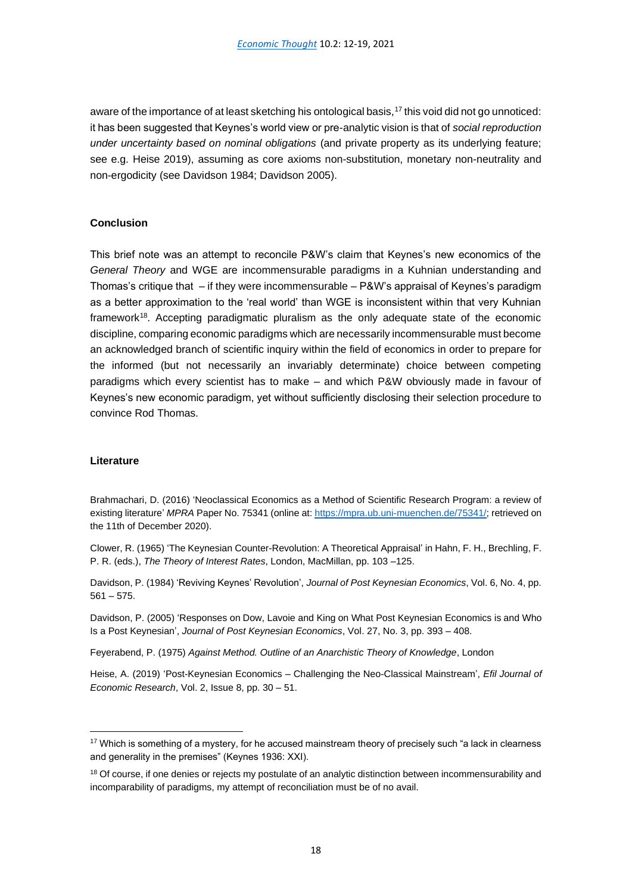aware of the importance of at least sketching his ontological basis,[17] this void did not go unnoticed: it has been suggested that Keynes's world view or pre-analytic vision is that of *social reproduction under uncertainty based on nominal obligations* (and private property as its underlying feature; see e.g. Heise 2019), assuming as core axioms non-substitution, monetary non-neutrality and non-ergodicity (see Davidson 1984; Davidson 2005).

## Conclusion

This brief note was an attempt to reconcile P&W's claim that Keynes's new economics of the *General Theory* and WGE are incommensurable paradigms in a Kuhnian understanding and Thomas's critique that – if they were incommensurable – P&W's appraisal of Keynes's paradigm as a better approximation to the 'real world' than WGE is inconsistent within that very Kuhnian framework[18]. Accepting paradigmatic pluralism as the only adequate state of the economic discipline, comparing economic paradigms which are necessarily incommensurable must become an acknowledged branch of scientific inquiry within the field of economics in order to prepare for the informed (but not necessarily an invariably determinate) choice between competing paradigms which every scientist has to make – and which P&W obviously made in favour of Keynes's new economic paradigm, yet without sufficiently disclosing their selection procedure to convince Rod Thomas.

## Literature

Brahmachari, D. (2016) 'Neoclassical Economics as a Method of Scientific Research Program: a review of existing literature' *MPRA* Paper No. 75341 (online at: https://mpra.ub.uni-muenchen.de/75341/; retrieved on the 11th of December 2020).

Clower, R. (1965) 'The Keynesian Counter-Revolution: A Theoretical Appraisal' in Hahn, F. H., Brechling, F. P. R. (eds.), *The Theory of Interest Rates*, London, MacMillan, pp. 103 –125.

Davidson, P. (1984) 'Reviving Keynes' Revolution', *Journal of Post Keynesian Economics*, Vol. 6, No. 4, pp. 561 – 575.

Davidson, P. (2005) 'Responses on Dow, Lavoie and King on What Post Keynesian Economics is and Who Is a Post Keynesian', *Journal of Post Keynesian Economics*, Vol. 27, No. 3, pp. 393 – 408.

Feyerabend, P. (1975) *Against Method. Outline of an Anarchistic Theory of Knowledge*, London

Heise, A. (2019) 'Post-Keynesian Economics – Challenging the Neo-Classical Mainstream', *Efil Journal of Economic Research*, Vol. 2, Issue 8, pp. 30 – 51.

---

[17] Which is something of a mystery, for he accused mainstream theory of precisely such "a lack in clearness and generality in the premises" (Keynes 1936: XXI).

[18] Of course, if one denies or rejects my postulate of an analytic distinction between incommensurability and incomparability of paradigms, my attempt of reconciliation must be of no avail.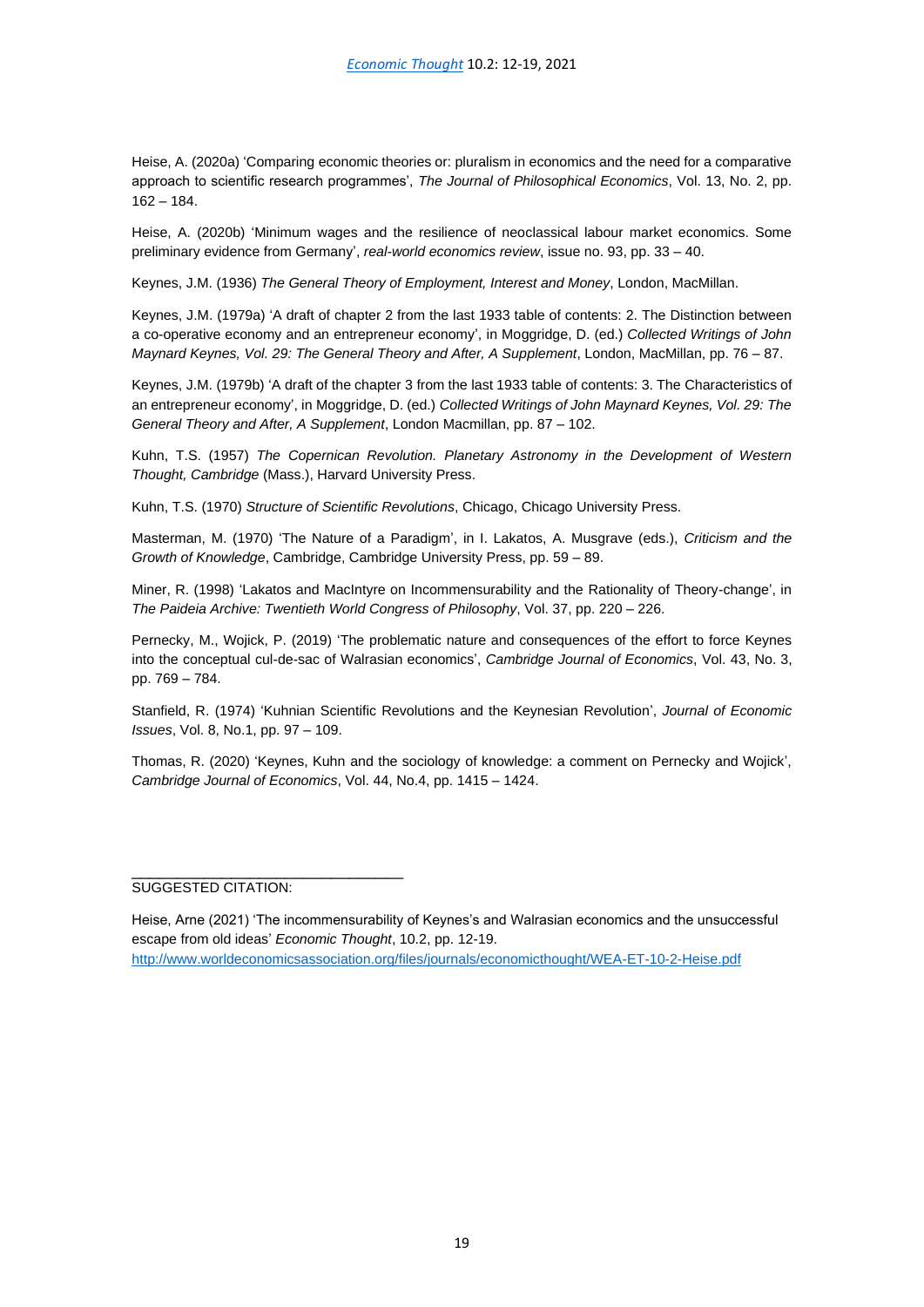Heise, A. (2020a) 'Comparing economic theories or: pluralism in economics and the need for a comparative approach to scientific research programmes', *The Journal of Philosophical Economics*, Vol. 13, No. 2, pp. 162 – 184.

Heise, A. (2020b) 'Minimum wages and the resilience of neoclassical labour market economics. Some preliminary evidence from Germany', *real-world economics review*, issue no. 93, pp. 33 – 40.

Keynes, J.M. (1936) *The General Theory of Employment, Interest and Money*, London, MacMillan.

Keynes, J.M. (1979a) 'A draft of chapter 2 from the last 1933 table of contents: 2. The Distinction between a co-operative economy and an entrepreneur economy', in Moggridge, D. (ed.) *Collected Writings of John Maynard Keynes, Vol. 29: The General Theory and After, A Supplement*, London, MacMillan, pp. 76 – 87.

Keynes, J.M. (1979b) 'A draft of the chapter 3 from the last 1933 table of contents: 3. The Characteristics of an entrepreneur economy', in Moggridge, D. (ed.) *Collected Writings of John Maynard Keynes, Vol. 29: The General Theory and After, A Supplement*, London Macmillan, pp. 87 – 102.

Kuhn, T.S. (1957) *The Copernican Revolution. Planetary Astronomy in the Development of Western Thought, Cambridge* (Mass.), Harvard University Press.

Kuhn, T.S. (1970) *Structure of Scientific Revolutions*, Chicago, Chicago University Press.

Masterman, M. (1970) 'The Nature of a Paradigm', in I. Lakatos, A. Musgrave (eds.), *Criticism and the Growth of Knowledge*, Cambridge, Cambridge University Press, pp. 59 – 89.

Miner, R. (1998) 'Lakatos and MacIntyre on Incommensurability and the Rationality of Theory-change', in *The Paideia Archive: Twentieth World Congress of Philosophy*, Vol. 37, pp. 220 – 226.

Pernecky, M., Wojick, P. (2019) 'The problematic nature and consequences of the effort to force Keynes into the conceptual cul-de-sac of Walrasian economics', *Cambridge Journal of Economics*, Vol. 43, No. 3, pp. 769 – 784.

Stanfield, R. (1974) 'Kuhnian Scientific Revolutions and the Keynesian Revolution', *Journal of Economic Issues*, Vol. 8, No.1, pp. 97 – 109.

Thomas, R. (2020) 'Keynes, Kuhn and the sociology of knowledge: a comment on Pernecky and Wojick', *Cambridge Journal of Economics*, Vol. 44, No.4, pp. 1415 – 1424.

---

SUGGESTED CITATION:

Heise, Arne (2021) 'The incommensurability of Keynes's and Walrasian economics and the unsuccessful escape from old ideas' *Economic Thought*, 10.2, pp. 12-19.
http://www.worldeconomicsassociation.org/files/journals/economicthought/WEA-ET-10-2-Heise.pdf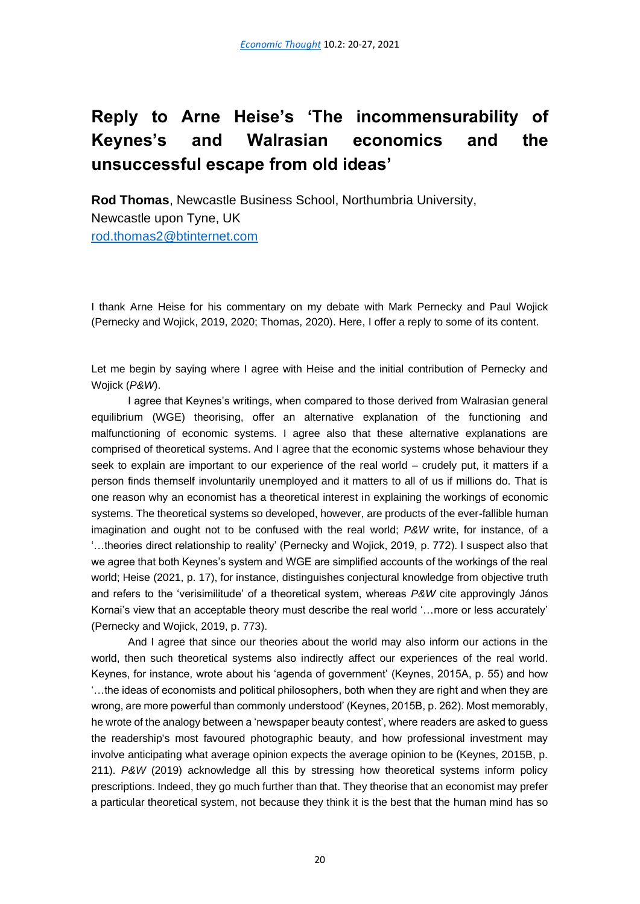# Reply to Arne Heise's 'The incommensurability of Keynes's and Walrasian economics and the unsuccessful escape from old ideas'

**Rod Thomas**, Newcastle Business School, Northumbria University, Newcastle upon Tyne, UK
rod.thomas2@btinternet.com

I thank Arne Heise for his commentary on my debate with Mark Pernecky and Paul Wojick (Pernecky and Wojick, 2019, 2020; Thomas, 2020). Here, I offer a reply to some of its content.

Let me begin by saying where I agree with Heise and the initial contribution of Pernecky and Wojick (*P&W*).

I agree that Keynes's writings, when compared to those derived from Walrasian general equilibrium (WGE) theorising, offer an alternative explanation of the functioning and malfunctioning of economic systems. I agree also that these alternative explanations are comprised of theoretical systems. And I agree that the economic systems whose behaviour they seek to explain are important to our experience of the real world – crudely put, it matters if a person finds themself involuntarily unemployed and it matters to all of us if millions do. That is one reason why an economist has a theoretical interest in explaining the workings of economic systems. The theoretical systems so developed, however, are products of the ever-fallible human imagination and ought not to be confused with the real world; *P&W* write, for instance, of a '…theories direct relationship to reality' (Pernecky and Wojick, 2019, p. 772). I suspect also that we agree that both Keynes's system and WGE are simplified accounts of the workings of the real world; Heise (2021, p. 17), for instance, distinguishes conjectural knowledge from objective truth and refers to the 'verisimilitude' of a theoretical system, whereas *P&W* cite approvingly János Kornai's view that an acceptable theory must describe the real world '…more or less accurately' (Pernecky and Wojick, 2019, p. 773).

And I agree that since our theories about the world may also inform our actions in the world, then such theoretical systems also indirectly affect our experiences of the real world. Keynes, for instance, wrote about his 'agenda of government' (Keynes, 2015A, p. 55) and how '…the ideas of economists and political philosophers, both when they are right and when they are wrong, are more powerful than commonly understood' (Keynes, 2015B, p. 262). Most memorably, he wrote of the analogy between a 'newspaper beauty contest', where readers are asked to guess the readership's most favoured photographic beauty, and how professional investment may involve anticipating what average opinion expects the average opinion to be (Keynes, 2015B, p. 211). *P&W* (2019) acknowledge all this by stressing how theoretical systems inform policy prescriptions. Indeed, they go much further than that. They theorise that an economist may prefer a particular theoretical system, not because they think it is the best that the human mind has so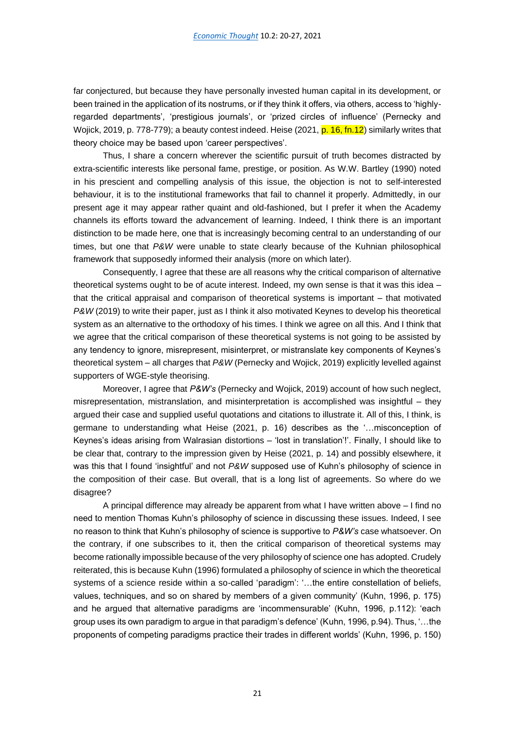far conjectured, but because they have personally invested human capital in its development, or been trained in the application of its nostrums, or if they think it offers, via others, access to 'highly-regarded departments', 'prestigious journals', or 'prized circles of influence' (Pernecky and Wojick, 2019, p. 778-779); a beauty contest indeed. Heise (2021, p. 16, fn.12) similarly writes that theory choice may be based upon 'career perspectives'.

Thus, I share a concern wherever the scientific pursuit of truth becomes distracted by extra-scientific interests like personal fame, prestige, or position. As W.W. Bartley (1990) noted in his prescient and compelling analysis of this issue, the objection is not to self-interested behaviour, it is to the institutional frameworks that fail to channel it properly. Admittedly, in our present age it may appear rather quaint and old-fashioned, but I prefer it when the Academy channels its efforts toward the advancement of learning. Indeed, I think there is an important distinction to be made here, one that is increasingly becoming central to an understanding of our times, but one that *P&W* were unable to state clearly because of the Kuhnian philosophical framework that supposedly informed their analysis (more on which later).

Consequently, I agree that these are all reasons why the critical comparison of alternative theoretical systems ought to be of acute interest. Indeed, my own sense is that it was this idea – that the critical appraisal and comparison of theoretical systems is important – that motivated *P&W* (2019) to write their paper, just as I think it also motivated Keynes to develop his theoretical system as an alternative to the orthodoxy of his times. I think we agree on all this. And I think that we agree that the critical comparison of these theoretical systems is not going to be assisted by any tendency to ignore, misrepresent, misinterpret, or mistranslate key components of Keynes's theoretical system – all charges that *P&W* (Pernecky and Wojick, 2019) explicitly levelled against supporters of WGE-style theorising.

Moreover, I agree that *P&W's* (Pernecky and Wojick, 2019) account of how such neglect, misrepresentation, mistranslation, and misinterpretation is accomplished was insightful – they argued their case and supplied useful quotations and citations to illustrate it. All of this, I think, is germane to understanding what Heise (2021, p. 16) describes as the '…misconception of Keynes's ideas arising from Walrasian distortions – 'lost in translation'!'. Finally, I should like to be clear that, contrary to the impression given by Heise (2021, p. 14) and possibly elsewhere, it was this that I found 'insightful' and not *P&W* supposed use of Kuhn's philosophy of science in the composition of their case. But overall, that is a long list of agreements. So where do we disagree?

A principal difference may already be apparent from what I have written above – I find no need to mention Thomas Kuhn's philosophy of science in discussing these issues. Indeed, I see no reason to think that Kuhn's philosophy of science is supportive to *P&W's* case whatsoever. On the contrary, if one subscribes to it, then the critical comparison of theoretical systems may become rationally impossible because of the very philosophy of science one has adopted. Crudely reiterated, this is because Kuhn (1996) formulated a philosophy of science in which the theoretical systems of a science reside within a so-called 'paradigm': '…the entire constellation of beliefs, values, techniques, and so on shared by members of a given community' (Kuhn, 1996, p. 175) and he argued that alternative paradigms are 'incommensurable' (Kuhn, 1996, p.112): 'each group uses its own paradigm to argue in that paradigm's defence' (Kuhn, 1996, p.94). Thus, '…the proponents of competing paradigms practice their trades in different worlds' (Kuhn, 1996, p. 150)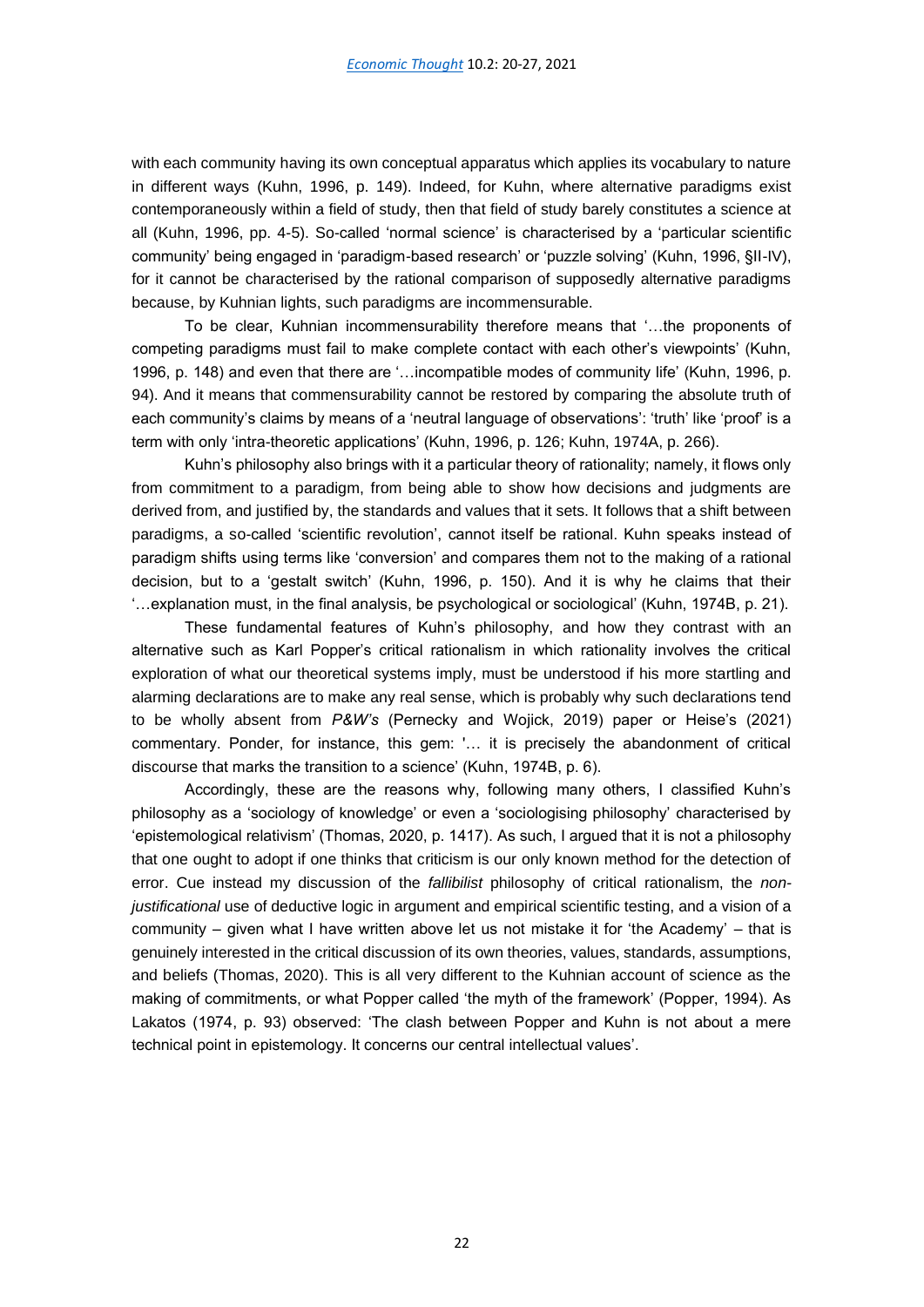with each community having its own conceptual apparatus which applies its vocabulary to nature in different ways (Kuhn, 1996, p. 149). Indeed, for Kuhn, where alternative paradigms exist contemporaneously within a field of study, then that field of study barely constitutes a science at all (Kuhn, 1996, pp. 4-5). So-called 'normal science' is characterised by a 'particular scientific community' being engaged in 'paradigm-based research' or 'puzzle solving' (Kuhn, 1996, §II-IV), for it cannot be characterised by the rational comparison of supposedly alternative paradigms because, by Kuhnian lights, such paradigms are incommensurable.

To be clear, Kuhnian incommensurability therefore means that '…the proponents of competing paradigms must fail to make complete contact with each other's viewpoints' (Kuhn, 1996, p. 148) and even that there are '…incompatible modes of community life' (Kuhn, 1996, p. 94). And it means that commensurability cannot be restored by comparing the absolute truth of each community's claims by means of a 'neutral language of observations': 'truth' like 'proof' is a term with only 'intra-theoretic applications' (Kuhn, 1996, p. 126; Kuhn, 1974A, p. 266).

Kuhn's philosophy also brings with it a particular theory of rationality; namely, it flows only from commitment to a paradigm, from being able to show how decisions and judgments are derived from, and justified by, the standards and values that it sets. It follows that a shift between paradigms, a so-called 'scientific revolution', cannot itself be rational. Kuhn speaks instead of paradigm shifts using terms like 'conversion' and compares them not to the making of a rational decision, but to a 'gestalt switch' (Kuhn, 1996, p. 150). And it is why he claims that their '…explanation must, in the final analysis, be psychological or sociological' (Kuhn, 1974B, p. 21).

These fundamental features of Kuhn's philosophy, and how they contrast with an alternative such as Karl Popper's critical rationalism in which rationality involves the critical exploration of what our theoretical systems imply, must be understood if his more startling and alarming declarations are to make any real sense, which is probably why such declarations tend to be wholly absent from *P&W's* (Pernecky and Wojick, 2019) paper or Heise's (2021) commentary. Ponder, for instance, this gem: '… it is precisely the abandonment of critical discourse that marks the transition to a science' (Kuhn, 1974B, p. 6).

Accordingly, these are the reasons why, following many others, I classified Kuhn's philosophy as a 'sociology of knowledge' or even a 'sociologising philosophy' characterised by 'epistemological relativism' (Thomas, 2020, p. 1417). As such, I argued that it is not a philosophy that one ought to adopt if one thinks that criticism is our only known method for the detection of error. Cue instead my discussion of the *fallibilist* philosophy of critical rationalism, the *non-justificational* use of deductive logic in argument and empirical scientific testing, and a vision of a community – given what I have written above let us not mistake it for 'the Academy' – that is genuinely interested in the critical discussion of its own theories, values, standards, assumptions, and beliefs (Thomas, 2020). This is all very different to the Kuhnian account of science as the making of commitments, or what Popper called 'the myth of the framework' (Popper, 1994). As Lakatos (1974, p. 93) observed: 'The clash between Popper and Kuhn is not about a mere technical point in epistemology. It concerns our central intellectual values'.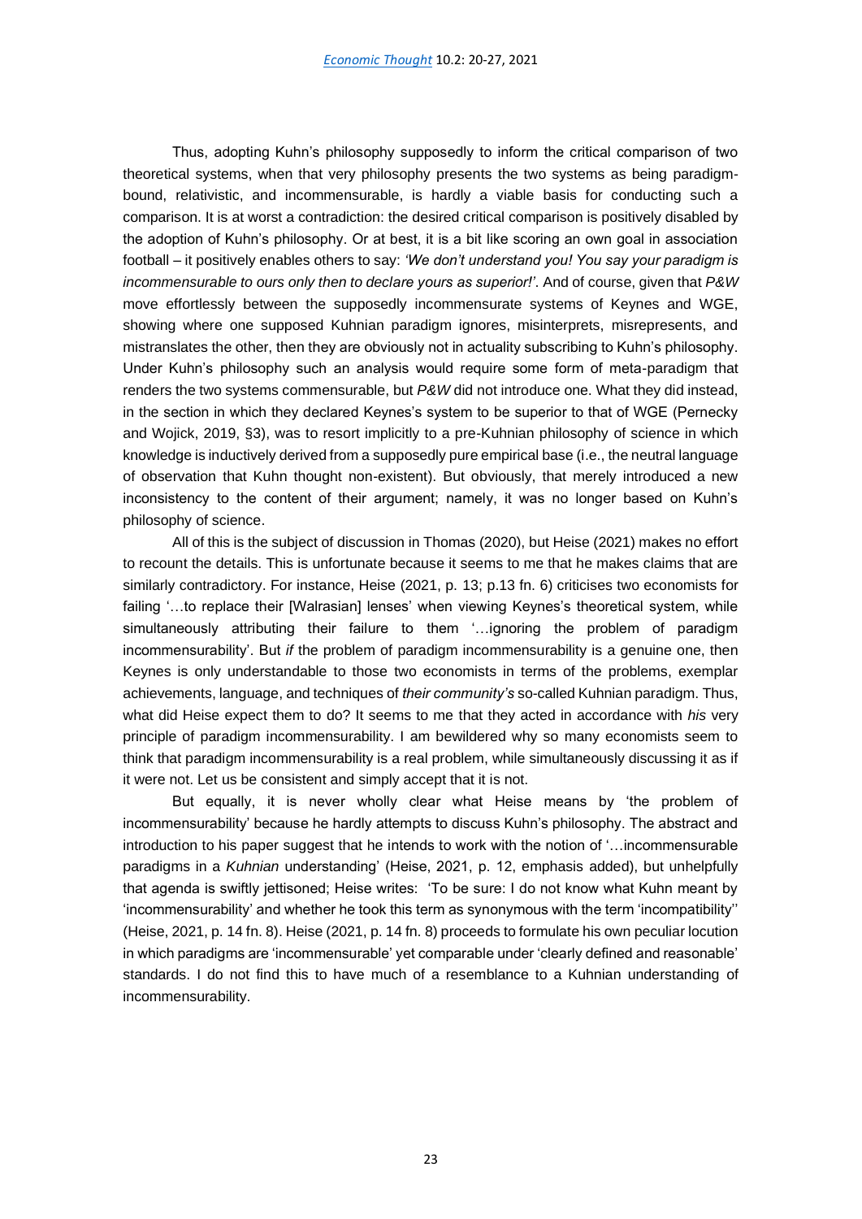Thus, adopting Kuhn's philosophy supposedly to inform the critical comparison of two theoretical systems, when that very philosophy presents the two systems as being paradigm-bound, relativistic, and incommensurable, is hardly a viable basis for conducting such a comparison. It is at worst a contradiction: the desired critical comparison is positively disabled by the adoption of Kuhn's philosophy. Or at best, it is a bit like scoring an own goal in association football – it positively enables others to say: *'We don't understand you! You say your paradigm is incommensurable to ours only then to declare yours as superior!'*. And of course, given that *P&W* move effortlessly between the supposedly incommensurate systems of Keynes and WGE, showing where one supposed Kuhnian paradigm ignores, misinterprets, misrepresents, and mistranslates the other, then they are obviously not in actuality subscribing to Kuhn's philosophy. Under Kuhn's philosophy such an analysis would require some form of meta-paradigm that renders the two systems commensurable, but *P&W* did not introduce one. What they did instead, in the section in which they declared Keynes's system to be superior to that of WGE (Pernecky and Wojick, 2019, §3), was to resort implicitly to a pre-Kuhnian philosophy of science in which knowledge is inductively derived from a supposedly pure empirical base (i.e., the neutral language of observation that Kuhn thought non-existent). But obviously, that merely introduced a new inconsistency to the content of their argument; namely, it was no longer based on Kuhn's philosophy of science.

All of this is the subject of discussion in Thomas (2020), but Heise (2021) makes no effort to recount the details. This is unfortunate because it seems to me that he makes claims that are similarly contradictory. For instance, Heise (2021, p. 13; p.13 fn. 6) criticises two economists for failing '…to replace their [Walrasian] lenses' when viewing Keynes's theoretical system, while simultaneously attributing their failure to them '…ignoring the problem of paradigm incommensurability'. But *if* the problem of paradigm incommensurability is a genuine one, then Keynes is only understandable to those two economists in terms of the problems, exemplar achievements, language, and techniques of *their community's* so-called Kuhnian paradigm. Thus, what did Heise expect them to do? It seems to me that they acted in accordance with *his* very principle of paradigm incommensurability. I am bewildered why so many economists seem to think that paradigm incommensurability is a real problem, while simultaneously discussing it as if it were not. Let us be consistent and simply accept that it is not.

But equally, it is never wholly clear what Heise means by 'the problem of incommensurability' because he hardly attempts to discuss Kuhn's philosophy. The abstract and introduction to his paper suggest that he intends to work with the notion of '…incommensurable paradigms in a *Kuhnian* understanding' (Heise, 2021, p. 12, emphasis added), but unhelpfully that agenda is swiftly jettisoned; Heise writes: 'To be sure: I do not know what Kuhn meant by 'incommensurability' and whether he took this term as synonymous with the term 'incompatibility'' (Heise, 2021, p. 14 fn. 8). Heise (2021, p. 14 fn. 8) proceeds to formulate his own peculiar locution in which paradigms are 'incommensurable' yet comparable under 'clearly defined and reasonable' standards. I do not find this to have much of a resemblance to a Kuhnian understanding of incommensurability.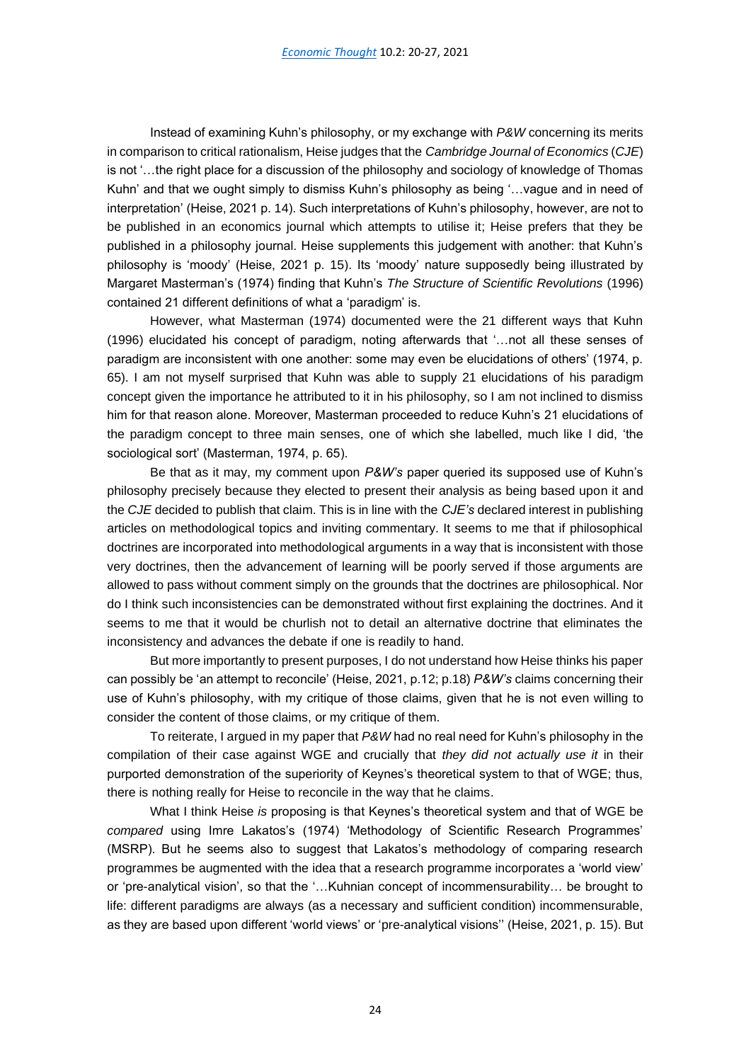Instead of examining Kuhn's philosophy, or my exchange with *P&W* concerning its merits in comparison to critical rationalism, Heise judges that the *Cambridge Journal of Economics* (*CJE*) is not '…the right place for a discussion of the philosophy and sociology of knowledge of Thomas Kuhn' and that we ought simply to dismiss Kuhn's philosophy as being '…vague and in need of interpretation' (Heise, 2021 p. 14). Such interpretations of Kuhn's philosophy, however, are not to be published in an economics journal which attempts to utilise it; Heise prefers that they be published in a philosophy journal. Heise supplements this judgement with another: that Kuhn's philosophy is 'moody' (Heise, 2021 p. 15). Its 'moody' nature supposedly being illustrated by Margaret Masterman's (1974) finding that Kuhn's *The Structure of Scientific Revolutions* (1996) contained 21 different definitions of what a 'paradigm' is.

However, what Masterman (1974) documented were the 21 different ways that Kuhn (1996) elucidated his concept of paradigm, noting afterwards that '…not all these senses of paradigm are inconsistent with one another: some may even be elucidations of others' (1974, p. 65). I am not myself surprised that Kuhn was able to supply 21 elucidations of his paradigm concept given the importance he attributed to it in his philosophy, so I am not inclined to dismiss him for that reason alone. Moreover, Masterman proceeded to reduce Kuhn's 21 elucidations of the paradigm concept to three main senses, one of which she labelled, much like I did, 'the sociological sort' (Masterman, 1974, p. 65).

Be that as it may, my comment upon *P&W's* paper queried its supposed use of Kuhn's philosophy precisely because they elected to present their analysis as being based upon it and the *CJE* decided to publish that claim. This is in line with the *CJE's* declared interest in publishing articles on methodological topics and inviting commentary. It seems to me that if philosophical doctrines are incorporated into methodological arguments in a way that is inconsistent with those very doctrines, then the advancement of learning will be poorly served if those arguments are allowed to pass without comment simply on the grounds that the doctrines are philosophical. Nor do I think such inconsistencies can be demonstrated without first explaining the doctrines. And it seems to me that it would be churlish not to detail an alternative doctrine that eliminates the inconsistency and advances the debate if one is readily to hand.

But more importantly to present purposes, I do not understand how Heise thinks his paper can possibly be 'an attempt to reconcile' (Heise, 2021, p.12; p.18) *P&W's* claims concerning their use of Kuhn's philosophy, with my critique of those claims, given that he is not even willing to consider the content of those claims, or my critique of them.

To reiterate, I argued in my paper that *P&W* had no real need for Kuhn's philosophy in the compilation of their case against WGE and crucially that *they did not actually use it* in their purported demonstration of the superiority of Keynes's theoretical system to that of WGE; thus, there is nothing really for Heise to reconcile in the way that he claims.

What I think Heise *is* proposing is that Keynes's theoretical system and that of WGE be *compared* using Imre Lakatos's (1974) 'Methodology of Scientific Research Programmes' (MSRP). But he seems also to suggest that Lakatos's methodology of comparing research programmes be augmented with the idea that a research programme incorporates a 'world view' or 'pre-analytical vision', so that the '…Kuhnian concept of incommensurability… be brought to life: different paradigms are always (as a necessary and sufficient condition) incommensurable, as they are based upon different 'world views' or 'pre-analytical visions'' (Heise, 2021, p. 15). But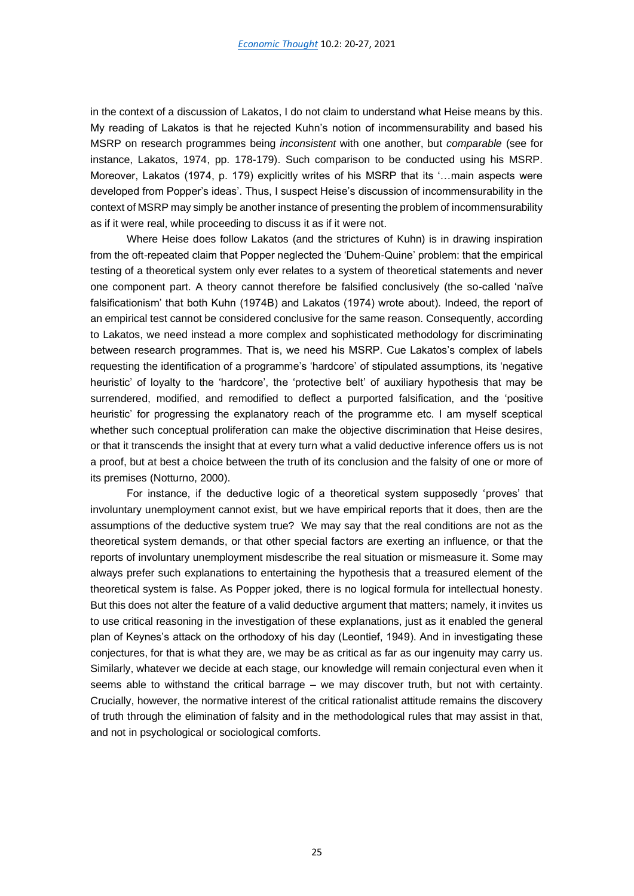in the context of a discussion of Lakatos, I do not claim to understand what Heise means by this. My reading of Lakatos is that he rejected Kuhn's notion of incommensurability and based his MSRP on research programmes being *inconsistent* with one another, but *comparable* (see for instance, Lakatos, 1974, pp. 178-179). Such comparison to be conducted using his MSRP. Moreover, Lakatos (1974, p. 179) explicitly writes of his MSRP that its '…main aspects were developed from Popper's ideas'. Thus, I suspect Heise's discussion of incommensurability in the context of MSRP may simply be another instance of presenting the problem of incommensurability as if it were real, while proceeding to discuss it as if it were not.

Where Heise does follow Lakatos (and the strictures of Kuhn) is in drawing inspiration from the oft-repeated claim that Popper neglected the 'Duhem-Quine' problem: that the empirical testing of a theoretical system only ever relates to a system of theoretical statements and never one component part. A theory cannot therefore be falsified conclusively (the so-called 'naïve falsificationism' that both Kuhn (1974B) and Lakatos (1974) wrote about). Indeed, the report of an empirical test cannot be considered conclusive for the same reason. Consequently, according to Lakatos, we need instead a more complex and sophisticated methodology for discriminating between research programmes. That is, we need his MSRP. Cue Lakatos's complex of labels requesting the identification of a programme's 'hardcore' of stipulated assumptions, its 'negative heuristic' of loyalty to the 'hardcore', the 'protective belt' of auxiliary hypothesis that may be surrendered, modified, and remodified to deflect a purported falsification, and the 'positive heuristic' for progressing the explanatory reach of the programme etc. I am myself sceptical whether such conceptual proliferation can make the objective discrimination that Heise desires, or that it transcends the insight that at every turn what a valid deductive inference offers us is not a proof, but at best a choice between the truth of its conclusion and the falsity of one or more of its premises (Notturno, 2000).

For instance, if the deductive logic of a theoretical system supposedly 'proves' that involuntary unemployment cannot exist, but we have empirical reports that it does, then are the assumptions of the deductive system true? We may say that the real conditions are not as the theoretical system demands, or that other special factors are exerting an influence, or that the reports of involuntary unemployment misdescribe the real situation or mismeasure it. Some may always prefer such explanations to entertaining the hypothesis that a treasured element of the theoretical system is false. As Popper joked, there is no logical formula for intellectual honesty. But this does not alter the feature of a valid deductive argument that matters; namely, it invites us to use critical reasoning in the investigation of these explanations, just as it enabled the general plan of Keynes's attack on the orthodoxy of his day (Leontief, 1949). And in investigating these conjectures, for that is what they are, we may be as critical as far as our ingenuity may carry us. Similarly, whatever we decide at each stage, our knowledge will remain conjectural even when it seems able to withstand the critical barrage – we may discover truth, but not with certainty. Crucially, however, the normative interest of the critical rationalist attitude remains the discovery of truth through the elimination of falsity and in the methodological rules that may assist in that, and not in psychological or sociological comforts.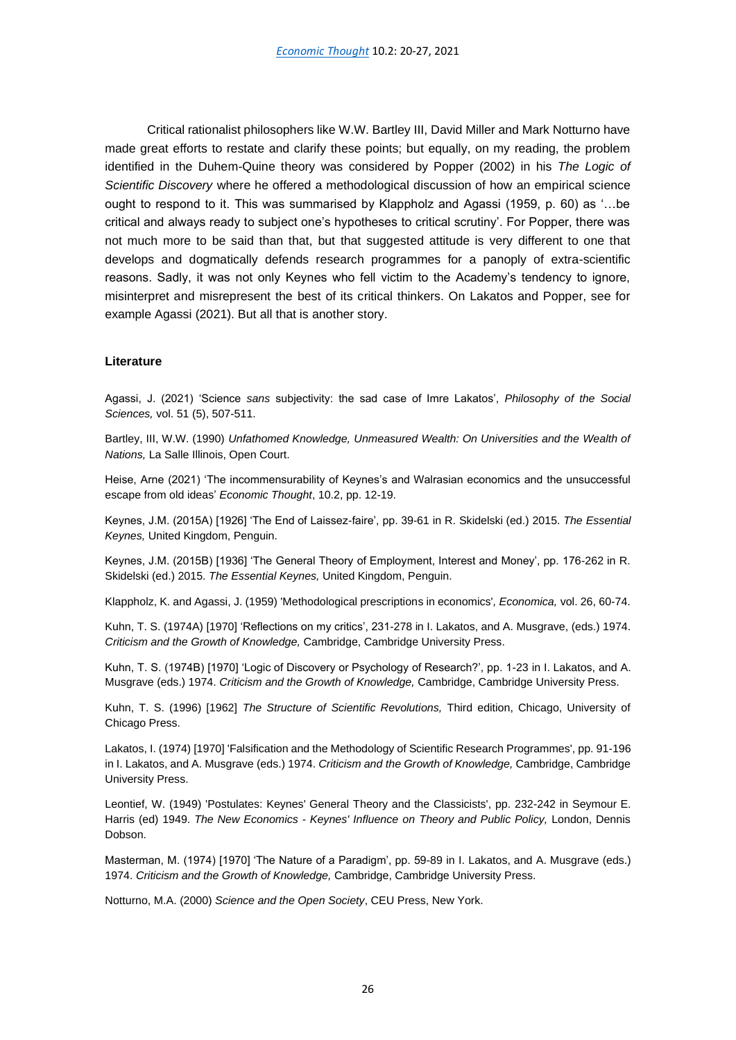Critical rationalist philosophers like W.W. Bartley III, David Miller and Mark Notturno have made great efforts to restate and clarify these points; but equally, on my reading, the problem identified in the Duhem-Quine theory was considered by Popper (2002) in his *The Logic of Scientific Discovery* where he offered a methodological discussion of how an empirical science ought to respond to it. This was summarised by Klappholz and Agassi (1959, p. 60) as '…be critical and always ready to subject one's hypotheses to critical scrutiny'. For Popper, there was not much more to be said than that, but that suggested attitude is very different to one that develops and dogmatically defends research programmes for a panoply of extra-scientific reasons. Sadly, it was not only Keynes who fell victim to the Academy's tendency to ignore, misinterpret and misrepresent the best of its critical thinkers. On Lakatos and Popper, see for example Agassi (2021). But all that is another story.

### Literature

Agassi, J. (2021) 'Science *sans* subjectivity: the sad case of Imre Lakatos', *Philosophy of the Social Sciences,* vol. 51 (5), 507-511.

Bartley, III, W.W. (1990) *Unfathomed Knowledge, Unmeasured Wealth: On Universities and the Wealth of Nations,* La Salle Illinois, Open Court.

Heise, Arne (2021) 'The incommensurability of Keynes's and Walrasian economics and the unsuccessful escape from old ideas' *Economic Thought*, 10.2, pp. 12-19.

Keynes, J.M. (2015A) [1926] 'The End of Laissez-faire', pp. 39-61 in R. Skidelski (ed.) 2015. *The Essential Keynes,* United Kingdom, Penguin.

Keynes, J.M. (2015B) [1936] 'The General Theory of Employment, Interest and Money', pp. 176-262 in R. Skidelski (ed.) 2015. *The Essential Keynes,* United Kingdom, Penguin.

Klappholz, K. and Agassi, J. (1959) 'Methodological prescriptions in economics', *Economica,* vol. 26, 60-74.

Kuhn, T. S. (1974A) [1970] 'Reflections on my critics', 231-278 in I. Lakatos, and A. Musgrave, (eds.) 1974. *Criticism and the Growth of Knowledge,* Cambridge, Cambridge University Press.

Kuhn, T. S. (1974B) [1970] 'Logic of Discovery or Psychology of Research?', pp. 1-23 in I. Lakatos, and A. Musgrave (eds.) 1974. *Criticism and the Growth of Knowledge,* Cambridge, Cambridge University Press.

Kuhn, T. S. (1996) [1962] *The Structure of Scientific Revolutions,* Third edition, Chicago, University of Chicago Press.

Lakatos, I. (1974) [1970] 'Falsification and the Methodology of Scientific Research Programmes', pp. 91-196 in I. Lakatos, and A. Musgrave (eds.) 1974. *Criticism and the Growth of Knowledge,* Cambridge, Cambridge University Press.

Leontief, W. (1949) 'Postulates: Keynes' General Theory and the Classicists', pp. 232-242 in Seymour E. Harris (ed) 1949. *The New Economics - Keynes' Influence on Theory and Public Policy,* London, Dennis Dobson.

Masterman, M. (1974) [1970] 'The Nature of a Paradigm', pp. 59-89 in I. Lakatos, and A. Musgrave (eds.) 1974. *Criticism and the Growth of Knowledge,* Cambridge, Cambridge University Press.

Notturno, M.A. (2000) *Science and the Open Society*, CEU Press, New York.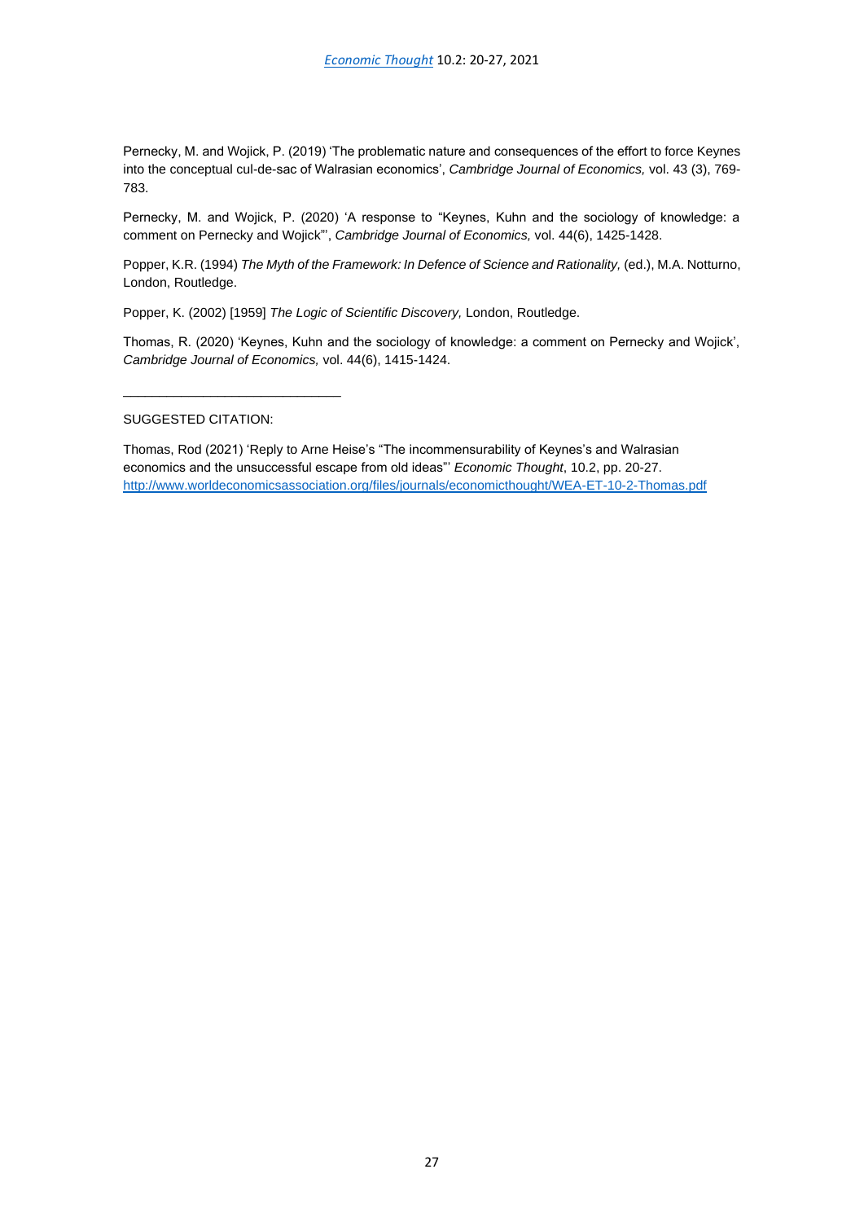Pernecky, M. and Wojick, P. (2019) 'The problematic nature and consequences of the effort to force Keynes into the conceptual cul-de-sac of Walrasian economics', *Cambridge Journal of Economics,* vol. 43 (3), 769-783.

Pernecky, M. and Wojick, P. (2020) 'A response to "Keynes, Kuhn and the sociology of knowledge: a comment on Pernecky and Wojick"', *Cambridge Journal of Economics,* vol. 44(6), 1425-1428.

Popper, K.R. (1994) *The Myth of the Framework: In Defence of Science and Rationality,* (ed.), M.A. Notturno, London, Routledge.

Popper, K. (2002) [1959] *The Logic of Scientific Discovery,* London, Routledge.

Thomas, R. (2020) 'Keynes, Kuhn and the sociology of knowledge: a comment on Pernecky and Wojick', *Cambridge Journal of Economics,* vol. 44(6), 1415-1424.

______________________________

SUGGESTED CITATION:

Thomas, Rod (2021) 'Reply to Arne Heise's "The incommensurability of Keynes's and Walrasian economics and the unsuccessful escape from old ideas"' *Economic Thought*, 10.2, pp. 20-27. http://www.worldeconomicsassociation.org/files/journals/economicthought/WEA-ET-10-2-Thomas.pdf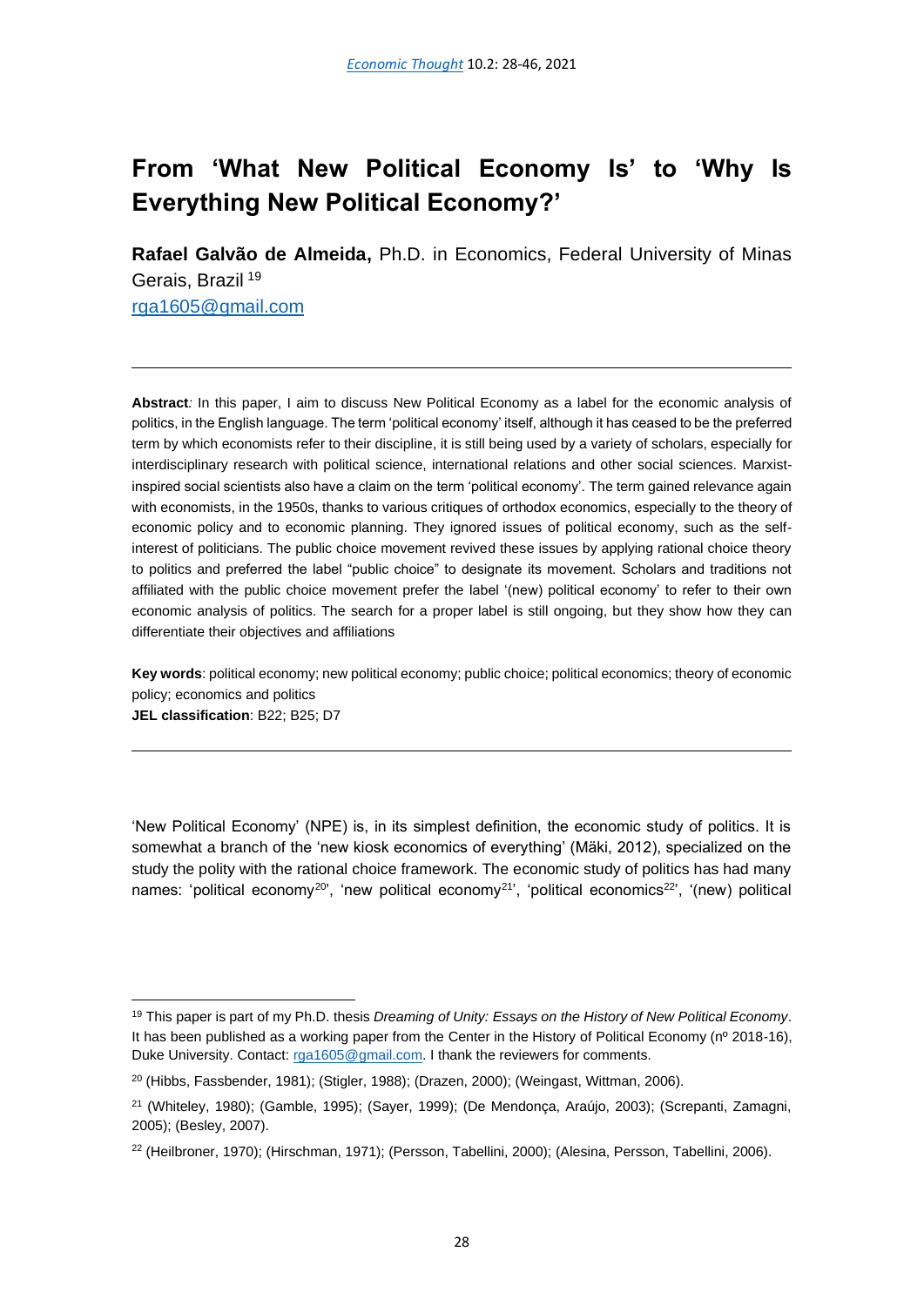# From 'What New Political Economy Is' to 'Why Is Everything New Political Economy?'

**Rafael Galvão de Almeida,** Ph.D. in Economics, Federal University of Minas Gerais, Brazil [19]
rga1605@gmail.com

---

**Abstract***:* In this paper, I aim to discuss New Political Economy as a label for the economic analysis of politics, in the English language. The term 'political economy' itself, although it has ceased to be the preferred term by which economists refer to their discipline, it is still being used by a variety of scholars, especially for interdisciplinary research with political science, international relations and other social sciences. Marxist-inspired social scientists also have a claim on the term 'political economy'. The term gained relevance again with economists, in the 1950s, thanks to various critiques of orthodox economics, especially to the theory of economic policy and to economic planning. They ignored issues of political economy, such as the self-interest of politicians. The public choice movement revived these issues by applying rational choice theory to politics and preferred the label "public choice" to designate its movement. Scholars and traditions not affiliated with the public choice movement prefer the label '(new) political economy' to refer to their own economic analysis of politics. The search for a proper label is still ongoing, but they show how they can differentiate their objectives and affiliations

**Key words**: political economy; new political economy; public choice; political economics; theory of economic policy; economics and politics
**JEL classification**: B22; B25; D7

---

'New Political Economy' (NPE) is, in its simplest definition, the economic study of politics. It is somewhat a branch of the 'new kiosk economics of everything' (Mäki, 2012), specialized on the study the polity with the rational choice framework. The economic study of politics has had many names: 'political economy[20]', 'new political economy[21]', 'political economics[22]', '(new) political

---

[19] This paper is part of my Ph.D. thesis *Dreaming of Unity: Essays on the History of New Political Economy*. It has been published as a working paper from the Center in the History of Political Economy (nº 2018-16), Duke University. Contact: rga1605@gmail.com. I thank the reviewers for comments.

[20] (Hibbs, Fassbender, 1981); (Stigler, 1988); (Drazen, 2000); (Weingast, Wittman, 2006).

[21] (Whiteley, 1980); (Gamble, 1995); (Sayer, 1999); (De Mendonça, Araújo, 2003); (Screpanti, Zamagni, 2005); (Besley, 2007).

[22] (Heilbroner, 1970); (Hirschman, 1971); (Persson, Tabellini, 2000); (Alesina, Persson, Tabellini, 2006).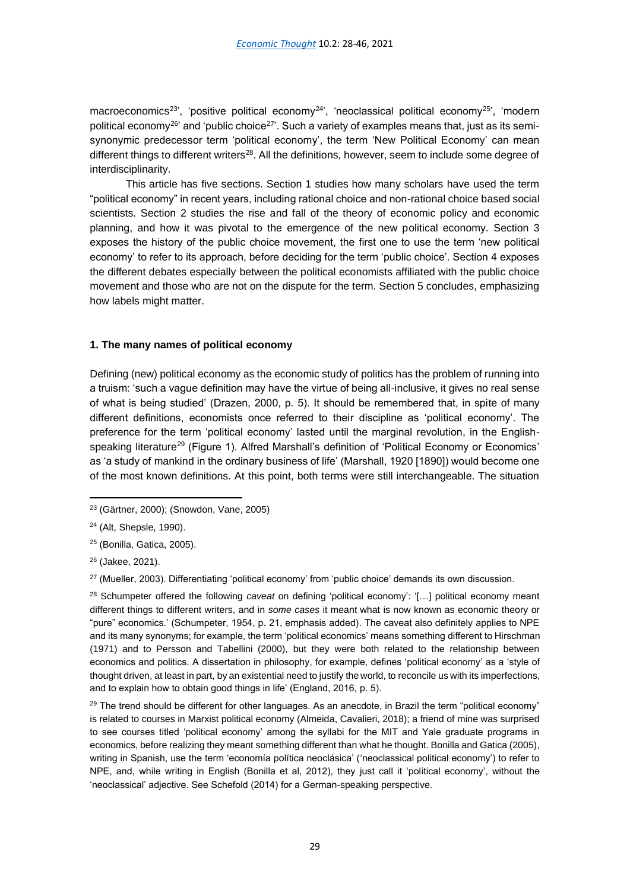macroeconomics[23]', 'positive political economy[24]', 'neoclassical political economy[25]', 'modern political economy[26]' and 'public choice[27]'. Such a variety of examples means that, just as its semi-synonymic predecessor term 'political economy', the term 'New Political Economy' can mean different things to different writers[28]. All the definitions, however, seem to include some degree of interdisciplinarity.

This article has five sections. Section 1 studies how many scholars have used the term "political economy" in recent years, including rational choice and non-rational choice based social scientists. Section 2 studies the rise and fall of the theory of economic policy and economic planning, and how it was pivotal to the emergence of the new political economy. Section 3 exposes the history of the public choice movement, the first one to use the term 'new political economy' to refer to its approach, before deciding for the term 'public choice'. Section 4 exposes the different debates especially between the political economists affiliated with the public choice movement and those who are not on the dispute for the term. Section 5 concludes, emphasizing how labels might matter.

### 1. The many names of political economy

Defining (new) political economy as the economic study of politics has the problem of running into a truism: 'such a vague definition may have the virtue of being all-inclusive, it gives no real sense of what is being studied' (Drazen, 2000, p. 5). It should be remembered that, in spite of many different definitions, economists once referred to their discipline as 'political economy'. The preference for the term 'political economy' lasted until the marginal revolution, in the English-speaking literature[29] (Figure 1). Alfred Marshall's definition of 'Political Economy or Economics' as 'a study of mankind in the ordinary business of life' (Marshall, 1920 [1890]) would become one of the most known definitions. At this point, both terms were still interchangeable. The situation

---

[23] (Gärtner, 2000); (Snowdon, Vane, 2005)

[24] (Alt, Shepsle, 1990).

[25] (Bonilla, Gatica, 2005).

[26] (Jakee, 2021).

[27] (Mueller, 2003). Differentiating 'political economy' from 'public choice' demands its own discussion.

[28] Schumpeter offered the following *caveat* on defining 'political economy': '[…] political economy meant different things to different writers, and in *some cases* it meant what is now known as economic theory or "pure" economics.' (Schumpeter, 1954, p. 21, emphasis added). The caveat also definitely applies to NPE and its many synonyms; for example, the term 'political economics' means something different to Hirschman (1971) and to Persson and Tabellini (2000), but they were both related to the relationship between economics and politics. A dissertation in philosophy, for example, defines 'political economy' as a 'style of thought driven, at least in part, by an existential need to justify the world, to reconcile us with its imperfections, and to explain how to obtain good things in life' (England, 2016, p. 5).

[29] The trend should be different for other languages. As an anecdote, in Brazil the term "political economy" is related to courses in Marxist political economy (Almeida, Cavalieri, 2018); a friend of mine was surprised to see courses titled 'political economy' among the syllabi for the MIT and Yale graduate programs in economics, before realizing they meant something different than what he thought. Bonilla and Gatica (2005), writing in Spanish, use the term 'economía política neoclásica' ('neoclassical political economy') to refer to NPE, and, while writing in English (Bonilla et al, 2012), they just call it 'political economy', without the 'neoclassical' adjective. See Schefold (2014) for a German-speaking perspective.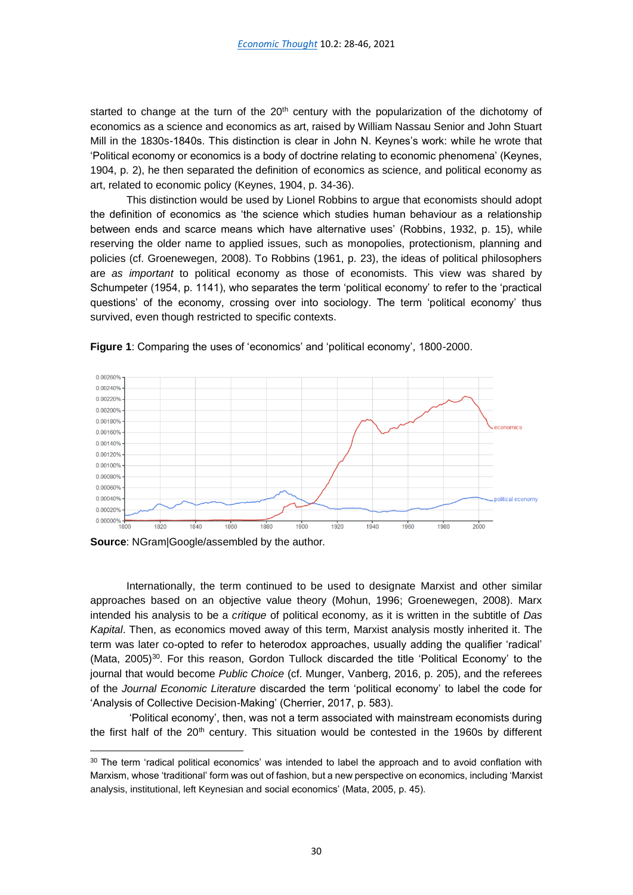started to change at the turn of the 20th century with the popularization of the dichotomy of economics as a science and economics as art, raised by William Nassau Senior and John Stuart Mill in the 1830s-1840s. This distinction is clear in John N. Keynes's work: while he wrote that 'Political economy or economics is a body of doctrine relating to economic phenomena' (Keynes, 1904, p. 2), he then separated the definition of economics as science, and political economy as art, related to economic policy (Keynes, 1904, p. 34-36).

This distinction would be used by Lionel Robbins to argue that economists should adopt the definition of economics as 'the science which studies human behaviour as a relationship between ends and scarce means which have alternative uses' (Robbins, 1932, p. 15), while reserving the older name to applied issues, such as monopolies, protectionism, planning and policies (cf. Groenewegen, 2008). To Robbins (1961, p. 23), the ideas of political philosophers are *as important* to political economy as those of economists. This view was shared by Schumpeter (1954, p. 1141), who separates the term 'political economy' to refer to the 'practical questions' of the economy, crossing over into sociology. The term 'political economy' thus survived, even though restricted to specific contexts.

**Figure 1**: Comparing the uses of 'economics' and 'political economy', 1800-2000.

**Source**: NGram|Google/assembled by the author.

Internationally, the term continued to be used to designate Marxist and other similar approaches based on an objective value theory (Mohun, 1996; Groenewegen, 2008). Marx intended his analysis to be a *critique* of political economy, as it is written in the subtitle of *Das Kapital*. Then, as economics moved away of this term, Marxist analysis mostly inherited it. The term was later co-opted to refer to heterodox approaches, usually adding the qualifier 'radical' (Mata, 2005)[30]. For this reason, Gordon Tullock discarded the title 'Political Economy' to the journal that would become *Public Choice* (cf. Munger, Vanberg, 2016, p. 205), and the referees of the *Journal Economic Literature* discarded the term 'political economy' to label the code for 'Analysis of Collective Decision-Making' (Cherrier, 2017, p. 583).

'Political economy', then, was not a term associated with mainstream economists during the first half of the 20th century. This situation would be contested in the 1960s by different

---

[30] The term 'radical political economics' was intended to label the approach and to avoid conflation with Marxism, whose 'traditional' form was out of fashion, but a new perspective on economics, including 'Marxist analysis, institutional, left Keynesian and social economics' (Mata, 2005, p. 45).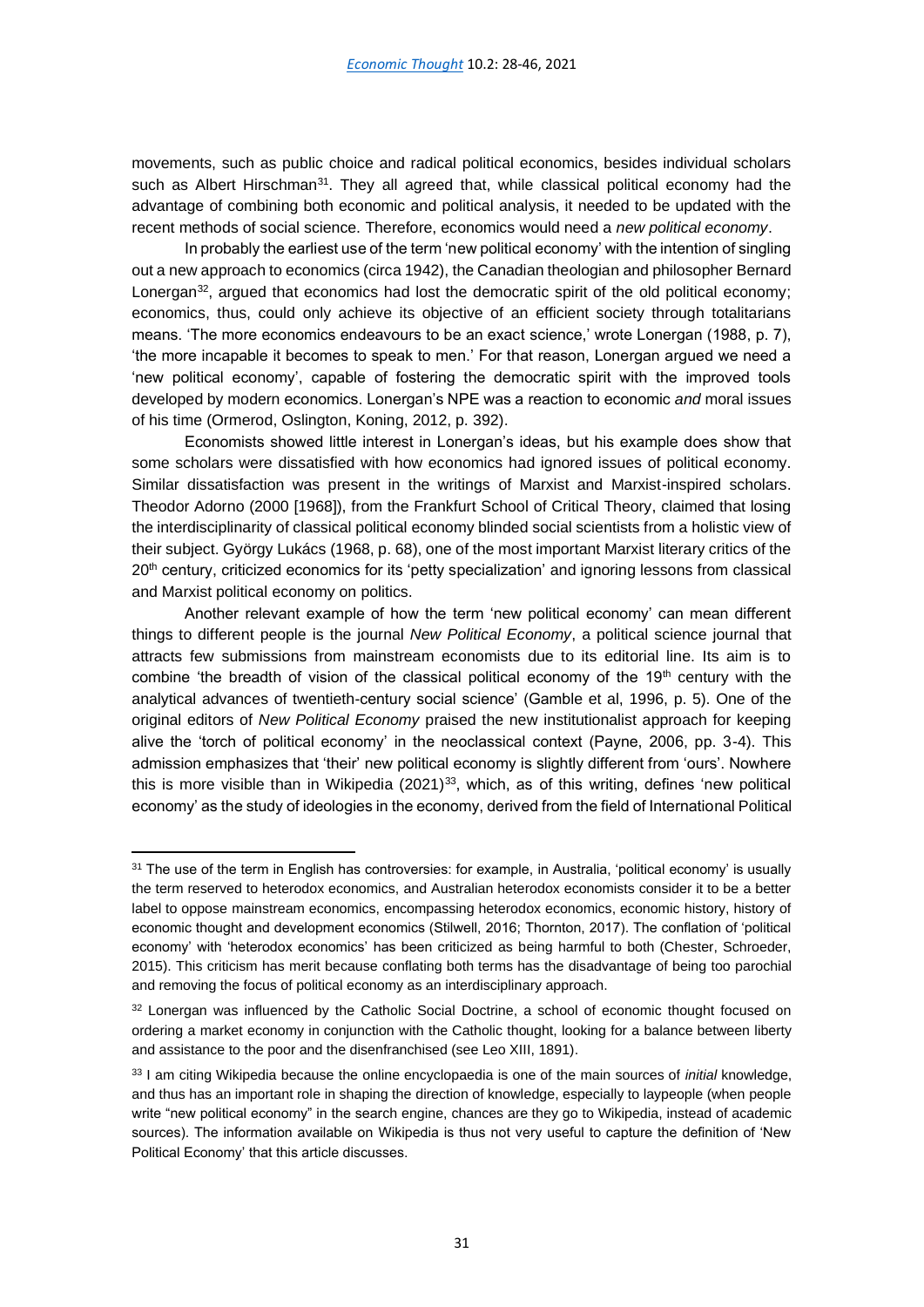movements, such as public choice and radical political economics, besides individual scholars such as Albert Hirschman[31]. They all agreed that, while classical political economy had the advantage of combining both economic and political analysis, it needed to be updated with the recent methods of social science. Therefore, economics would need a *new political economy*.

In probably the earliest use of the term 'new political economy' with the intention of singling out a new approach to economics (circa 1942), the Canadian theologian and philosopher Bernard Lonergan[32], argued that economics had lost the democratic spirit of the old political economy; economics, thus, could only achieve its objective of an efficient society through totalitarians means. 'The more economics endeavours to be an exact science,' wrote Lonergan (1988, p. 7), 'the more incapable it becomes to speak to men.' For that reason, Lonergan argued we need a 'new political economy', capable of fostering the democratic spirit with the improved tools developed by modern economics. Lonergan's NPE was a reaction to economic *and* moral issues of his time (Ormerod, Oslington, Koning, 2012, p. 392).

Economists showed little interest in Lonergan's ideas, but his example does show that some scholars were dissatisfied with how economics had ignored issues of political economy. Similar dissatisfaction was present in the writings of Marxist and Marxist-inspired scholars. Theodor Adorno (2000 [1968]), from the Frankfurt School of Critical Theory, claimed that losing the interdisciplinarity of classical political economy blinded social scientists from a holistic view of their subject. György Lukács (1968, p. 68), one of the most important Marxist literary critics of the 20th century, criticized economics for its 'petty specialization' and ignoring lessons from classical and Marxist political economy on politics.

Another relevant example of how the term 'new political economy' can mean different things to different people is the journal *New Political Economy*, a political science journal that attracts few submissions from mainstream economists due to its editorial line. Its aim is to combine 'the breadth of vision of the classical political economy of the 19th century with the analytical advances of twentieth-century social science' (Gamble et al, 1996, p. 5). One of the original editors of *New Political Economy* praised the new institutionalist approach for keeping alive the 'torch of political economy' in the neoclassical context (Payne, 2006, pp. 3-4). This admission emphasizes that 'their' new political economy is slightly different from 'ours'. Nowhere this is more visible than in Wikipedia (2021)[33], which, as of this writing, defines 'new political economy' as the study of ideologies in the economy, derived from the field of International Political

---

[31] The use of the term in English has controversies: for example, in Australia, 'political economy' is usually the term reserved to heterodox economics, and Australian heterodox economists consider it to be a better label to oppose mainstream economics, encompassing heterodox economics, economic history, history of economic thought and development economics (Stilwell, 2016; Thornton, 2017). The conflation of 'political economy' with 'heterodox economics' has been criticized as being harmful to both (Chester, Schroeder, 2015). This criticism has merit because conflating both terms has the disadvantage of being too parochial and removing the focus of political economy as an interdisciplinary approach.

[32] Lonergan was influenced by the Catholic Social Doctrine, a school of economic thought focused on ordering a market economy in conjunction with the Catholic thought, looking for a balance between liberty and assistance to the poor and the disenfranchised (see Leo XIII, 1891).

[33] I am citing Wikipedia because the online encyclopaedia is one of the main sources of *initial* knowledge, and thus has an important role in shaping the direction of knowledge, especially to laypeople (when people write "new political economy" in the search engine, chances are they go to Wikipedia, instead of academic sources). The information available on Wikipedia is thus not very useful to capture the definition of 'New Political Economy' that this article discusses.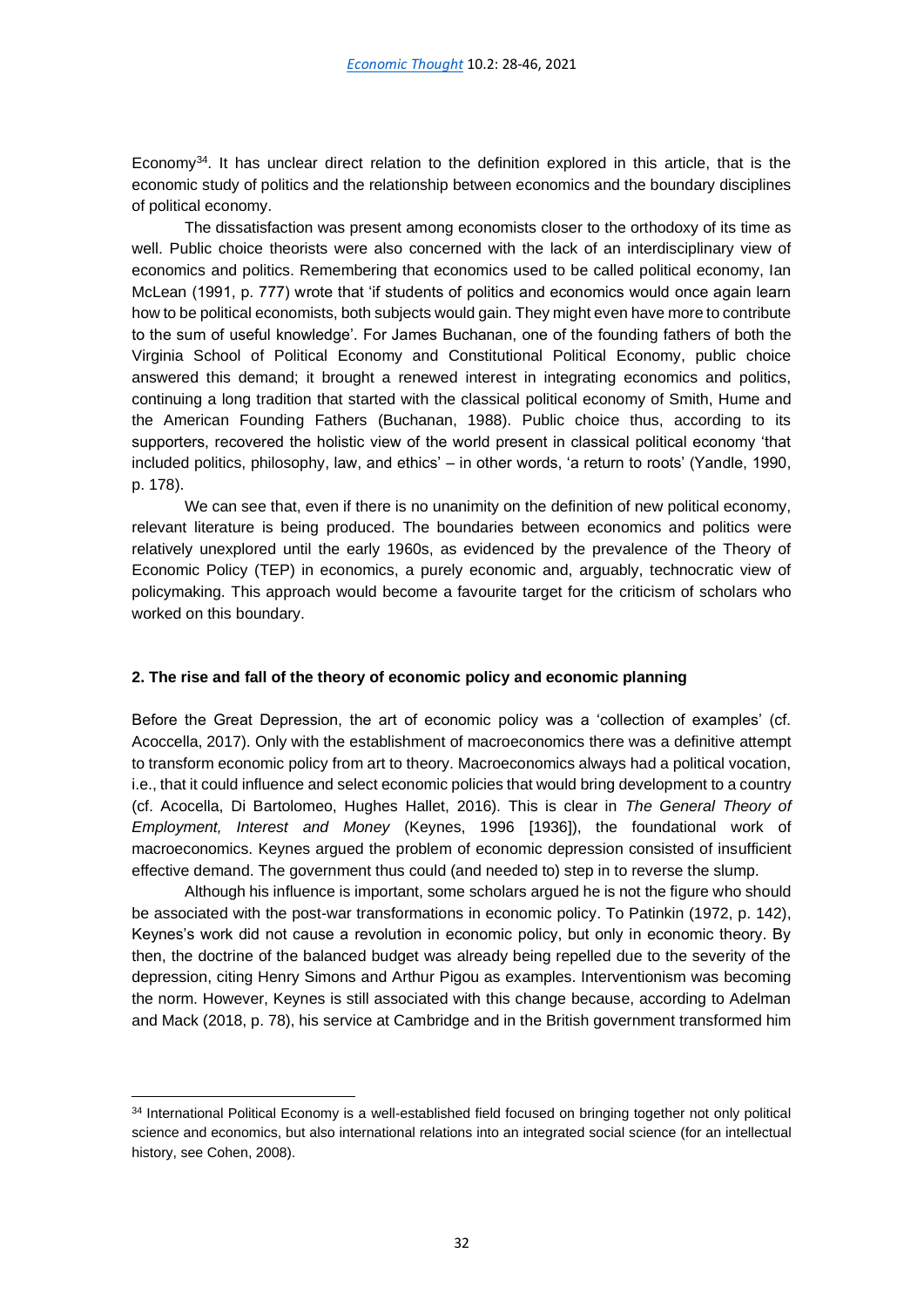Economy[34]. It has unclear direct relation to the definition explored in this article, that is the economic study of politics and the relationship between economics and the boundary disciplines of political economy.

The dissatisfaction was present among economists closer to the orthodoxy of its time as well. Public choice theorists were also concerned with the lack of an interdisciplinary view of economics and politics. Remembering that economics used to be called political economy, Ian McLean (1991, p. 777) wrote that 'if students of politics and economics would once again learn how to be political economists, both subjects would gain. They might even have more to contribute to the sum of useful knowledge'. For James Buchanan, one of the founding fathers of both the Virginia School of Political Economy and Constitutional Political Economy, public choice answered this demand; it brought a renewed interest in integrating economics and politics, continuing a long tradition that started with the classical political economy of Smith, Hume and the American Founding Fathers (Buchanan, 1988). Public choice thus, according to its supporters, recovered the holistic view of the world present in classical political economy 'that included politics, philosophy, law, and ethics' – in other words, 'a return to roots' (Yandle, 1990, p. 178).

We can see that, even if there is no unanimity on the definition of new political economy, relevant literature is being produced. The boundaries between economics and politics were relatively unexplored until the early 1960s, as evidenced by the prevalence of the Theory of Economic Policy (TEP) in economics, a purely economic and, arguably, technocratic view of policymaking. This approach would become a favourite target for the criticism of scholars who worked on this boundary.

## 2. The rise and fall of the theory of economic policy and economic planning

Before the Great Depression, the art of economic policy was a 'collection of examples' (cf. Acoccella, 2017). Only with the establishment of macroeconomics there was a definitive attempt to transform economic policy from art to theory. Macroeconomics always had a political vocation, i.e., that it could influence and select economic policies that would bring development to a country (cf. Acocella, Di Bartolomeo, Hughes Hallet, 2016). This is clear in *The General Theory of Employment, Interest and Money* (Keynes, 1996 [1936]), the foundational work of macroeconomics. Keynes argued the problem of economic depression consisted of insufficient effective demand. The government thus could (and needed to) step in to reverse the slump.

Although his influence is important, some scholars argued he is not the figure who should be associated with the post-war transformations in economic policy. To Patinkin (1972, p. 142), Keynes's work did not cause a revolution in economic policy, but only in economic theory. By then, the doctrine of the balanced budget was already being repelled due to the severity of the depression, citing Henry Simons and Arthur Pigou as examples. Interventionism was becoming the norm. However, Keynes is still associated with this change because, according to Adelman and Mack (2018, p. 78), his service at Cambridge and in the British government transformed him

---

[34] International Political Economy is a well-established field focused on bringing together not only political science and economics, but also international relations into an integrated social science (for an intellectual history, see Cohen, 2008).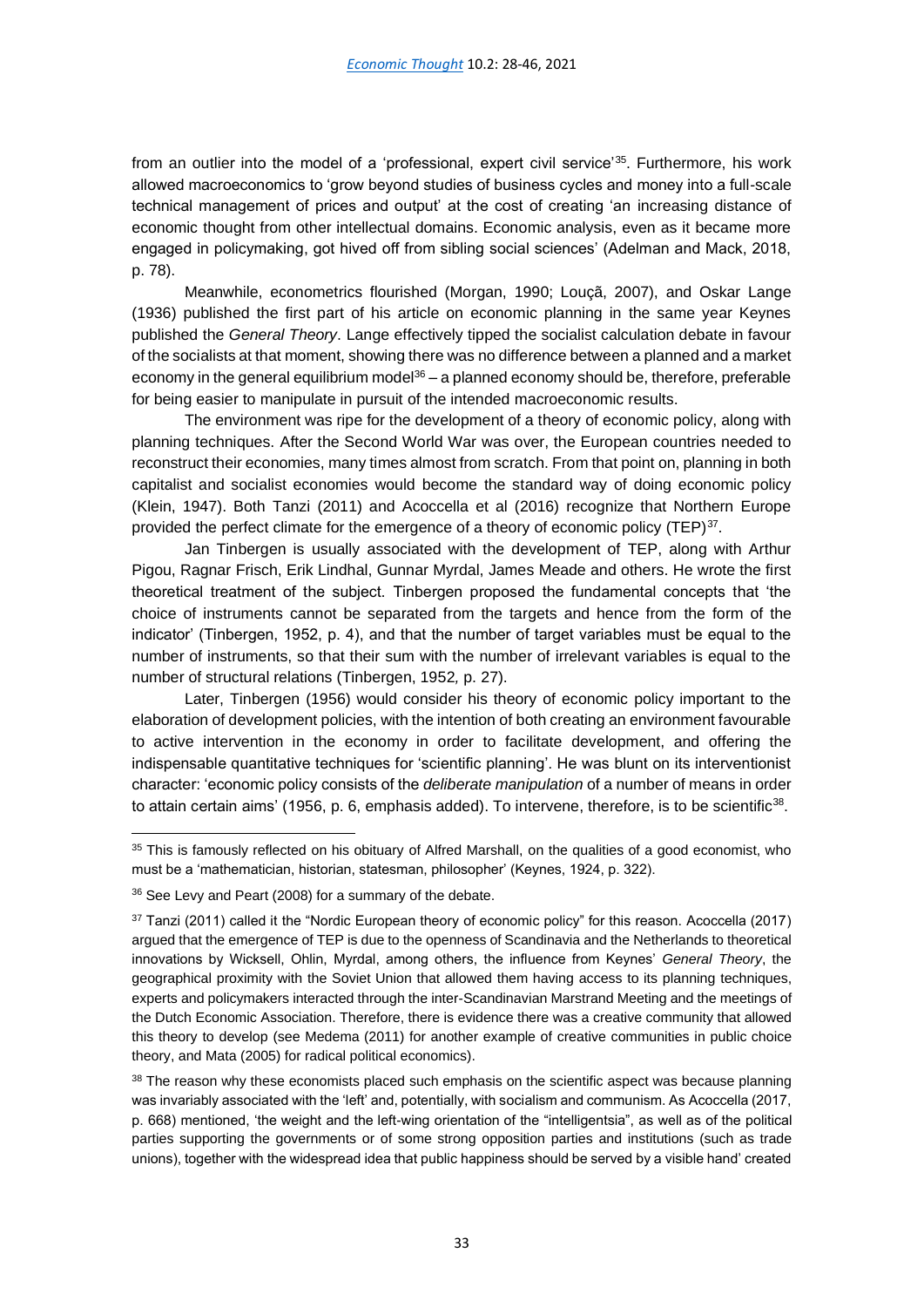from an outlier into the model of a 'professional, expert civil service'[35]. Furthermore, his work allowed macroeconomics to 'grow beyond studies of business cycles and money into a full-scale technical management of prices and output' at the cost of creating 'an increasing distance of economic thought from other intellectual domains. Economic analysis, even as it became more engaged in policymaking, got hived off from sibling social sciences' (Adelman and Mack, 2018, p. 78).

Meanwhile, econometrics flourished (Morgan, 1990; Louçã, 2007), and Oskar Lange (1936) published the first part of his article on economic planning in the same year Keynes published the *General Theory*. Lange effectively tipped the socialist calculation debate in favour of the socialists at that moment, showing there was no difference between a planned and a market economy in the general equilibrium model[36] – a planned economy should be, therefore, preferable for being easier to manipulate in pursuit of the intended macroeconomic results.

The environment was ripe for the development of a theory of economic policy, along with planning techniques. After the Second World War was over, the European countries needed to reconstruct their economies, many times almost from scratch. From that point on, planning in both capitalist and socialist economies would become the standard way of doing economic policy (Klein, 1947). Both Tanzi (2011) and Acoccella et al (2016) recognize that Northern Europe provided the perfect climate for the emergence of a theory of economic policy (TEP)[37].

Jan Tinbergen is usually associated with the development of TEP, along with Arthur Pigou, Ragnar Frisch, Erik Lindhal, Gunnar Myrdal, James Meade and others. He wrote the first theoretical treatment of the subject. Tinbergen proposed the fundamental concepts that 'the choice of instruments cannot be separated from the targets and hence from the form of the indicator' (Tinbergen, 1952, p. 4), and that the number of target variables must be equal to the number of instruments, so that their sum with the number of irrelevant variables is equal to the number of structural relations (Tinbergen, 1952*,* p. 27).

Later, Tinbergen (1956) would consider his theory of economic policy important to the elaboration of development policies, with the intention of both creating an environment favourable to active intervention in the economy in order to facilitate development, and offering the indispensable quantitative techniques for 'scientific planning'. He was blunt on its interventionist character: 'economic policy consists of the *deliberate manipulation* of a number of means in order to attain certain aims' (1956, p. 6, emphasis added). To intervene, therefore, is to be scientific[38].

---

[35] This is famously reflected on his obituary of Alfred Marshall, on the qualities of a good economist, who must be a 'mathematician, historian, statesman, philosopher' (Keynes, 1924, p. 322).

[36] See Levy and Peart (2008) for a summary of the debate.

[37] Tanzi (2011) called it the "Nordic European theory of economic policy" for this reason. Acoccella (2017) argued that the emergence of TEP is due to the openness of Scandinavia and the Netherlands to theoretical innovations by Wicksell, Ohlin, Myrdal, among others, the influence from Keynes' *General Theory*, the geographical proximity with the Soviet Union that allowed them having access to its planning techniques, experts and policymakers interacted through the inter-Scandinavian Marstrand Meeting and the meetings of the Dutch Economic Association. Therefore, there is evidence there was a creative community that allowed this theory to develop (see Medema (2011) for another example of creative communities in public choice theory, and Mata (2005) for radical political economics).

[38] The reason why these economists placed such emphasis on the scientific aspect was because planning was invariably associated with the 'left' and, potentially, with socialism and communism. As Acoccella (2017, p. 668) mentioned, 'the weight and the left-wing orientation of the "intelligentsia", as well as of the political parties supporting the governments or of some strong opposition parties and institutions (such as trade unions), together with the widespread idea that public happiness should be served by a visible hand' created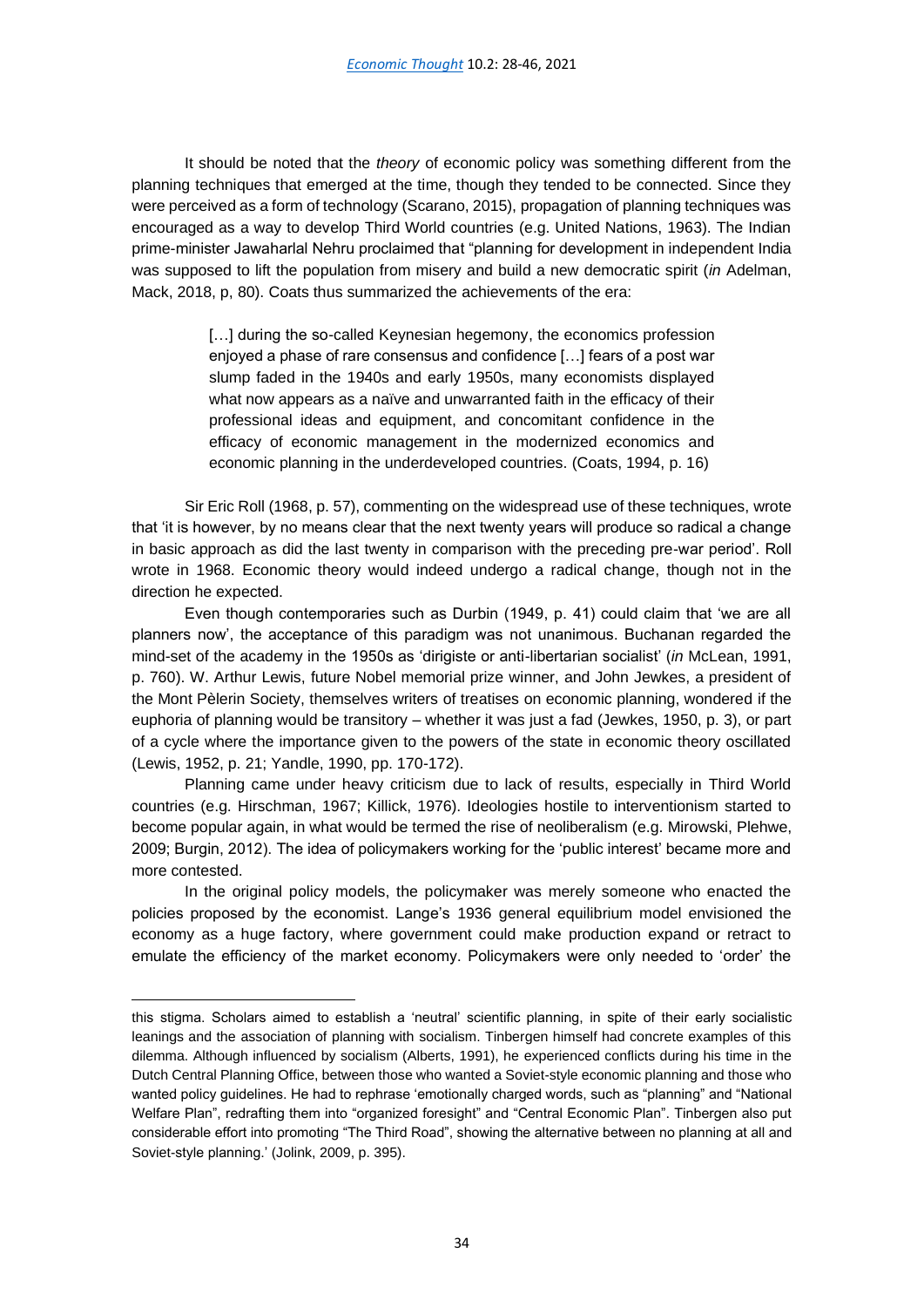It should be noted that the *theory* of economic policy was something different from the planning techniques that emerged at the time, though they tended to be connected. Since they were perceived as a form of technology (Scarano, 2015), propagation of planning techniques was encouraged as a way to develop Third World countries (e.g. United Nations, 1963). The Indian prime-minister Jawaharlal Nehru proclaimed that "planning for development in independent India was supposed to lift the population from misery and build a new democratic spirit (*in* Adelman, Mack, 2018, p, 80). Coats thus summarized the achievements of the era:

> […] during the so-called Keynesian hegemony, the economics profession enjoyed a phase of rare consensus and confidence […] fears of a post war slump faded in the 1940s and early 1950s, many economists displayed what now appears as a naïve and unwarranted faith in the efficacy of their professional ideas and equipment, and concomitant confidence in the efficacy of economic management in the modernized economics and economic planning in the underdeveloped countries. (Coats, 1994, p. 16)

Sir Eric Roll (1968, p. 57), commenting on the widespread use of these techniques, wrote that 'it is however, by no means clear that the next twenty years will produce so radical a change in basic approach as did the last twenty in comparison with the preceding pre-war period'. Roll wrote in 1968. Economic theory would indeed undergo a radical change, though not in the direction he expected.

Even though contemporaries such as Durbin (1949, p. 41) could claim that 'we are all planners now', the acceptance of this paradigm was not unanimous. Buchanan regarded the mind-set of the academy in the 1950s as 'dirigiste or anti-libertarian socialist' (*in* McLean, 1991, p. 760). W. Arthur Lewis, future Nobel memorial prize winner, and John Jewkes, a president of the Mont Pèlerin Society, themselves writers of treatises on economic planning, wondered if the euphoria of planning would be transitory – whether it was just a fad (Jewkes, 1950, p. 3), or part of a cycle where the importance given to the powers of the state in economic theory oscillated (Lewis, 1952, p. 21; Yandle, 1990, pp. 170-172).

Planning came under heavy criticism due to lack of results, especially in Third World countries (e.g. Hirschman, 1967; Killick, 1976). Ideologies hostile to interventionism started to become popular again, in what would be termed the rise of neoliberalism (e.g. Mirowski, Plehwe, 2009; Burgin, 2012). The idea of policymakers working for the 'public interest' became more and more contested.

In the original policy models, the policymaker was merely someone who enacted the policies proposed by the economist. Lange's 1936 general equilibrium model envisioned the economy as a huge factory, where government could make production expand or retract to emulate the efficiency of the market economy. Policymakers were only needed to 'order' the

---

this stigma. Scholars aimed to establish a 'neutral' scientific planning, in spite of their early socialistic leanings and the association of planning with socialism. Tinbergen himself had concrete examples of this dilemma. Although influenced by socialism (Alberts, 1991), he experienced conflicts during his time in the Dutch Central Planning Office, between those who wanted a Soviet-style economic planning and those who wanted policy guidelines. He had to rephrase 'emotionally charged words, such as "planning" and "National Welfare Plan", redrafting them into "organized foresight" and "Central Economic Plan". Tinbergen also put considerable effort into promoting "The Third Road", showing the alternative between no planning at all and Soviet-style planning.' (Jolink, 2009, p. 395).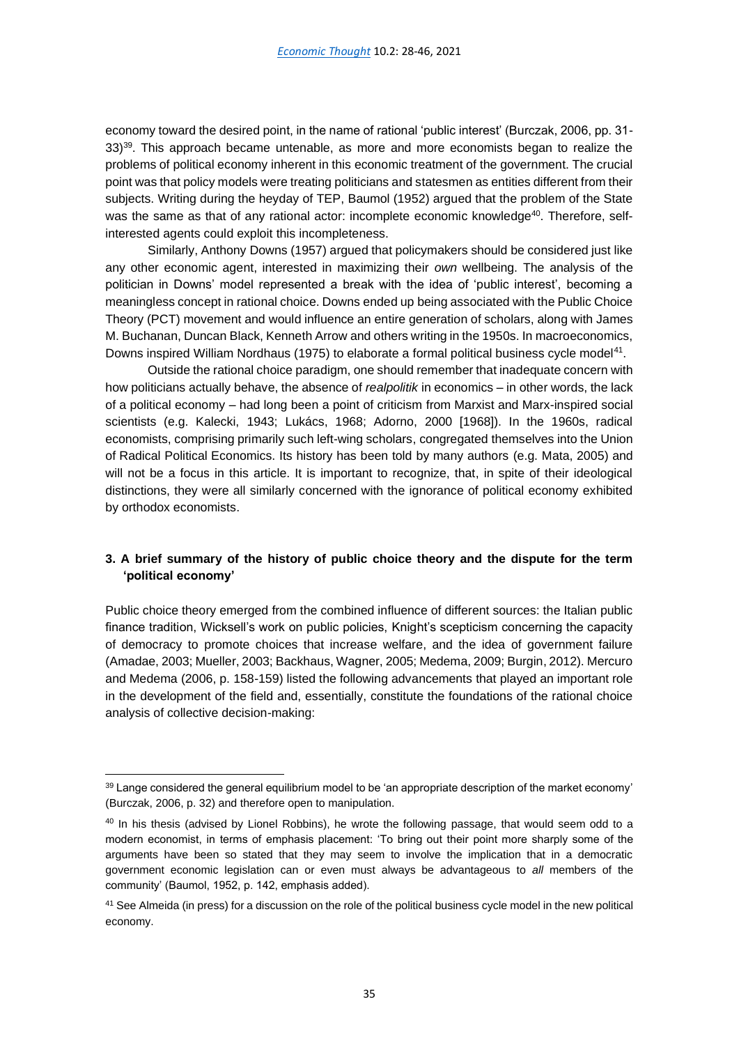economy toward the desired point, in the name of rational 'public interest' (Burczak, 2006, pp. 31-33)[39]. This approach became untenable, as more and more economists began to realize the problems of political economy inherent in this economic treatment of the government. The crucial point was that policy models were treating politicians and statesmen as entities different from their subjects. Writing during the heyday of TEP, Baumol (1952) argued that the problem of the State was the same as that of any rational actor: incomplete economic knowledge[40]. Therefore, self-interested agents could exploit this incompleteness.

Similarly, Anthony Downs (1957) argued that policymakers should be considered just like any other economic agent, interested in maximizing their *own* wellbeing. The analysis of the politician in Downs' model represented a break with the idea of 'public interest', becoming a meaningless concept in rational choice. Downs ended up being associated with the Public Choice Theory (PCT) movement and would influence an entire generation of scholars, along with James M. Buchanan, Duncan Black, Kenneth Arrow and others writing in the 1950s. In macroeconomics, Downs inspired William Nordhaus (1975) to elaborate a formal political business cycle model[41].

Outside the rational choice paradigm, one should remember that inadequate concern with how politicians actually behave, the absence of *realpolitik* in economics – in other words, the lack of a political economy – had long been a point of criticism from Marxist and Marx-inspired social scientists (e.g. Kalecki, 1943; Lukács, 1968; Adorno, 2000 [1968]). In the 1960s, radical economists, comprising primarily such left-wing scholars, congregated themselves into the Union of Radical Political Economics. Its history has been told by many authors (e.g. Mata, 2005) and will not be a focus in this article. It is important to recognize, that, in spite of their ideological distinctions, they were all similarly concerned with the ignorance of political economy exhibited by orthodox economists.

## 3. A brief summary of the history of public choice theory and the dispute for the term 'political economy'

Public choice theory emerged from the combined influence of different sources: the Italian public finance tradition, Wicksell's work on public policies, Knight's scepticism concerning the capacity of democracy to promote choices that increase welfare, and the idea of government failure (Amadae, 2003; Mueller, 2003; Backhaus, Wagner, 2005; Medema, 2009; Burgin, 2012). Mercuro and Medema (2006, p. 158-159) listed the following advancements that played an important role in the development of the field and, essentially, constitute the foundations of the rational choice analysis of collective decision-making:

---

[39] Lange considered the general equilibrium model to be 'an appropriate description of the market economy' (Burczak, 2006, p. 32) and therefore open to manipulation.

[40] In his thesis (advised by Lionel Robbins), he wrote the following passage, that would seem odd to a modern economist, in terms of emphasis placement: 'To bring out their point more sharply some of the arguments have been so stated that they may seem to involve the implication that in a democratic government economic legislation can or even must always be advantageous to *all* members of the community' (Baumol, 1952, p. 142, emphasis added).

[41] See Almeida (in press) for a discussion on the role of the political business cycle model in the new political economy.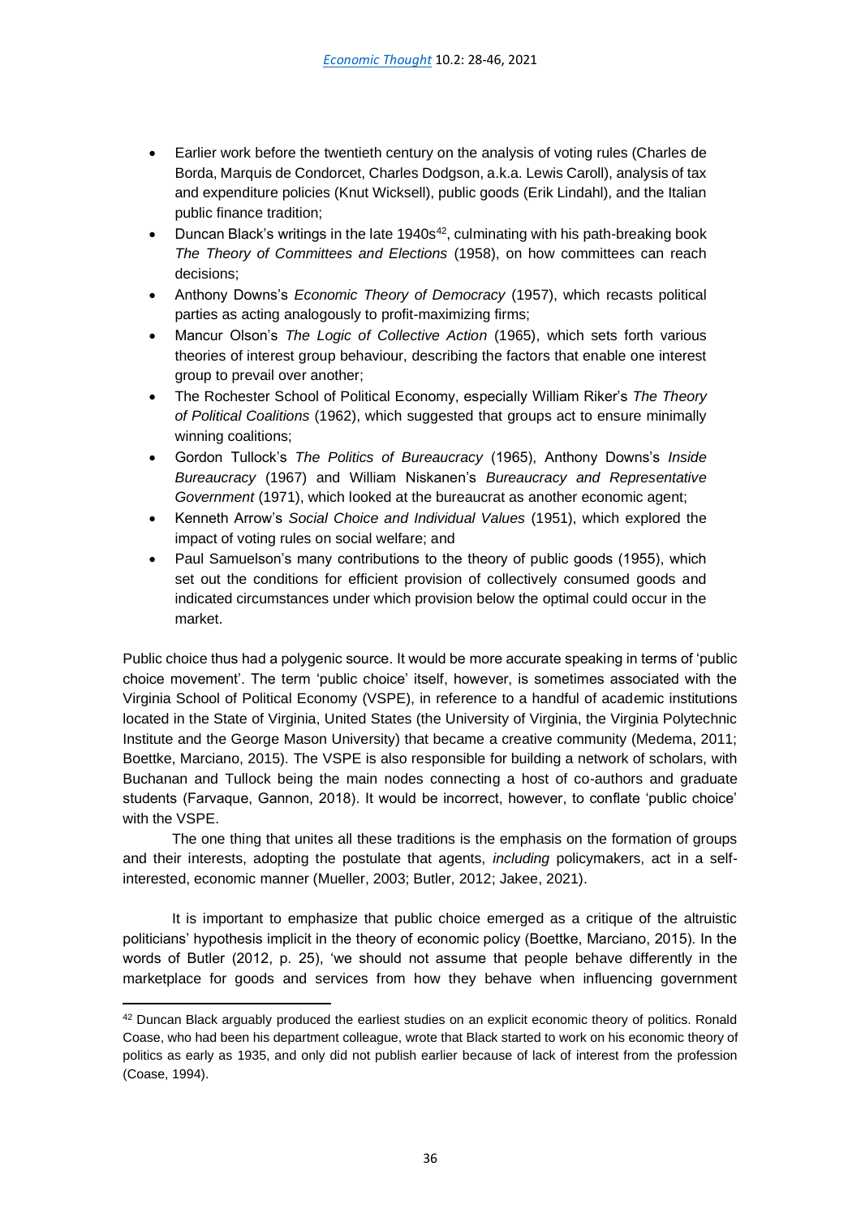- Earlier work before the twentieth century on the analysis of voting rules (Charles de Borda, Marquis de Condorcet, Charles Dodgson, a.k.a. Lewis Caroll), analysis of tax and expenditure policies (Knut Wicksell), public goods (Erik Lindahl), and the Italian public finance tradition;
- Duncan Black's writings in the late 1940s[42], culminating with his path-breaking book *The Theory of Committees and Elections* (1958), on how committees can reach decisions;
- Anthony Downs's *Economic Theory of Democracy* (1957), which recasts political parties as acting analogously to profit-maximizing firms;
- Mancur Olson's *The Logic of Collective Action* (1965), which sets forth various theories of interest group behaviour, describing the factors that enable one interest group to prevail over another;
- The Rochester School of Political Economy, especially William Riker's *The Theory of Political Coalitions* (1962), which suggested that groups act to ensure minimally winning coalitions;
- Gordon Tullock's *The Politics of Bureaucracy* (1965), Anthony Downs's *Inside Bureaucracy* (1967) and William Niskanen's *Bureaucracy and Representative Government* (1971), which looked at the bureaucrat as another economic agent;
- Kenneth Arrow's *Social Choice and Individual Values* (1951), which explored the impact of voting rules on social welfare; and
- Paul Samuelson's many contributions to the theory of public goods (1955), which set out the conditions for efficient provision of collectively consumed goods and indicated circumstances under which provision below the optimal could occur in the market.

Public choice thus had a polygenic source. It would be more accurate speaking in terms of 'public choice movement'. The term 'public choice' itself, however, is sometimes associated with the Virginia School of Political Economy (VSPE), in reference to a handful of academic institutions located in the State of Virginia, United States (the University of Virginia, the Virginia Polytechnic Institute and the George Mason University) that became a creative community (Medema, 2011; Boettke, Marciano, 2015). The VSPE is also responsible for building a network of scholars, with Buchanan and Tullock being the main nodes connecting a host of co-authors and graduate students (Farvaque, Gannon, 2018). It would be incorrect, however, to conflate 'public choice' with the VSPE.

The one thing that unites all these traditions is the emphasis on the formation of groups and their interests, adopting the postulate that agents, *including* policymakers, act in a self-interested, economic manner (Mueller, 2003; Butler, 2012; Jakee, 2021).

It is important to emphasize that public choice emerged as a critique of the altruistic politicians' hypothesis implicit in the theory of economic policy (Boettke, Marciano, 2015). In the words of Butler (2012, p. 25), 'we should not assume that people behave differently in the marketplace for goods and services from how they behave when influencing government

[42] Duncan Black arguably produced the earliest studies on an explicit economic theory of politics. Ronald Coase, who had been his department colleague, wrote that Black started to work on his economic theory of politics as early as 1935, and only did not publish earlier because of lack of interest from the profession (Coase, 1994).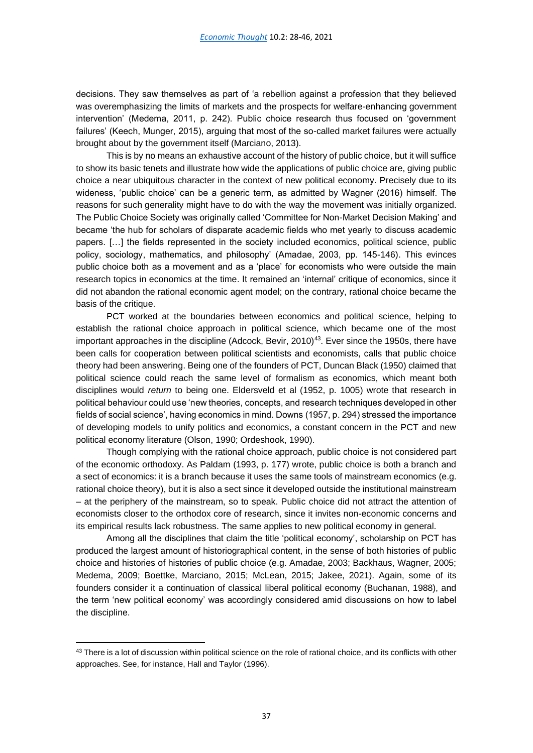decisions. They saw themselves as part of 'a rebellion against a profession that they believed was overemphasizing the limits of markets and the prospects for welfare-enhancing government intervention' (Medema, 2011, p. 242). Public choice research thus focused on 'government failures' (Keech, Munger, 2015), arguing that most of the so-called market failures were actually brought about by the government itself (Marciano, 2013).

This is by no means an exhaustive account of the history of public choice, but it will suffice to show its basic tenets and illustrate how wide the applications of public choice are, giving public choice a near ubiquitous character in the context of new political economy. Precisely due to its wideness, 'public choice' can be a generic term, as admitted by Wagner (2016) himself. The reasons for such generality might have to do with the way the movement was initially organized. The Public Choice Society was originally called 'Committee for Non-Market Decision Making' and became 'the hub for scholars of disparate academic fields who met yearly to discuss academic papers. […] the fields represented in the society included economics, political science, public policy, sociology, mathematics, and philosophy' (Amadae, 2003, pp. 145-146). This evinces public choice both as a movement and as a 'place' for economists who were outside the main research topics in economics at the time. It remained an 'internal' critique of economics, since it did not abandon the rational economic agent model; on the contrary, rational choice became the basis of the critique.

PCT worked at the boundaries between economics and political science, helping to establish the rational choice approach in political science, which became one of the most important approaches in the discipline (Adcock, Bevir, 2010)[43]. Ever since the 1950s, there have been calls for cooperation between political scientists and economists, calls that public choice theory had been answering. Being one of the founders of PCT, Duncan Black (1950) claimed that political science could reach the same level of formalism as economics, which meant both disciplines would *return* to being one. Eldersveld et al (1952, p. 1005) wrote that research in political behaviour could use 'new theories, concepts, and research techniques developed in other fields of social science', having economics in mind. Downs (1957, p. 294) stressed the importance of developing models to unify politics and economics, a constant concern in the PCT and new political economy literature (Olson, 1990; Ordeshook, 1990).

Though complying with the rational choice approach, public choice is not considered part of the economic orthodoxy. As Paldam (1993, p. 177) wrote, public choice is both a branch and a sect of economics: it is a branch because it uses the same tools of mainstream economics (e.g. rational choice theory), but it is also a sect since it developed outside the institutional mainstream – at the periphery of the mainstream, so to speak. Public choice did not attract the attention of economists closer to the orthodox core of research, since it invites non-economic concerns and its empirical results lack robustness. The same applies to new political economy in general.

Among all the disciplines that claim the title 'political economy', scholarship on PCT has produced the largest amount of historiographical content, in the sense of both histories of public choice and histories of histories of public choice (e.g. Amadae, 2003; Backhaus, Wagner, 2005; Medema, 2009; Boettke, Marciano, 2015; McLean, 2015; Jakee, 2021). Again, some of its founders consider it a continuation of classical liberal political economy (Buchanan, 1988), and the term 'new political economy' was accordingly considered amid discussions on how to label the discipline.

[43] There is a lot of discussion within political science on the role of rational choice, and its conflicts with other approaches. See, for instance, Hall and Taylor (1996).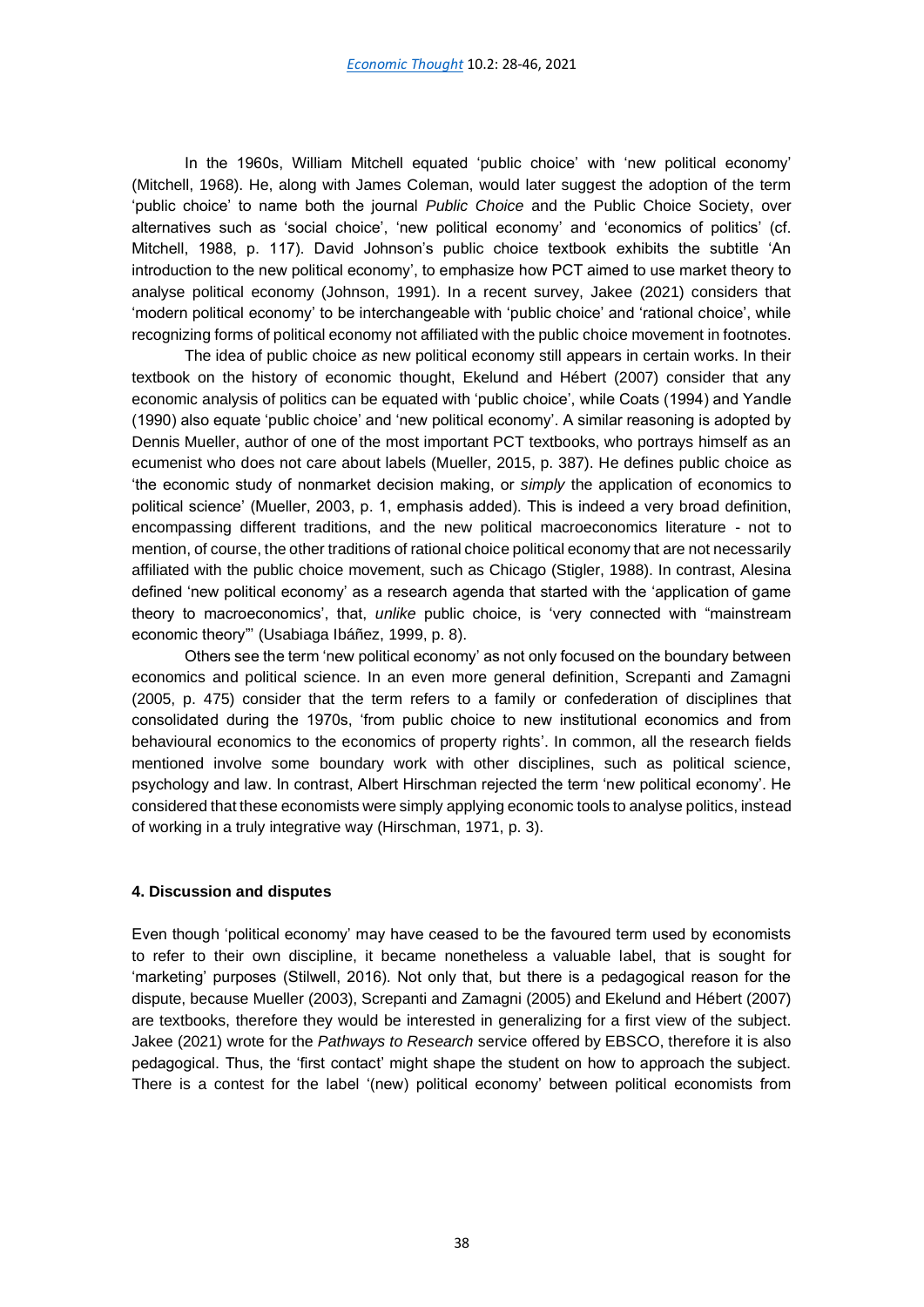In the 1960s, William Mitchell equated 'public choice' with 'new political economy' (Mitchell, 1968). He, along with James Coleman, would later suggest the adoption of the term 'public choice' to name both the journal *Public Choice* and the Public Choice Society, over alternatives such as 'social choice', 'new political economy' and 'economics of politics' (cf. Mitchell, 1988, p. 117). David Johnson's public choice textbook exhibits the subtitle 'An introduction to the new political economy', to emphasize how PCT aimed to use market theory to analyse political economy (Johnson, 1991). In a recent survey, Jakee (2021) considers that 'modern political economy' to be interchangeable with 'public choice' and 'rational choice', while recognizing forms of political economy not affiliated with the public choice movement in footnotes.

The idea of public choice *as* new political economy still appears in certain works. In their textbook on the history of economic thought, Ekelund and Hébert (2007) consider that any economic analysis of politics can be equated with 'public choice', while Coats (1994) and Yandle (1990) also equate 'public choice' and 'new political economy'. A similar reasoning is adopted by Dennis Mueller, author of one of the most important PCT textbooks, who portrays himself as an ecumenist who does not care about labels (Mueller, 2015, p. 387). He defines public choice as 'the economic study of nonmarket decision making, or *simply* the application of economics to political science' (Mueller, 2003, p. 1, emphasis added). This is indeed a very broad definition, encompassing different traditions, and the new political macroeconomics literature - not to mention, of course, the other traditions of rational choice political economy that are not necessarily affiliated with the public choice movement, such as Chicago (Stigler, 1988). In contrast, Alesina defined 'new political economy' as a research agenda that started with the 'application of game theory to macroeconomics', that, *unlike* public choice, is 'very connected with "mainstream economic theory"' (Usabiaga Ibáñez, 1999, p. 8).

Others see the term 'new political economy' as not only focused on the boundary between economics and political science. In an even more general definition, Screpanti and Zamagni (2005, p. 475) consider that the term refers to a family or confederation of disciplines that consolidated during the 1970s, 'from public choice to new institutional economics and from behavioural economics to the economics of property rights'. In common, all the research fields mentioned involve some boundary work with other disciplines, such as political science, psychology and law. In contrast, Albert Hirschman rejected the term 'new political economy'. He considered that these economists were simply applying economic tools to analyse politics, instead of working in a truly integrative way (Hirschman, 1971, p. 3).

#### 4. Discussion and disputes

Even though 'political economy' may have ceased to be the favoured term used by economists to refer to their own discipline, it became nonetheless a valuable label, that is sought for 'marketing' purposes (Stilwell, 2016). Not only that, but there is a pedagogical reason for the dispute, because Mueller (2003), Screpanti and Zamagni (2005) and Ekelund and Hébert (2007) are textbooks, therefore they would be interested in generalizing for a first view of the subject. Jakee (2021) wrote for the *Pathways to Research* service offered by EBSCO, therefore it is also pedagogical. Thus, the 'first contact' might shape the student on how to approach the subject. There is a contest for the label '(new) political economy' between political economists from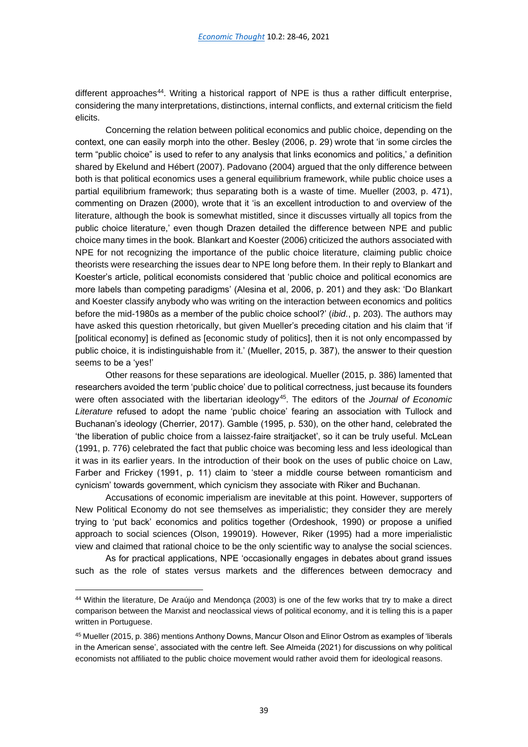different approaches[44]. Writing a historical rapport of NPE is thus a rather difficult enterprise, considering the many interpretations, distinctions, internal conflicts, and external criticism the field elicits.

Concerning the relation between political economics and public choice, depending on the context, one can easily morph into the other. Besley (2006, p. 29) wrote that 'in some circles the term "public choice" is used to refer to any analysis that links economics and politics,' a definition shared by Ekelund and Hébert (2007). Padovano (2004) argued that the only difference between both is that political economics uses a general equilibrium framework, while public choice uses a partial equilibrium framework; thus separating both is a waste of time. Mueller (2003, p. 471), commenting on Drazen (2000), wrote that it 'is an excellent introduction to and overview of the literature, although the book is somewhat mistitled, since it discusses virtually all topics from the public choice literature,' even though Drazen detailed the difference between NPE and public choice many times in the book. Blankart and Koester (2006) criticized the authors associated with NPE for not recognizing the importance of the public choice literature, claiming public choice theorists were researching the issues dear to NPE long before them. In their reply to Blankart and Koester's article, political economists considered that 'public choice and political economics are more labels than competing paradigms' (Alesina et al, 2006, p. 201) and they ask: 'Do Blankart and Koester classify anybody who was writing on the interaction between economics and politics before the mid-1980s as a member of the public choice school?' (*ibid.*, p. 203). The authors may have asked this question rhetorically, but given Mueller's preceding citation and his claim that 'if [political economy] is defined as [economic study of politics], then it is not only encompassed by public choice, it is indistinguishable from it.' (Mueller, 2015, p. 387), the answer to their question seems to be a 'yes!'

Other reasons for these separations are ideological. Mueller (2015, p. 386) lamented that researchers avoided the term 'public choice' due to political correctness, just because its founders were often associated with the libertarian ideology[45]. The editors of the *Journal of Economic Literature* refused to adopt the name 'public choice' fearing an association with Tullock and Buchanan's ideology (Cherrier, 2017). Gamble (1995, p. 530), on the other hand, celebrated the 'liberation of public choice from a laissez-faire straitjacket', so it can be truly useful. McLean (1991, p. 776) celebrated the fact that public choice was becoming less and less ideological than it was in its earlier years. In the introduction of their book on the uses of public choice on Law, Farber and Frickey (1991, p. 11) claim to 'steer a middle course between romanticism and cynicism' towards government, which cynicism they associate with Riker and Buchanan.

Accusations of economic imperialism are inevitable at this point. However, supporters of New Political Economy do not see themselves as imperialistic; they consider they are merely trying to 'put back' economics and politics together (Ordeshook, 1990) or propose a unified approach to social sciences (Olson, 199019). However, Riker (1995) had a more imperialistic view and claimed that rational choice to be the only scientific way to analyse the social sciences.

As for practical applications, NPE 'occasionally engages in debates about grand issues such as the role of states versus markets and the differences between democracy and

[44] Within the literature, De Araújo and Mendonça (2003) is one of the few works that try to make a direct comparison between the Marxist and neoclassical views of political economy, and it is telling this is a paper written in Portuguese.

[45] Mueller (2015, p. 386) mentions Anthony Downs, Mancur Olson and Elinor Ostrom as examples of 'liberals in the American sense', associated with the centre left. See Almeida (2021) for discussions on why political economists not affiliated to the public choice movement would rather avoid them for ideological reasons.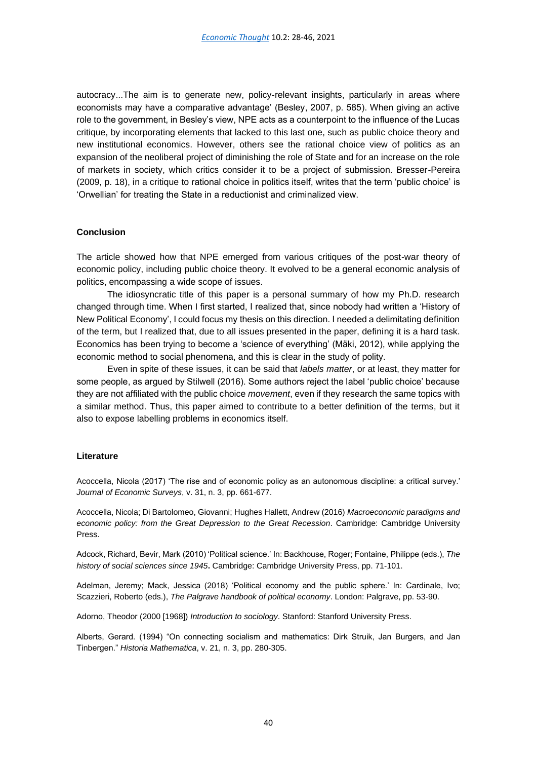autocracy...The aim is to generate new, policy-relevant insights, particularly in areas where economists may have a comparative advantage' (Besley, 2007, p. 585). When giving an active role to the government, in Besley's view, NPE acts as a counterpoint to the influence of the Lucas critique, by incorporating elements that lacked to this last one, such as public choice theory and new institutional economics. However, others see the rational choice view of politics as an expansion of the neoliberal project of diminishing the role of State and for an increase on the role of markets in society, which critics consider it to be a project of submission. Bresser-Pereira (2009, p. 18), in a critique to rational choice in politics itself, writes that the term 'public choice' is 'Orwellian' for treating the State in a reductionist and criminalized view.

## Conclusion

The article showed how that NPE emerged from various critiques of the post-war theory of economic policy, including public choice theory. It evolved to be a general economic analysis of politics, encompassing a wide scope of issues.

The idiosyncratic title of this paper is a personal summary of how my Ph.D. research changed through time. When I first started, I realized that, since nobody had written a 'History of New Political Economy', I could focus my thesis on this direction. I needed a delimitating definition of the term, but I realized that, due to all issues presented in the paper, defining it is a hard task. Economics has been trying to become a 'science of everything' (Mäki, 2012), while applying the economic method to social phenomena, and this is clear in the study of polity.

Even in spite of these issues, it can be said that *labels matter*, or at least, they matter for some people, as argued by Stilwell (2016). Some authors reject the label 'public choice' because they are not affiliated with the public choice *movement*, even if they research the same topics with a similar method. Thus, this paper aimed to contribute to a better definition of the terms, but it also to expose labelling problems in economics itself.

## Literature

Acoccella, Nicola (2017) 'The rise and of economic policy as an autonomous discipline: a critical survey.' *Journal of Economic Surveys*, v. 31, n. 3, pp. 661-677.

Acoccella, Nicola; Di Bartolomeo, Giovanni; Hughes Hallett, Andrew (2016) *Macroeconomic paradigms and economic policy: from the Great Depression to the Great Recession*. Cambridge: Cambridge University Press.

Adcock, Richard, Bevir, Mark (2010) 'Political science.' In: Backhouse, Roger; Fontaine, Philippe (eds.), *The history of social sciences since 1945***.** Cambridge: Cambridge University Press, pp. 71-101.

Adelman, Jeremy; Mack, Jessica (2018) 'Political economy and the public sphere.' In: Cardinale, Ivo; Scazzieri, Roberto (eds.), *The Palgrave handbook of political economy*. London: Palgrave, pp. 53-90.

Adorno, Theodor (2000 [1968]) *Introduction to sociology*. Stanford: Stanford University Press.

Alberts, Gerard. (1994) "On connecting socialism and mathematics: Dirk Struik, Jan Burgers, and Jan Tinbergen." *Historia Mathematica*, v. 21, n. 3, pp. 280-305.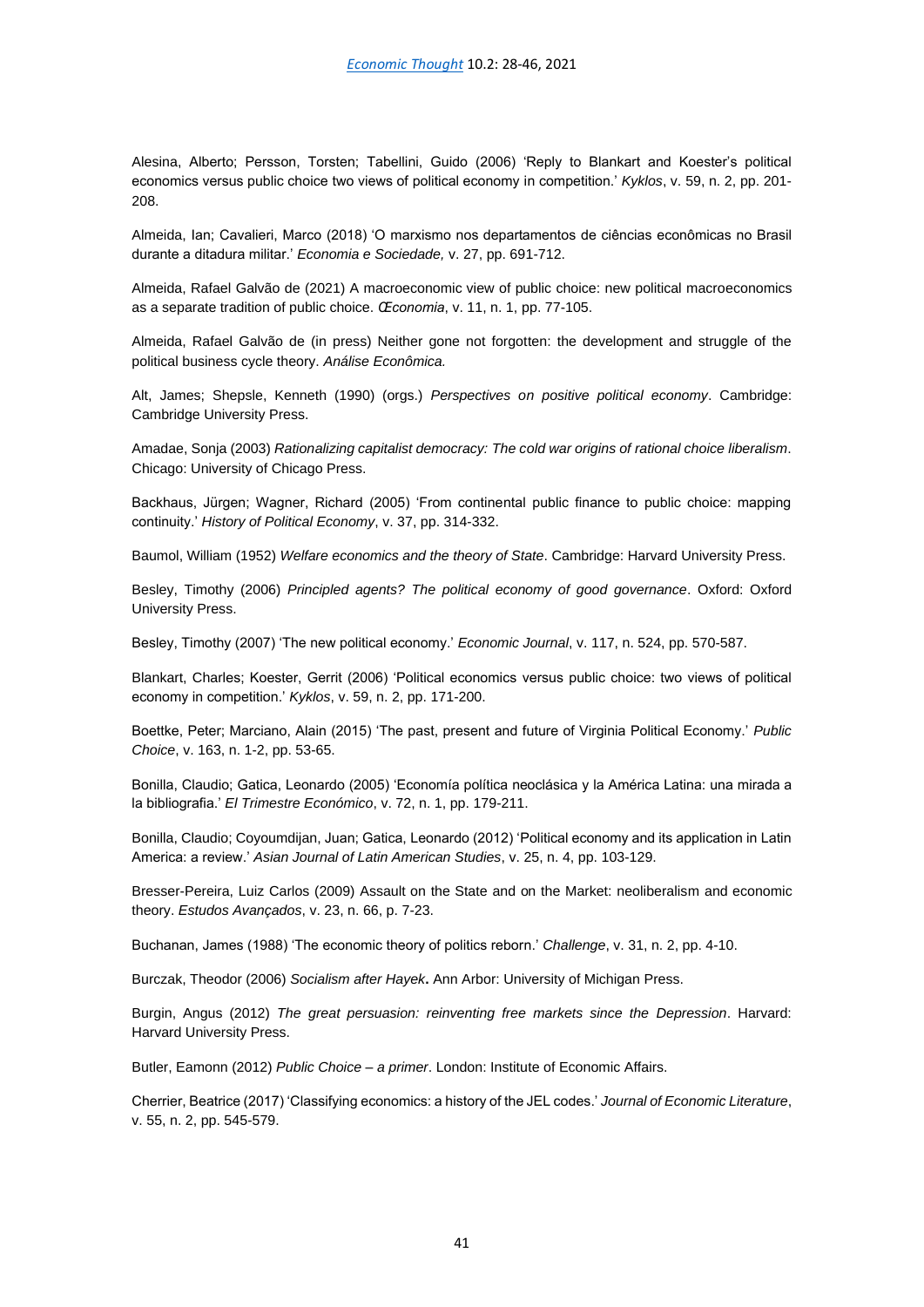Alesina, Alberto; Persson, Torsten; Tabellini, Guido (2006) 'Reply to Blankart and Koester's political economics versus public choice two views of political economy in competition.' *Kyklos*, v. 59, n. 2, pp. 201-208.

Almeida, Ian; Cavalieri, Marco (2018) 'O marxismo nos departamentos de ciências econômicas no Brasil durante a ditadura militar.' *Economia e Sociedade,* v. 27, pp. 691-712.

Almeida, Rafael Galvão de (2021) A macroeconomic view of public choice: new political macroeconomics as a separate tradition of public choice. *Œconomia*, v. 11, n. 1, pp. 77-105.

Almeida, Rafael Galvão de (in press) Neither gone not forgotten: the development and struggle of the political business cycle theory. *Análise Econômica.*

Alt, James; Shepsle, Kenneth (1990) (orgs.) *Perspectives on positive political economy*. Cambridge: Cambridge University Press.

Amadae, Sonja (2003) *Rationalizing capitalist democracy: The cold war origins of rational choice liberalism*. Chicago: University of Chicago Press.

Backhaus, Jürgen; Wagner, Richard (2005) 'From continental public finance to public choice: mapping continuity.' *History of Political Economy*, v. 37, pp. 314-332.

Baumol, William (1952) *Welfare economics and the theory of State*. Cambridge: Harvard University Press.

Besley, Timothy (2006) *Principled agents? The political economy of good governance*. Oxford: Oxford University Press.

Besley, Timothy (2007) 'The new political economy.' *Economic Journal*, v. 117, n. 524, pp. 570-587.

Blankart, Charles; Koester, Gerrit (2006) 'Political economics versus public choice: two views of political economy in competition.' *Kyklos*, v. 59, n. 2, pp. 171-200.

Boettke, Peter; Marciano, Alain (2015) 'The past, present and future of Virginia Political Economy.' *Public Choice*, v. 163, n. 1-2, pp. 53-65.

Bonilla, Claudio; Gatica, Leonardo (2005) 'Economía política neoclásica y la América Latina: una mirada a la bibliografia.' *El Trimestre Económico*, v. 72, n. 1, pp. 179-211.

Bonilla, Claudio; Coyoumdijan, Juan; Gatica, Leonardo (2012) 'Political economy and its application in Latin America: a review.' *Asian Journal of Latin American Studies*, v. 25, n. 4, pp. 103-129.

Bresser-Pereira, Luiz Carlos (2009) Assault on the State and on the Market: neoliberalism and economic theory. *Estudos Avançados*, v. 23, n. 66, p. 7-23.

Buchanan, James (1988) 'The economic theory of politics reborn.' *Challenge*, v. 31, n. 2, pp. 4-10.

Burczak, Theodor (2006) *Socialism after Hayek***.** Ann Arbor: University of Michigan Press.

Burgin, Angus (2012) *The great persuasion: reinventing free markets since the Depression*. Harvard: Harvard University Press.

Butler, Eamonn (2012) *Public Choice – a primer*. London: Institute of Economic Affairs.

Cherrier, Beatrice (2017) 'Classifying economics: a history of the JEL codes.' *Journal of Economic Literature*, v. 55, n. 2, pp. 545-579.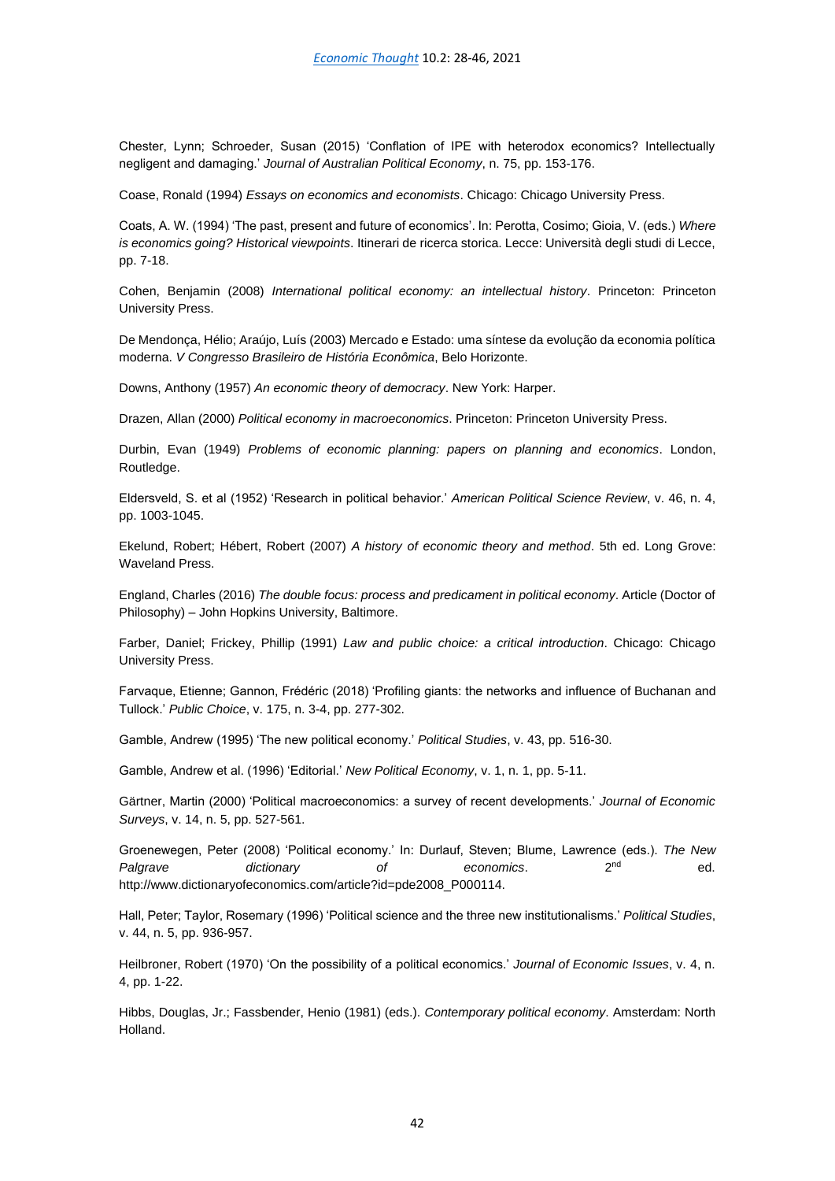Chester, Lynn; Schroeder, Susan (2015) 'Conflation of IPE with heterodox economics? Intellectually negligent and damaging.' *Journal of Australian Political Economy*, n. 75, pp. 153-176.

Coase, Ronald (1994) *Essays on economics and economists*. Chicago: Chicago University Press.

Coats, A. W. (1994) 'The past, present and future of economics'. In: Perotta, Cosimo; Gioia, V. (eds.) *Where is economics going? Historical viewpoints*. Itinerari de ricerca storica. Lecce: Università degli studi di Lecce, pp. 7-18.

Cohen, Benjamin (2008) *International political economy: an intellectual history*. Princeton: Princeton University Press.

De Mendonça, Hélio; Araújo, Luís (2003) Mercado e Estado: uma síntese da evolução da economia política moderna. *V Congresso Brasileiro de História Econômica*, Belo Horizonte.

Downs, Anthony (1957) *An economic theory of democracy*. New York: Harper.

Drazen, Allan (2000) *Political economy in macroeconomics*. Princeton: Princeton University Press.

Durbin, Evan (1949) *Problems of economic planning: papers on planning and economics*. London, Routledge.

Eldersveld, S. et al (1952) 'Research in political behavior.' *American Political Science Review*, v. 46, n. 4, pp. 1003-1045.

Ekelund, Robert; Hébert, Robert (2007) *A history of economic theory and method*. 5th ed. Long Grove: Waveland Press.

England, Charles (2016) *The double focus: process and predicament in political economy*. Article (Doctor of Philosophy) – John Hopkins University, Baltimore.

Farber, Daniel; Frickey, Phillip (1991) *Law and public choice: a critical introduction*. Chicago: Chicago University Press.

Farvaque, Etienne; Gannon, Frédéric (2018) 'Profiling giants: the networks and influence of Buchanan and Tullock.' *Public Choice*, v. 175, n. 3-4, pp. 277-302.

Gamble, Andrew (1995) 'The new political economy.' *Political Studies*, v. 43, pp. 516-30.

Gamble, Andrew et al. (1996) 'Editorial.' *New Political Economy*, v. 1, n. 1, pp. 5-11.

Gärtner, Martin (2000) 'Political macroeconomics: a survey of recent developments.' *Journal of Economic Surveys*, v. 14, n. 5, pp. 527-561.

Groenewegen, Peter (2008) 'Political economy.' In: Durlauf, Steven; Blume, Lawrence (eds.). *The New Palgrave dictionary of economics*. 2nd ed. http://www.dictionaryofeconomics.com/article?id=pde2008_P000114.

Hall, Peter; Taylor, Rosemary (1996) 'Political science and the three new institutionalisms.' *Political Studies*, v. 44, n. 5, pp. 936-957.

Heilbroner, Robert (1970) 'On the possibility of a political economics.' *Journal of Economic Issues*, v. 4, n. 4, pp. 1-22.

Hibbs, Douglas, Jr.; Fassbender, Henio (1981) (eds.). *Contemporary political economy*. Amsterdam: North Holland.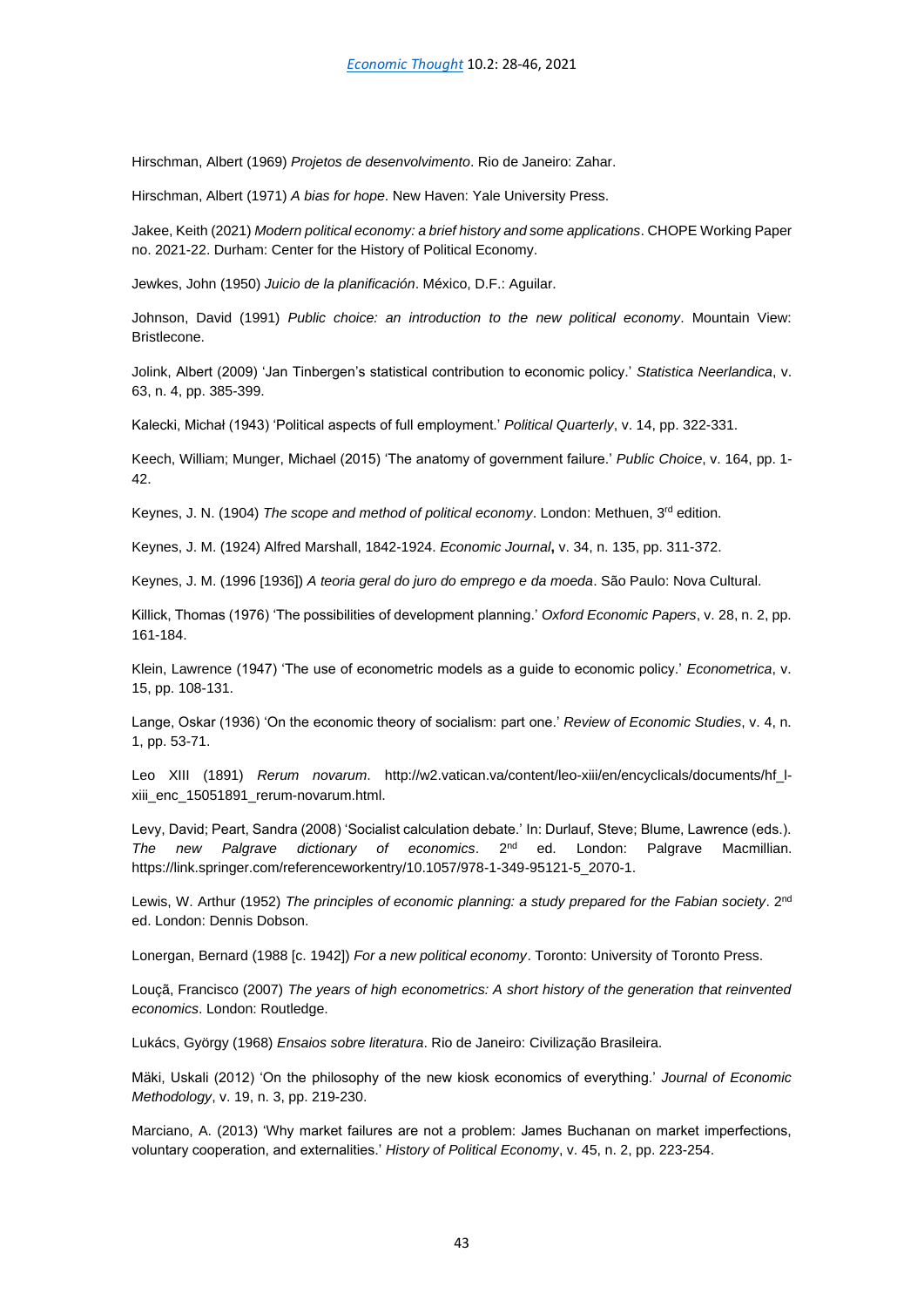Hirschman, Albert (1969) *Projetos de desenvolvimento*. Rio de Janeiro: Zahar.

Hirschman, Albert (1971) *A bias for hope*. New Haven: Yale University Press.

Jakee, Keith (2021) *Modern political economy: a brief history and some applications*. CHOPE Working Paper no. 2021-22. Durham: Center for the History of Political Economy.

Jewkes, John (1950) *Juicio de la planificación*. México, D.F.: Aguilar.

Johnson, David (1991) *Public choice: an introduction to the new political economy*. Mountain View: Bristlecone.

Jolink, Albert (2009) 'Jan Tinbergen's statistical contribution to economic policy.' *Statistica Neerlandica*, v. 63, n. 4, pp. 385-399.

Kalecki, Michał (1943) 'Political aspects of full employment.' *Political Quarterly*, v. 14, pp. 322-331.

Keech, William; Munger, Michael (2015) 'The anatomy of government failure.' *Public Choice*, v. 164, pp. 1-42.

Keynes, J. N. (1904) *The scope and method of political economy*. London: Methuen, 3rd edition.

Keynes, J. M. (1924) Alfred Marshall, 1842-1924. *Economic Journal*, v. 34, n. 135, pp. 311-372.

Keynes, J. M. (1996 [1936]) *A teoria geral do juro do emprego e da moeda*. São Paulo: Nova Cultural.

Killick, Thomas (1976) 'The possibilities of development planning.' *Oxford Economic Papers*, v. 28, n. 2, pp. 161-184.

Klein, Lawrence (1947) 'The use of econometric models as a guide to economic policy.' *Econometrica*, v. 15, pp. 108-131.

Lange, Oskar (1936) 'On the economic theory of socialism: part one.' *Review of Economic Studies*, v. 4, n. 1, pp. 53-71.

Leo XIII (1891) *Rerum novarum*. http://w2.vatican.va/content/leo-xiii/en/encyclicals/documents/hf_l-xiii_enc_15051891_rerum-novarum.html.

Levy, David; Peart, Sandra (2008) 'Socialist calculation debate.' In: Durlauf, Steve; Blume, Lawrence (eds.). *The new Palgrave dictionary of economics*. 2nd ed. London: Palgrave Macmillian. https://link.springer.com/referenceworkentry/10.1057/978-1-349-95121-5_2070-1.

Lewis, W. Arthur (1952) *The principles of economic planning: a study prepared for the Fabian society*. 2nd ed. London: Dennis Dobson.

Lonergan, Bernard (1988 [c. 1942]) *For a new political economy*. Toronto: University of Toronto Press.

Louçã, Francisco (2007) *The years of high econometrics: A short history of the generation that reinvented economics*. London: Routledge.

Lukács, György (1968) *Ensaios sobre literatura*. Rio de Janeiro: Civilização Brasileira.

Mäki, Uskali (2012) 'On the philosophy of the new kiosk economics of everything.' *Journal of Economic Methodology*, v. 19, n. 3, pp. 219-230.

Marciano, A. (2013) 'Why market failures are not a problem: James Buchanan on market imperfections, voluntary cooperation, and externalities.' *History of Political Economy*, v. 45, n. 2, pp. 223-254.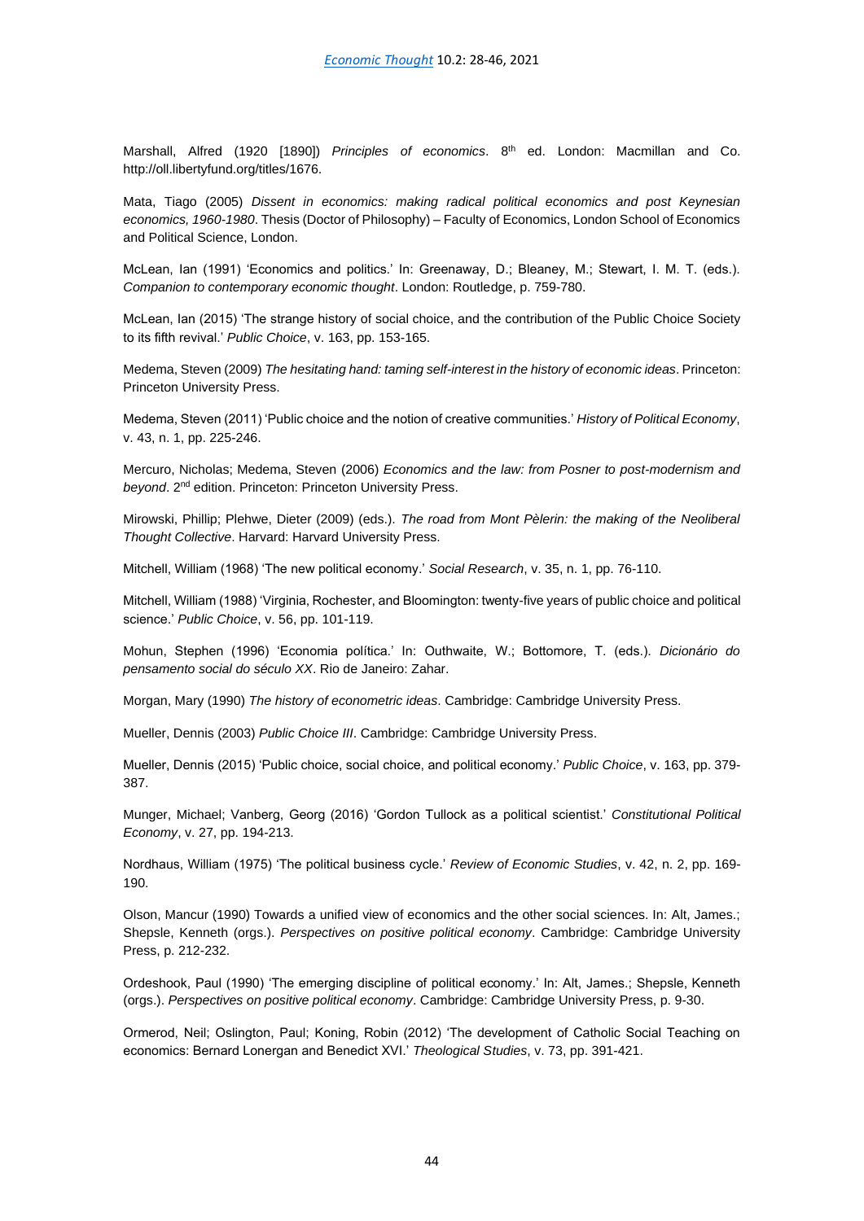Marshall, Alfred (1920 [1890]) *Principles of economics*. 8th ed. London: Macmillan and Co. http://oll.libertyfund.org/titles/1676.

Mata, Tiago (2005) *Dissent in economics: making radical political economics and post Keynesian economics, 1960-1980*. Thesis (Doctor of Philosophy) – Faculty of Economics, London School of Economics and Political Science, London.

McLean, Ian (1991) 'Economics and politics.' In: Greenaway, D.; Bleaney, M.; Stewart, I. M. T. (eds.). *Companion to contemporary economic thought*. London: Routledge, p. 759-780.

McLean, Ian (2015) 'The strange history of social choice, and the contribution of the Public Choice Society to its fifth revival.' *Public Choice*, v. 163, pp. 153-165.

Medema, Steven (2009) *The hesitating hand: taming self-interest in the history of economic ideas*. Princeton: Princeton University Press.

Medema, Steven (2011) 'Public choice and the notion of creative communities.' *History of Political Economy*, v. 43, n. 1, pp. 225-246.

Mercuro, Nicholas; Medema, Steven (2006) *Economics and the law: from Posner to post-modernism and beyond*. 2nd edition. Princeton: Princeton University Press.

Mirowski, Phillip; Plehwe, Dieter (2009) (eds.). *The road from Mont Pèlerin: the making of the Neoliberal Thought Collective*. Harvard: Harvard University Press.

Mitchell, William (1968) 'The new political economy.' *Social Research*, v. 35, n. 1, pp. 76-110.

Mitchell, William (1988) 'Virginia, Rochester, and Bloomington: twenty-five years of public choice and political science.' *Public Choice*, v. 56, pp. 101-119.

Mohun, Stephen (1996) 'Economia política.' In: Outhwaite, W.; Bottomore, T. (eds.). *Dicionário do pensamento social do século XX*. Rio de Janeiro: Zahar.

Morgan, Mary (1990) *The history of econometric ideas*. Cambridge: Cambridge University Press.

Mueller, Dennis (2003) *Public Choice III*. Cambridge: Cambridge University Press.

Mueller, Dennis (2015) 'Public choice, social choice, and political economy.' *Public Choice*, v. 163, pp. 379-387.

Munger, Michael; Vanberg, Georg (2016) 'Gordon Tullock as a political scientist.' *Constitutional Political Economy*, v. 27, pp. 194-213.

Nordhaus, William (1975) 'The political business cycle.' *Review of Economic Studies*, v. 42, n. 2, pp. 169-190.

Olson, Mancur (1990) Towards a unified view of economics and the other social sciences. In: Alt, James.; Shepsle, Kenneth (orgs.). *Perspectives on positive political economy*. Cambridge: Cambridge University Press, p. 212-232.

Ordeshook, Paul (1990) 'The emerging discipline of political economy.' In: Alt, James.; Shepsle, Kenneth (orgs.). *Perspectives on positive political economy*. Cambridge: Cambridge University Press, p. 9-30.

Ormerod, Neil; Oslington, Paul; Koning, Robin (2012) 'The development of Catholic Social Teaching on economics: Bernard Lonergan and Benedict XVI.' *Theological Studies*, v. 73, pp. 391-421.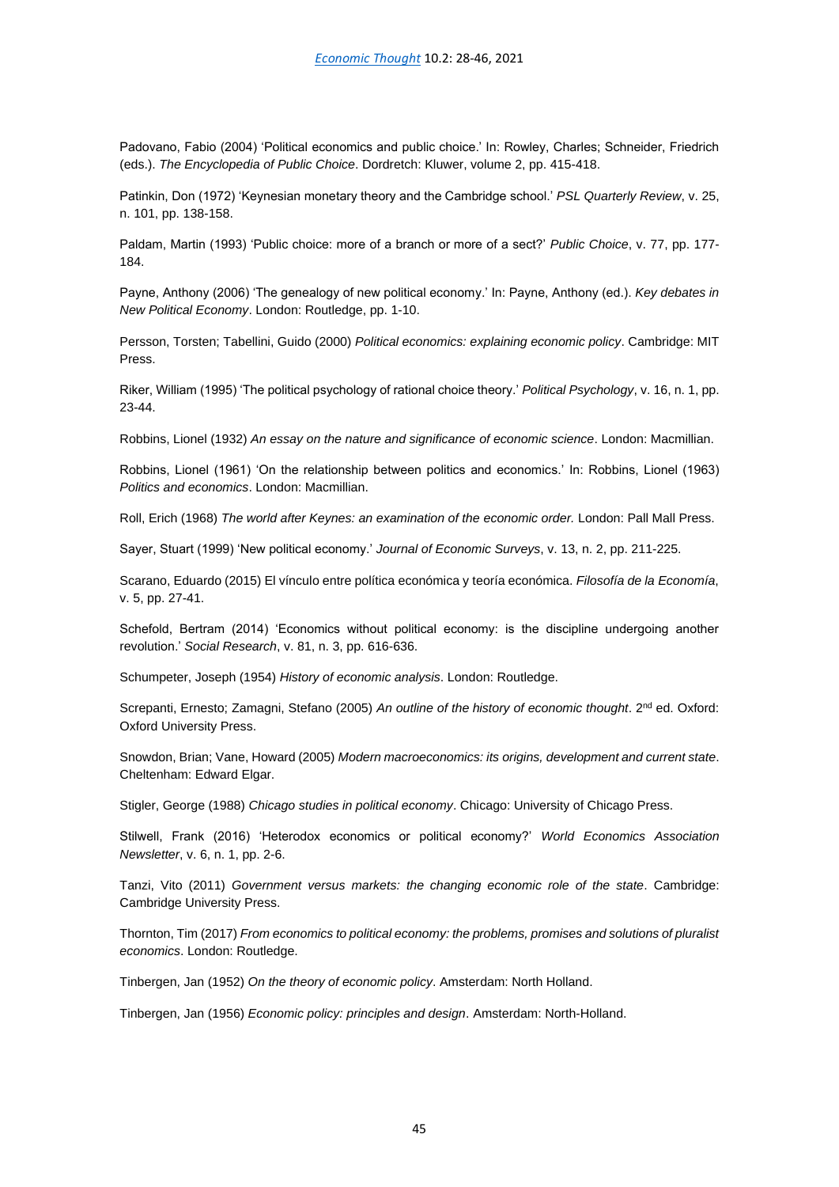Padovano, Fabio (2004) 'Political economics and public choice.' In: Rowley, Charles; Schneider, Friedrich (eds.). *The Encyclopedia of Public Choice*. Dordretch: Kluwer, volume 2, pp. 415-418.

Patinkin, Don (1972) 'Keynesian monetary theory and the Cambridge school.' *PSL Quarterly Review*, v. 25, n. 101, pp. 138-158.

Paldam, Martin (1993) 'Public choice: more of a branch or more of a sect?' *Public Choice*, v. 77, pp. 177-184.

Payne, Anthony (2006) 'The genealogy of new political economy.' In: Payne, Anthony (ed.). *Key debates in New Political Economy*. London: Routledge, pp. 1-10.

Persson, Torsten; Tabellini, Guido (2000) *Political economics: explaining economic policy*. Cambridge: MIT Press.

Riker, William (1995) 'The political psychology of rational choice theory.' *Political Psychology*, v. 16, n. 1, pp. 23-44.

Robbins, Lionel (1932) *An essay on the nature and significance of economic science*. London: Macmillian.

Robbins, Lionel (1961) 'On the relationship between politics and economics.' In: Robbins, Lionel (1963) *Politics and economics*. London: Macmillian.

Roll, Erich (1968) *The world after Keynes: an examination of the economic order.* London: Pall Mall Press.

Sayer, Stuart (1999) 'New political economy.' *Journal of Economic Surveys*, v. 13, n. 2, pp. 211-225.

Scarano, Eduardo (2015) El vínculo entre política económica y teoría económica. *Filosofía de la Economía*, v. 5, pp. 27-41.

Schefold, Bertram (2014) 'Economics without political economy: is the discipline undergoing another revolution.' *Social Research*, v. 81, n. 3, pp. 616-636.

Schumpeter, Joseph (1954) *History of economic analysis*. London: Routledge.

Screpanti, Ernesto; Zamagni, Stefano (2005) *An outline of the history of economic thought*. 2nd ed. Oxford: Oxford University Press.

Snowdon, Brian; Vane, Howard (2005) *Modern macroeconomics: its origins, development and current state*. Cheltenham: Edward Elgar.

Stigler, George (1988) *Chicago studies in political economy*. Chicago: University of Chicago Press.

Stilwell, Frank (2016) 'Heterodox economics or political economy?' *World Economics Association Newsletter*, v. 6, n. 1, pp. 2-6.

Tanzi, Vito (2011) *Government versus markets: the changing economic role of the state*. Cambridge: Cambridge University Press.

Thornton, Tim (2017) *From economics to political economy: the problems, promises and solutions of pluralist economics*. London: Routledge.

Tinbergen, Jan (1952) *On the theory of economic policy*. Amsterdam: North Holland.

Tinbergen, Jan (1956) *Economic policy: principles and design*. Amsterdam: North-Holland.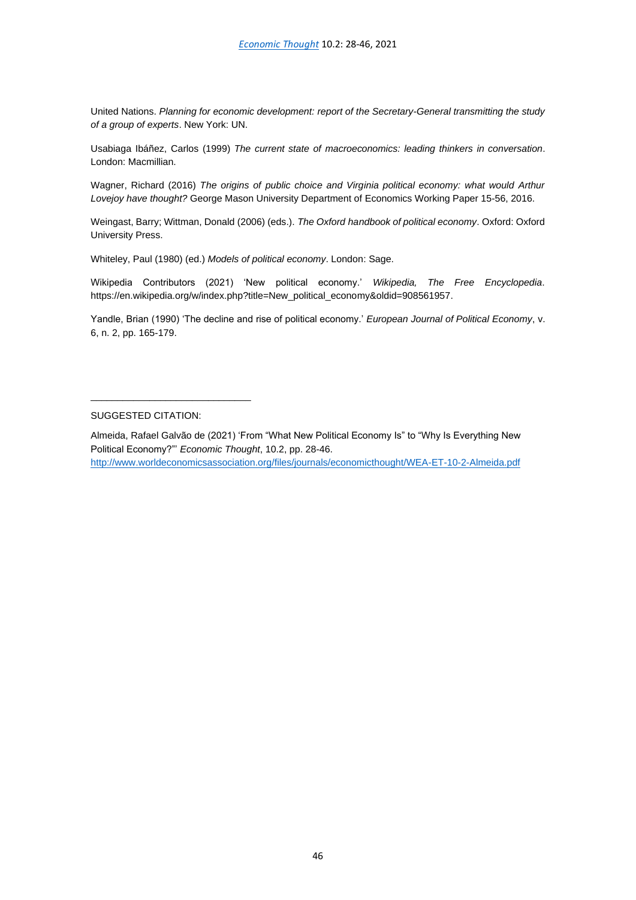United Nations. *Planning for economic development: report of the Secretary-General transmitting the study of a group of experts*. New York: UN.

Usabiaga Ibáñez, Carlos (1999) *The current state of macroeconomics: leading thinkers in conversation*. London: Macmillian.

Wagner, Richard (2016) *The origins of public choice and Virginia political economy: what would Arthur Lovejoy have thought?* George Mason University Department of Economics Working Paper 15-56, 2016.

Weingast, Barry; Wittman, Donald (2006) (eds.). *The Oxford handbook of political economy*. Oxford: Oxford University Press.

Whiteley, Paul (1980) (ed.) *Models of political economy*. London: Sage.

Wikipedia Contributors (2021) 'New political economy.' *Wikipedia, The Free Encyclopedia*. https://en.wikipedia.org/w/index.php?title=New_political_economy&oldid=908561957.

Yandle, Brian (1990) 'The decline and rise of political economy.' *European Journal of Political Economy*, v. 6, n. 2, pp. 165-179.

---

SUGGESTED CITATION:

Almeida, Rafael Galvão de (2021) 'From "What New Political Economy Is" to "Why Is Everything New Political Economy?"' *Economic Thought*, 10.2, pp. 28-46.
http://www.worldeconomicsassociation.org/files/journals/economicthought/WEA-ET-10-2-Almeida.pdf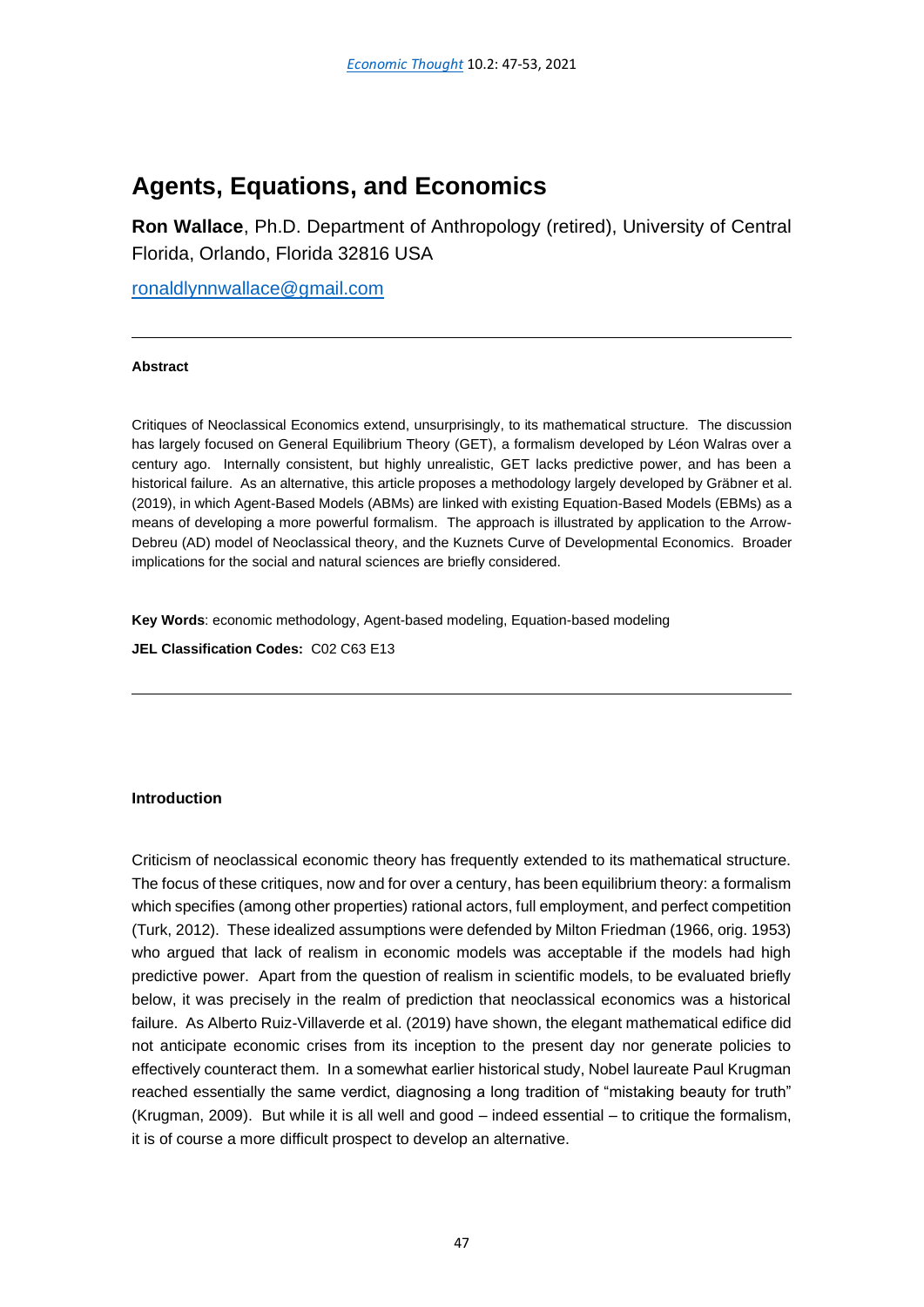# Agents, Equations, and Economics

**Ron Wallace**, Ph.D. Department of Anthropology (retired), University of Central Florida, Orlando, Florida 32816 USA

ronaldlynnwallace@gmail.com

---

#### Abstract

Critiques of Neoclassical Economics extend, unsurprisingly, to its mathematical structure. The discussion has largely focused on General Equilibrium Theory (GET), a formalism developed by Léon Walras over a century ago. Internally consistent, but highly unrealistic, GET lacks predictive power, and has been a historical failure. As an alternative, this article proposes a methodology largely developed by Gräbner et al. (2019), in which Agent-Based Models (ABMs) are linked with existing Equation-Based Models (EBMs) as a means of developing a more powerful formalism. The approach is illustrated by application to the Arrow-Debreu (AD) model of Neoclassical theory, and the Kuznets Curve of Developmental Economics. Broader implications for the social and natural sciences are briefly considered.

**Key Words**: economic methodology, Agent-based modeling, Equation-based modeling

**JEL Classification Codes:** C02 C63 E13

---

#### Introduction

Criticism of neoclassical economic theory has frequently extended to its mathematical structure. The focus of these critiques, now and for over a century, has been equilibrium theory: a formalism which specifies (among other properties) rational actors, full employment, and perfect competition (Turk, 2012). These idealized assumptions were defended by Milton Friedman (1966, orig. 1953) who argued that lack of realism in economic models was acceptable if the models had high predictive power. Apart from the question of realism in scientific models, to be evaluated briefly below, it was precisely in the realm of prediction that neoclassical economics was a historical failure. As Alberto Ruiz-Villaverde et al. (2019) have shown, the elegant mathematical edifice did not anticipate economic crises from its inception to the present day nor generate policies to effectively counteract them. In a somewhat earlier historical study, Nobel laureate Paul Krugman reached essentially the same verdict, diagnosing a long tradition of "mistaking beauty for truth" (Krugman, 2009). But while it is all well and good – indeed essential – to critique the formalism, it is of course a more difficult prospect to develop an alternative.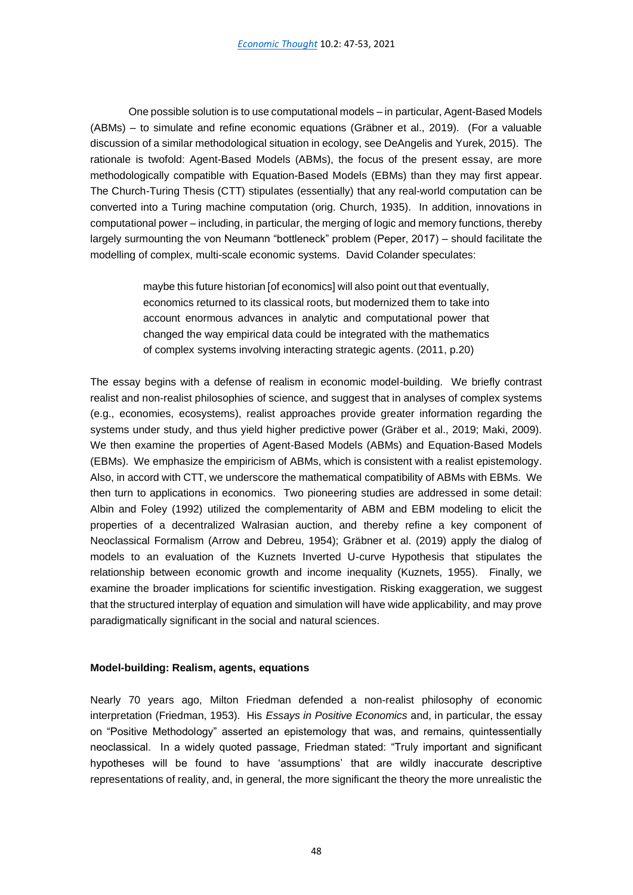One possible solution is to use computational models – in particular, Agent-Based Models (ABMs) – to simulate and refine economic equations (Gräbner et al., 2019). (For a valuable discussion of a similar methodological situation in ecology, see DeAngelis and Yurek, 2015). The rationale is twofold: Agent-Based Models (ABMs), the focus of the present essay, are more methodologically compatible with Equation-Based Models (EBMs) than they may first appear. The Church-Turing Thesis (CTT) stipulates (essentially) that any real-world computation can be converted into a Turing machine computation (orig. Church, 1935). In addition, innovations in computational power – including, in particular, the merging of logic and memory functions, thereby largely surmounting the von Neumann "bottleneck" problem (Peper, 2017) – should facilitate the modelling of complex, multi-scale economic systems. David Colander speculates:

> maybe this future historian [of economics] will also point out that eventually, economics returned to its classical roots, but modernized them to take into account enormous advances in analytic and computational power that changed the way empirical data could be integrated with the mathematics of complex systems involving interacting strategic agents. (2011, p.20)

The essay begins with a defense of realism in economic model-building. We briefly contrast realist and non-realist philosophies of science, and suggest that in analyses of complex systems (e.g., economies, ecosystems), realist approaches provide greater information regarding the systems under study, and thus yield higher predictive power (Gräber et al., 2019; Maki, 2009). We then examine the properties of Agent-Based Models (ABMs) and Equation-Based Models (EBMs). We emphasize the empiricism of ABMs, which is consistent with a realist epistemology. Also, in accord with CTT, we underscore the mathematical compatibility of ABMs with EBMs. We then turn to applications in economics. Two pioneering studies are addressed in some detail: Albin and Foley (1992) utilized the complementarity of ABM and EBM modeling to elicit the properties of a decentralized Walrasian auction, and thereby refine a key component of Neoclassical Formalism (Arrow and Debreu, 1954); Gräbner et al. (2019) apply the dialog of models to an evaluation of the Kuznets Inverted U-curve Hypothesis that stipulates the relationship between economic growth and income inequality (Kuznets, 1955). Finally, we examine the broader implications for scientific investigation. Risking exaggeration, we suggest that the structured interplay of equation and simulation will have wide applicability, and may prove paradigmatically significant in the social and natural sciences.

**Model-building: Realism, agents, equations**

Nearly 70 years ago, Milton Friedman defended a non-realist philosophy of economic interpretation (Friedman, 1953). His *Essays in Positive Economics* and, in particular, the essay on "Positive Methodology" asserted an epistemology that was, and remains, quintessentially neoclassical. In a widely quoted passage, Friedman stated: "Truly important and significant hypotheses will be found to have 'assumptions' that are wildly inaccurate descriptive representations of reality, and, in general, the more significant the theory the more unrealistic the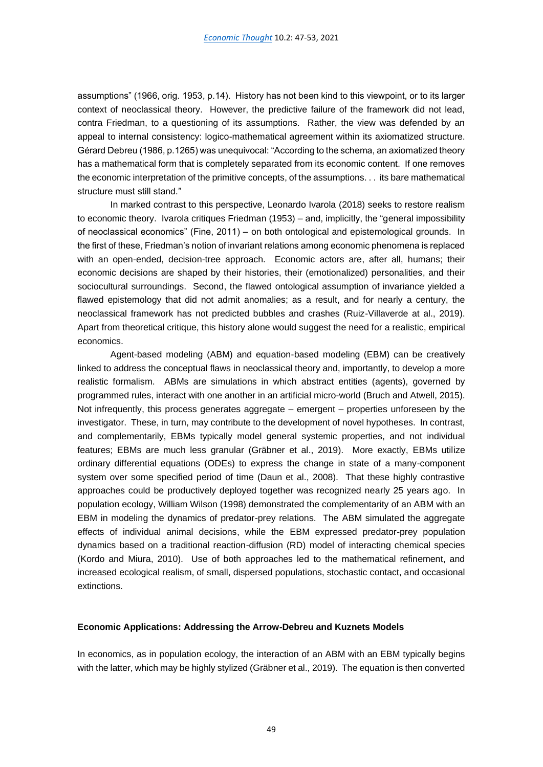assumptions" (1966, orig. 1953, p.14). History has not been kind to this viewpoint, or to its larger context of neoclassical theory. However, the predictive failure of the framework did not lead, contra Friedman, to a questioning of its assumptions. Rather, the view was defended by an appeal to internal consistency: logico-mathematical agreement within its axiomatized structure. Gérard Debreu (1986, p.1265) was unequivocal: "According to the schema, an axiomatized theory has a mathematical form that is completely separated from its economic content. If one removes the economic interpretation of the primitive concepts, of the assumptions. . . its bare mathematical structure must still stand."

In marked contrast to this perspective, Leonardo Ivarola (2018) seeks to restore realism to economic theory. Ivarola critiques Friedman (1953) – and, implicitly, the "general impossibility of neoclassical economics" (Fine, 2011) – on both ontological and epistemological grounds. In the first of these, Friedman's notion of invariant relations among economic phenomena is replaced with an open-ended, decision-tree approach. Economic actors are, after all, humans; their economic decisions are shaped by their histories, their (emotionalized) personalities, and their sociocultural surroundings. Second, the flawed ontological assumption of invariance yielded a flawed epistemology that did not admit anomalies; as a result, and for nearly a century, the neoclassical framework has not predicted bubbles and crashes (Ruiz-Villaverde at al., 2019). Apart from theoretical critique, this history alone would suggest the need for a realistic, empirical economics.

Agent-based modeling (ABM) and equation-based modeling (EBM) can be creatively linked to address the conceptual flaws in neoclassical theory and, importantly, to develop a more realistic formalism. ABMs are simulations in which abstract entities (agents), governed by programmed rules, interact with one another in an artificial micro-world (Bruch and Atwell, 2015). Not infrequently, this process generates aggregate – emergent – properties unforeseen by the investigator. These, in turn, may contribute to the development of novel hypotheses. In contrast, and complementarily, EBMs typically model general systemic properties, and not individual features; EBMs are much less granular (Gräbner et al., 2019). More exactly, EBMs utilize ordinary differential equations (ODEs) to express the change in state of a many-component system over some specified period of time (Daun et al., 2008). That these highly contrastive approaches could be productively deployed together was recognized nearly 25 years ago. In population ecology, William Wilson (1998) demonstrated the complementarity of an ABM with an EBM in modeling the dynamics of predator-prey relations. The ABM simulated the aggregate effects of individual animal decisions, while the EBM expressed predator-prey population dynamics based on a traditional reaction-diffusion (RD) model of interacting chemical species (Kordo and Miura, 2010). Use of both approaches led to the mathematical refinement, and increased ecological realism, of small, dispersed populations, stochastic contact, and occasional extinctions.

## Economic Applications: Addressing the Arrow-Debreu and Kuznets Models

In economics, as in population ecology, the interaction of an ABM with an EBM typically begins with the latter, which may be highly stylized (Gräbner et al., 2019). The equation is then converted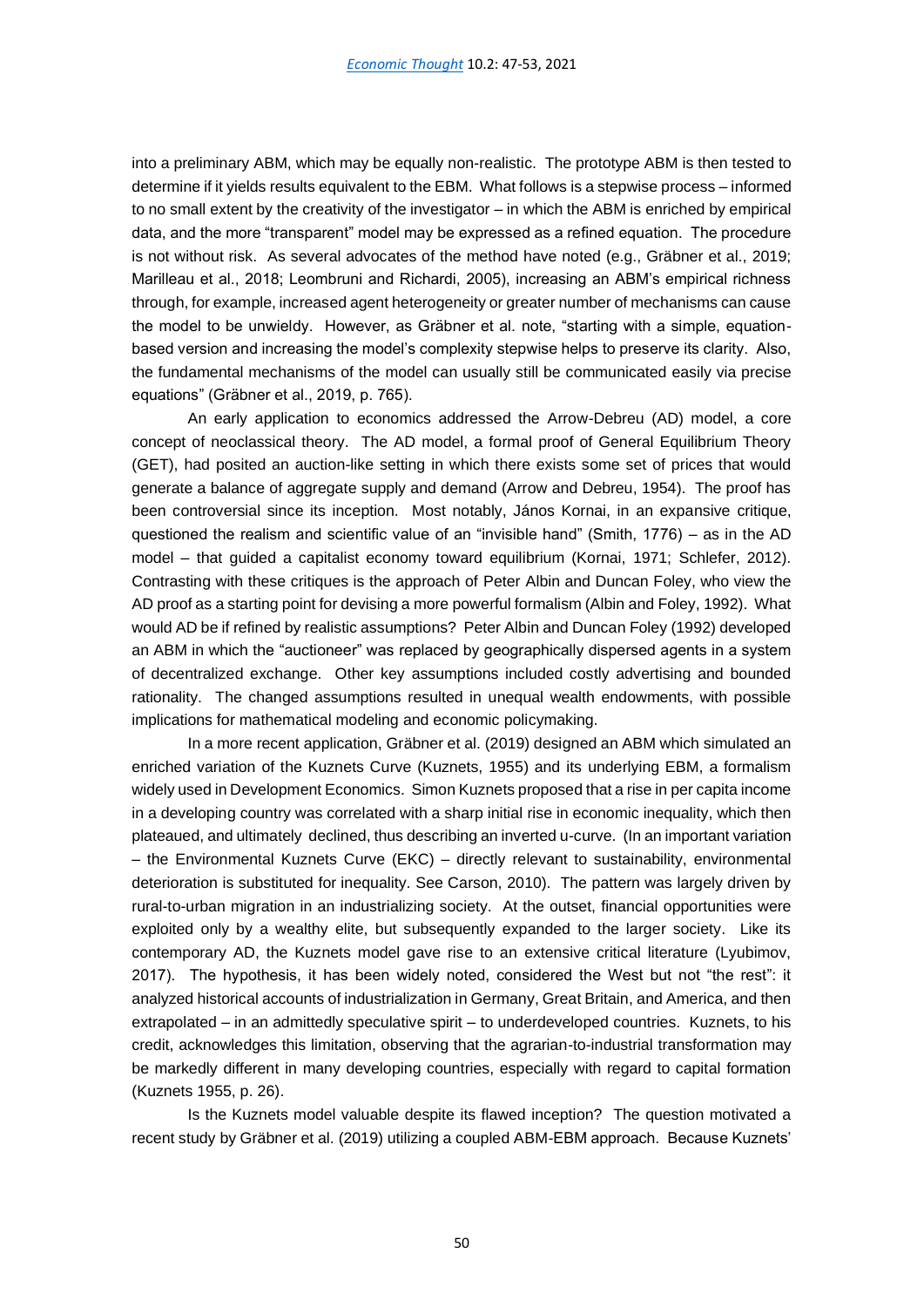into a preliminary ABM, which may be equally non-realistic. The prototype ABM is then tested to determine if it yields results equivalent to the EBM. What follows is a stepwise process – informed to no small extent by the creativity of the investigator – in which the ABM is enriched by empirical data, and the more "transparent" model may be expressed as a refined equation. The procedure is not without risk. As several advocates of the method have noted (e.g., Gräbner et al., 2019; Marilleau et al., 2018; Leombruni and Richardi, 2005), increasing an ABM's empirical richness through, for example, increased agent heterogeneity or greater number of mechanisms can cause the model to be unwieldy. However, as Gräbner et al. note, "starting with a simple, equation-based version and increasing the model's complexity stepwise helps to preserve its clarity. Also, the fundamental mechanisms of the model can usually still be communicated easily via precise equations" (Gräbner et al., 2019, p. 765).

An early application to economics addressed the Arrow-Debreu (AD) model, a core concept of neoclassical theory. The AD model, a formal proof of General Equilibrium Theory (GET), had posited an auction-like setting in which there exists some set of prices that would generate a balance of aggregate supply and demand (Arrow and Debreu, 1954). The proof has been controversial since its inception. Most notably, János Kornai, in an expansive critique, questioned the realism and scientific value of an "invisible hand" (Smith, 1776) – as in the AD model – that guided a capitalist economy toward equilibrium (Kornai, 1971; Schlefer, 2012). Contrasting with these critiques is the approach of Peter Albin and Duncan Foley, who view the AD proof as a starting point for devising a more powerful formalism (Albin and Foley, 1992). What would AD be if refined by realistic assumptions? Peter Albin and Duncan Foley (1992) developed an ABM in which the "auctioneer" was replaced by geographically dispersed agents in a system of decentralized exchange. Other key assumptions included costly advertising and bounded rationality. The changed assumptions resulted in unequal wealth endowments, with possible implications for mathematical modeling and economic policymaking.

In a more recent application, Gräbner et al. (2019) designed an ABM which simulated an enriched variation of the Kuznets Curve (Kuznets, 1955) and its underlying EBM, a formalism widely used in Development Economics. Simon Kuznets proposed that a rise in per capita income in a developing country was correlated with a sharp initial rise in economic inequality, which then plateaued, and ultimately declined, thus describing an inverted u-curve. (In an important variation – the Environmental Kuznets Curve (EKC) – directly relevant to sustainability, environmental deterioration is substituted for inequality. See Carson, 2010). The pattern was largely driven by rural-to-urban migration in an industrializing society. At the outset, financial opportunities were exploited only by a wealthy elite, but subsequently expanded to the larger society. Like its contemporary AD, the Kuznets model gave rise to an extensive critical literature (Lyubimov, 2017). The hypothesis, it has been widely noted, considered the West but not "the rest": it analyzed historical accounts of industrialization in Germany, Great Britain, and America, and then extrapolated – in an admittedly speculative spirit – to underdeveloped countries. Kuznets, to his credit, acknowledges this limitation, observing that the agrarian-to-industrial transformation may be markedly different in many developing countries, especially with regard to capital formation (Kuznets 1955, p. 26).

Is the Kuznets model valuable despite its flawed inception? The question motivated a recent study by Gräbner et al. (2019) utilizing a coupled ABM-EBM approach. Because Kuznets'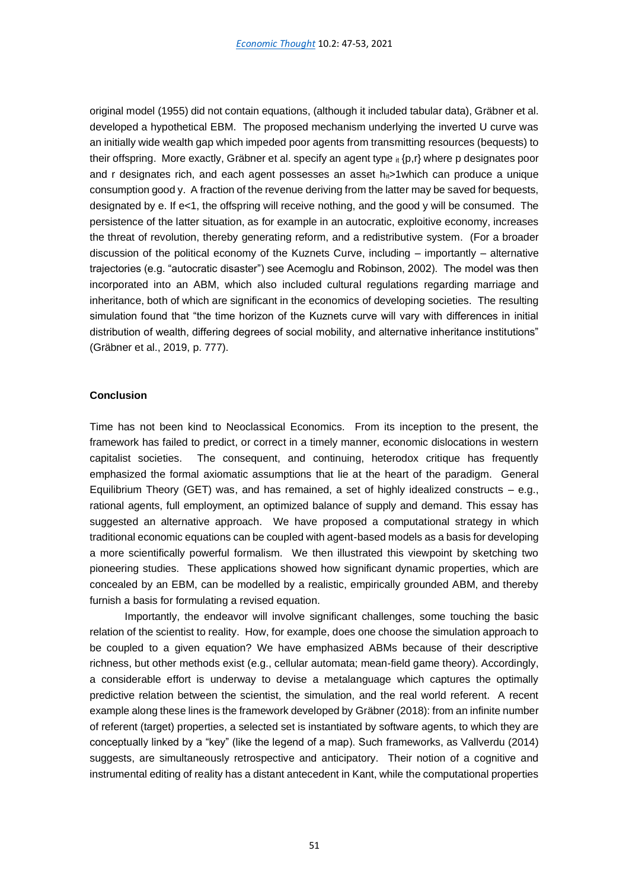original model (1955) did not contain equations, (although it included tabular data), Gräbner et al. developed a hypothetical EBM. The proposed mechanism underlying the inverted U curve was an initially wide wealth gap which impeded poor agents from transmitting resources (bequests) to their offspring. More exactly, Gräbner et al. specify an agent type $_{it}$ {p,r} where p designates poor and r designates rich, and each agent possesses an asset $h_{it}$>1which can produce a unique consumption good y. A fraction of the revenue deriving from the latter may be saved for bequests, designated by e. If e<1, the offspring will receive nothing, and the good y will be consumed. The persistence of the latter situation, as for example in an autocratic, exploitive economy, increases the threat of revolution, thereby generating reform, and a redistributive system. (For a broader discussion of the political economy of the Kuznets Curve, including – importantly – alternative trajectories (e.g. "autocratic disaster") see Acemoglu and Robinson, 2002). The model was then incorporated into an ABM, which also included cultural regulations regarding marriage and inheritance, both of which are significant in the economics of developing societies. The resulting simulation found that "the time horizon of the Kuznets curve will vary with differences in initial distribution of wealth, differing degrees of social mobility, and alternative inheritance institutions" (Gräbner et al., 2019, p. 777).

**Conclusion**

Time has not been kind to Neoclassical Economics. From its inception to the present, the framework has failed to predict, or correct in a timely manner, economic dislocations in western capitalist societies. The consequent, and continuing, heterodox critique has frequently emphasized the formal axiomatic assumptions that lie at the heart of the paradigm. General Equilibrium Theory (GET) was, and has remained, a set of highly idealized constructs – e.g., rational agents, full employment, an optimized balance of supply and demand. This essay has suggested an alternative approach. We have proposed a computational strategy in which traditional economic equations can be coupled with agent-based models as a basis for developing a more scientifically powerful formalism. We then illustrated this viewpoint by sketching two pioneering studies. These applications showed how significant dynamic properties, which are concealed by an EBM, can be modelled by a realistic, empirically grounded ABM, and thereby furnish a basis for formulating a revised equation.

Importantly, the endeavor will involve significant challenges, some touching the basic relation of the scientist to reality. How, for example, does one choose the simulation approach to be coupled to a given equation? We have emphasized ABMs because of their descriptive richness, but other methods exist (e.g., cellular automata; mean-field game theory). Accordingly, a considerable effort is underway to devise a metalanguage which captures the optimally predictive relation between the scientist, the simulation, and the real world referent. A recent example along these lines is the framework developed by Gräbner (2018): from an infinite number of referent (target) properties, a selected set is instantiated by software agents, to which they are conceptually linked by a "key" (like the legend of a map). Such frameworks, as Vallverdu (2014) suggests, are simultaneously retrospective and anticipatory. Their notion of a cognitive and instrumental editing of reality has a distant antecedent in Kant, while the computational properties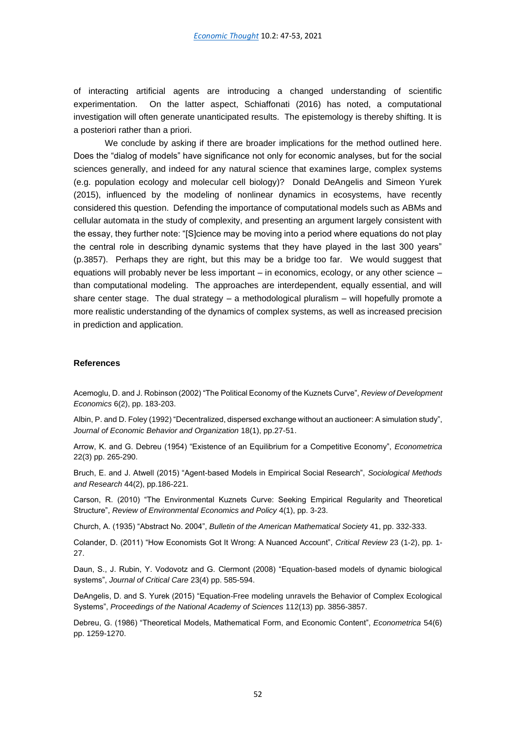of interacting artificial agents are introducing a changed understanding of scientific experimentation. On the latter aspect, Schiaffonati (2016) has noted, a computational investigation will often generate unanticipated results. The epistemology is thereby shifting. It is a posteriori rather than a priori.

We conclude by asking if there are broader implications for the method outlined here. Does the "dialog of models" have significance not only for economic analyses, but for the social sciences generally, and indeed for any natural science that examines large, complex systems (e.g. population ecology and molecular cell biology)? Donald DeAngelis and Simeon Yurek (2015), influenced by the modeling of nonlinear dynamics in ecosystems, have recently considered this question. Defending the importance of computational models such as ABMs and cellular automata in the study of complexity, and presenting an argument largely consistent with the essay, they further note: "[S]cience may be moving into a period where equations do not play the central role in describing dynamic systems that they have played in the last 300 years" (p.3857). Perhaps they are right, but this may be a bridge too far. We would suggest that equations will probably never be less important – in economics, ecology, or any other science – than computational modeling. The approaches are interdependent, equally essential, and will share center stage. The dual strategy – a methodological pluralism – will hopefully promote a more realistic understanding of the dynamics of complex systems, as well as increased precision in prediction and application.

## References

Acemoglu, D. and J. Robinson (2002) "The Political Economy of the Kuznets Curve", *Review of Development Economics* 6(2), pp. 183-203.

Albin, P. and D. Foley (1992) "Decentralized, dispersed exchange without an auctioneer: A simulation study", *Journal of Economic Behavior and Organization* 18(1), pp.27-51.

Arrow, K. and G. Debreu (1954) "Existence of an Equilibrium for a Competitive Economy", *Econometrica* 22(3) pp. 265-290.

Bruch, E. and J. Atwell (2015) "Agent-based Models in Empirical Social Research", *Sociological Methods and Research* 44(2), pp.186-221.

Carson, R. (2010) "The Environmental Kuznets Curve: Seeking Empirical Regularity and Theoretical Structure", *Review of Environmental Economics and Policy* 4(1), pp. 3-23.

Church, A. (1935) "Abstract No. 2004", *Bulletin of the American Mathematical Society* 41, pp. 332-333.

Colander, D. (2011) "How Economists Got It Wrong: A Nuanced Account", *Critical Review* 23 (1-2), pp. 1-27.

Daun, S., J. Rubin, Y. Vodovotz and G. Clermont (2008) "Equation-based models of dynamic biological systems", *Journal of Critical Care* 23(4) pp. 585-594.

DeAngelis, D. and S. Yurek (2015) "Equation-Free modeling unravels the Behavior of Complex Ecological Systems", *Proceedings of the National Academy of Sciences* 112(13) pp. 3856-3857.

Debreu, G. (1986) "Theoretical Models, Mathematical Form, and Economic Content", *Econometrica* 54(6) pp. 1259-1270.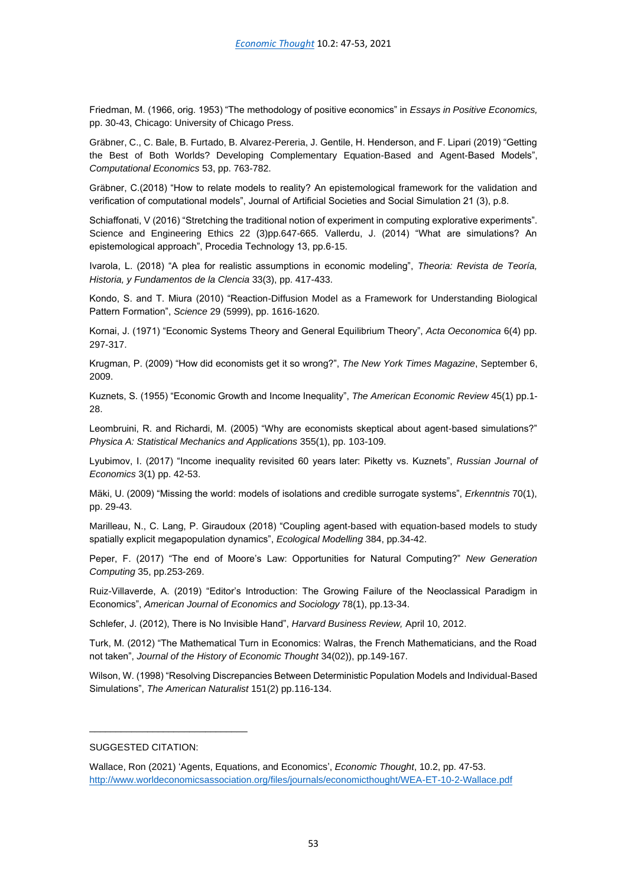Friedman, M. (1966, orig. 1953) "The methodology of positive economics" in *Essays in Positive Economics,* pp. 30-43, Chicago: University of Chicago Press.

Gräbner, C., C. Bale, B. Furtado, B. Alvarez-Pereria, J. Gentile, H. Henderson, and F. Lipari (2019) "Getting the Best of Both Worlds? Developing Complementary Equation-Based and Agent-Based Models", *Computational Economics* 53, pp. 763-782.

Gräbner, C.(2018) "How to relate models to reality? An epistemological framework for the validation and verification of computational models", Journal of Artificial Societies and Social Simulation 21 (3), p.8.

Schiaffonati, V (2016) "Stretching the traditional notion of experiment in computing explorative experiments". Science and Engineering Ethics 22 (3)pp.647-665. Vallerdu, J. (2014) "What are simulations? An epistemological approach", Procedia Technology 13, pp.6-15.

Ivarola, L. (2018) "A plea for realistic assumptions in economic modeling", *Theoria: Revista de Teoría, Historia, y Fundamentos de la Clencia* 33(3), pp. 417-433.

Kondo, S. and T. Miura (2010) "Reaction-Diffusion Model as a Framework for Understanding Biological Pattern Formation", *Science* 29 (5999), pp. 1616-1620.

Kornai, J. (1971) "Economic Systems Theory and General Equilibrium Theory", *Acta Oeconomica* 6(4) pp. 297-317.

Krugman, P. (2009) "How did economists get it so wrong?", *The New York Times Magazine*, September 6, 2009.

Kuznets, S. (1955) "Economic Growth and Income Inequality", *The American Economic Review* 45(1) pp.1-28.

Leombruini, R. and Richardi, M. (2005) "Why are economists skeptical about agent-based simulations?" *Physica A: Statistical Mechanics and Applications* 355(1), pp. 103-109.

Lyubimov, I. (2017) "Income inequality revisited 60 years later: Piketty vs. Kuznets", *Russian Journal of Economics* 3(1) pp. 42-53.

Mäki, U. (2009) "Missing the world: models of isolations and credible surrogate systems", *Erkenntnis* 70(1), pp. 29-43.

Marilleau, N., C. Lang, P. Giraudoux (2018) "Coupling agent-based with equation-based models to study spatially explicit megapopulation dynamics", *Ecological Modelling* 384, pp.34-42.

Peper, F. (2017) "The end of Moore's Law: Opportunities for Natural Computing?" *New Generation Computing* 35, pp.253-269.

Ruiz-Villaverde, A. (2019) "Editor's Introduction: The Growing Failure of the Neoclassical Paradigm in Economics", *American Journal of Economics and Sociology* 78(1), pp.13-34.

Schlefer, J. (2012), There is No Invisible Hand", *Harvard Business Review,* April 10, 2012.

Turk, M. (2012) "The Mathematical Turn in Economics: Walras, the French Mathematicians, and the Road not taken", *Journal of the History of Economic Thought* 34(02)), pp.149-167.

Wilson, W. (1998) "Resolving Discrepancies Between Deterministic Population Models and Individual-Based Simulations", *The American Naturalist* 151(2) pp.116-134.

---

SUGGESTED CITATION:

Wallace, Ron (2021) 'Agents, Equations, and Economics', *Economic Thought*, 10.2, pp. 47-53. http://www.worldeconomicsassociation.org/files/journals/economicthought/WEA-ET-10-2-Wallace.pdf